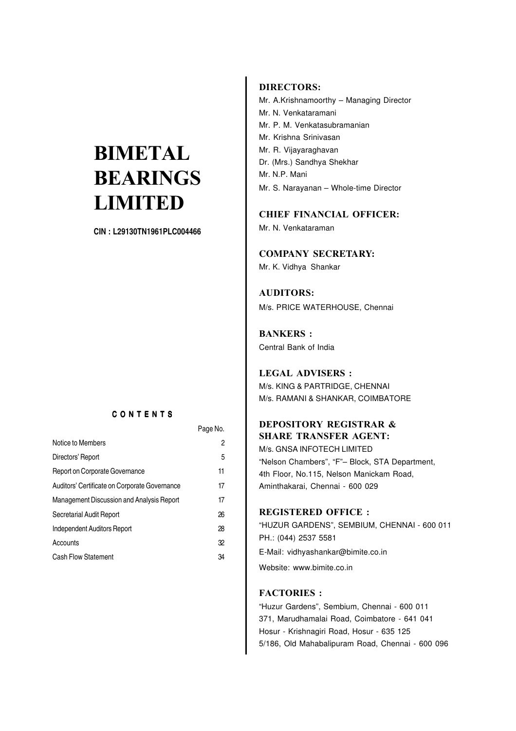# BIMETAL BEARINGS LIMITED

**CIN : L29130TN1961PLC004466**

## CONTENTS

| | Page No. |
|---|---|
| Notice to Members | 2 |
| Directors' Report | 5 |
| Report on Corporate Governance | 11 |
| Auditors' Certificate on Corporate Governance | 17 |
| Management Discussion and Analysis Report | 17 |
| Secretarial Audit Report | 26 |
| Independent Auditors Report | 28 |
| Accounts | 32 |
| Cash Flow Statement | 34 |

### DIRECTORS:

Mr. A.Krishnamoorthy – Managing Director
Mr. N. Venkataramani
Mr. P. M. Venkatasubramanian
Mr. Krishna Srinivasan
Mr. R. Vijayaraghavan
Dr. (Mrs.) Sandhya Shekhar
Mr. N.P. Mani
Mr. S. Narayanan – Whole-time Director

### CHIEF FINANCIAL OFFICER:

Mr. N. Venkataraman

### COMPANY SECRETARY:

Mr. K. Vidhya Shankar

### AUDITORS:

M/s. PRICE WATERHOUSE, Chennai

### BANKERS :

Central Bank of India

### LEGAL ADVISERS :

M/s. KING & PARTRIDGE, CHENNAI
M/s. RAMANI & SHANKAR, COIMBATORE

### DEPOSITORY REGISTRAR & SHARE TRANSFER AGENT:

M/s. GNSA INFOTECH LIMITED
"Nelson Chambers", "F"– Block, STA Department,
4th Floor, No.115, Nelson Manickam Road,
Aminthakarai, Chennai - 600 029

### REGISTERED OFFICE :

"HUZUR GARDENS", SEMBIUM, CHENNAI - 600 011
PH.: (044) 2537 5581
E-Mail: vidhyashankar@bimite.co.in
Website: www.bimite.co.in

### FACTORIES :

"Huzur Gardens", Sembium, Chennai - 600 011
371, Marudhamalai Road, Coimbatore - 641 041
Hosur - Krishnagiri Road, Hosur - 635 125
5/186, Old Mahabalipuram Road, Chennai - 600 096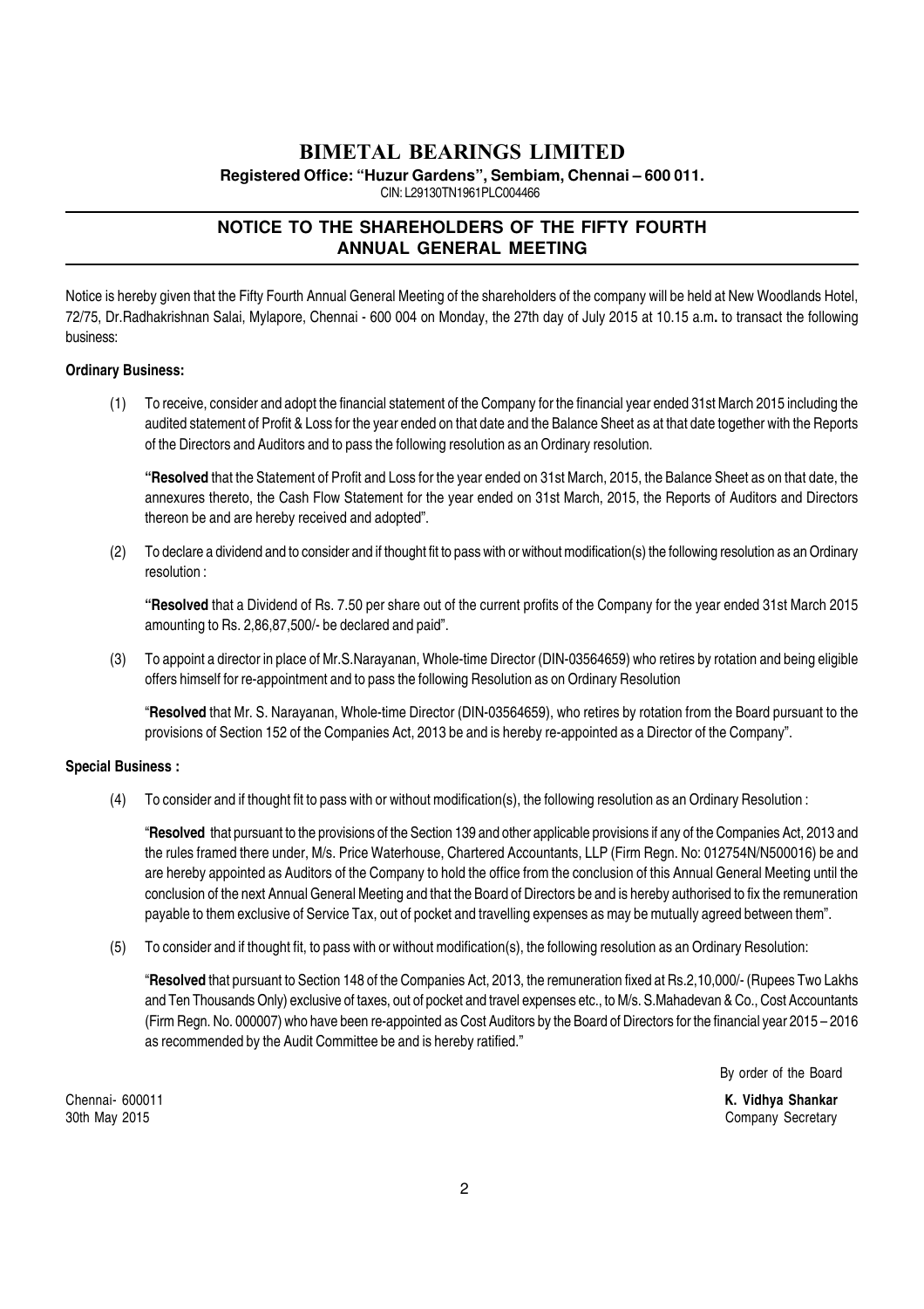# BIMETAL BEARINGS LIMITED

**Registered Office: "Huzur Gardens", Sembiam, Chennai – 600 011.**

CIN: L29130TN1961PLC004466

## NOTICE TO THE SHAREHOLDERS OF THE FIFTY FOURTH ANNUAL GENERAL MEETING

Notice is hereby given that the Fifty Fourth Annual General Meeting of the shareholders of the company will be held at New Woodlands Hotel, 72/75, Dr.Radhakrishnan Salai, Mylapore, Chennai - 600 004 on Monday, the 27th day of July 2015 at 10.15 a.m**.** to transact the following business:

**Ordinary Business:**

(1) To receive, consider and adopt the financial statement of the Company for the financial year ended 31st March 2015 including the audited statement of Profit & Loss for the year ended on that date and the Balance Sheet as at that date together with the Reports of the Directors and Auditors and to pass the following resolution as an Ordinary resolution.

**"Resolved** that the Statement of Profit and Loss for the year ended on 31st March, 2015, the Balance Sheet as on that date, the annexures thereto, the Cash Flow Statement for the year ended on 31st March, 2015, the Reports of Auditors and Directors thereon be and are hereby received and adopted".

(2) To declare a dividend and to consider and if thought fit to pass with or without modification(s) the following resolution as an Ordinary resolution :

**"Resolved** that a Dividend of Rs. 7.50 per share out of the current profits of the Company for the year ended 31st March 2015 amounting to Rs. 2,86,87,500/- be declared and paid".

(3) To appoint a director in place of Mr.S.Narayanan, Whole-time Director (DIN-03564659) who retires by rotation and being eligible offers himself for re-appointment and to pass the following Resolution as on Ordinary Resolution

"**Resolved** that Mr. S. Narayanan, Whole-time Director (DIN-03564659), who retires by rotation from the Board pursuant to the provisions of Section 152 of the Companies Act, 2013 be and is hereby re-appointed as a Director of the Company".

**Special Business :**

(4) To consider and if thought fit to pass with or without modification(s), the following resolution as an Ordinary Resolution :

"**Resolved** that pursuant to the provisions of the Section 139 and other applicable provisions if any of the Companies Act, 2013 and the rules framed there under, M/s. Price Waterhouse, Chartered Accountants, LLP (Firm Regn. No: 012754N/N500016) be and are hereby appointed as Auditors of the Company to hold the office from the conclusion of this Annual General Meeting until the conclusion of the next Annual General Meeting and that the Board of Directors be and is hereby authorised to fix the remuneration payable to them exclusive of Service Tax, out of pocket and travelling expenses as may be mutually agreed between them".

(5) To consider and if thought fit, to pass with or without modification(s), the following resolution as an Ordinary Resolution:

"**Resolved** that pursuant to Section 148 of the Companies Act, 2013, the remuneration fixed at Rs.2,10,000/- (Rupees Two Lakhs and Ten Thousands Only) exclusive of taxes, out of pocket and travel expenses etc., to M/s. S.Mahadevan & Co., Cost Accountants (Firm Regn. No. 000007) who have been re-appointed as Cost Auditors by the Board of Directors for the financial year 2015 – 2016 as recommended by the Audit Committee be and is hereby ratified."

By order of the Board

**K. Vidhya Shankar**
Company Secretary

Chennai- 600011
30th May 2015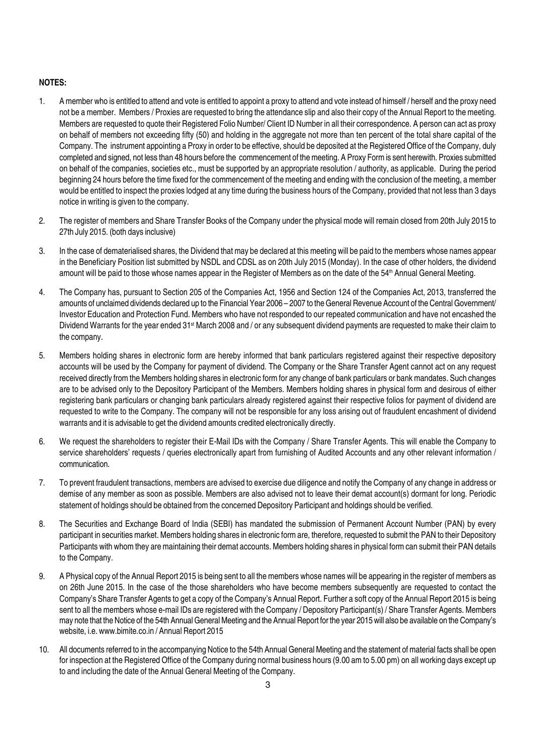**NOTES:**

1. A member who is entitled to attend and vote is entitled to appoint a proxy to attend and vote instead of himself / herself and the proxy need not be a member. Members / Proxies are requested to bring the attendance slip and also their copy of the Annual Report to the meeting. Members are requested to quote their Registered Folio Number/ Client ID Number in all their correspondence. A person can act as proxy on behalf of members not exceeding fifty (50) and holding in the aggregate not more than ten percent of the total share capital of the Company. The instrument appointing a Proxy in order to be effective, should be deposited at the Registered Office of the Company, duly completed and signed, not less than 48 hours before the commencement of the meeting. A Proxy Form is sent herewith. Proxies submitted on behalf of the companies, societies etc., must be supported by an appropriate resolution / authority, as applicable. During the period beginning 24 hours before the time fixed for the commencement of the meeting and ending with the conclusion of the meeting, a member would be entitled to inspect the proxies lodged at any time during the business hours of the Company, provided that not less than 3 days notice in writing is given to the company.

2. The register of members and Share Transfer Books of the Company under the physical mode will remain closed from 20th July 2015 to 27th July 2015. (both days inclusive)

3. In the case of dematerialised shares, the Dividend that may be declared at this meeting will be paid to the members whose names appear in the Beneficiary Position list submitted by NSDL and CDSL as on 20th July 2015 (Monday). In the case of other holders, the dividend amount will be paid to those whose names appear in the Register of Members as on the date of the 54th Annual General Meeting.

4. The Company has, pursuant to Section 205 of the Companies Act, 1956 and Section 124 of the Companies Act, 2013, transferred the amounts of unclaimed dividends declared up to the Financial Year 2006 – 2007 to the General Revenue Account of the Central Government/ Investor Education and Protection Fund. Members who have not responded to our repeated communication and have not encashed the Dividend Warrants for the year ended 31st March 2008 and / or any subsequent dividend payments are requested to make their claim to the company.

5. Members holding shares in electronic form are hereby informed that bank particulars registered against their respective depository accounts will be used by the Company for payment of dividend. The Company or the Share Transfer Agent cannot act on any request received directly from the Members holding shares in electronic form for any change of bank particulars or bank mandates. Such changes are to be advised only to the Depository Participant of the Members. Members holding shares in physical form and desirous of either registering bank particulars or changing bank particulars already registered against their respective folios for payment of dividend are requested to write to the Company. The company will not be responsible for any loss arising out of fraudulent encashment of dividend warrants and it is advisable to get the dividend amounts credited electronically directly.

6. We request the shareholders to register their E-Mail IDs with the Company / Share Transfer Agents. This will enable the Company to service shareholders' requests / queries electronically apart from furnishing of Audited Accounts and any other relevant information / communication.

7. To prevent fraudulent transactions, members are advised to exercise due diligence and notify the Company of any change in address or demise of any member as soon as possible. Members are also advised not to leave their demat account(s) dormant for long. Periodic statement of holdings should be obtained from the concerned Depository Participant and holdings should be verified.

8. The Securities and Exchange Board of India (SEBI) has mandated the submission of Permanent Account Number (PAN) by every participant in securities market. Members holding shares in electronic form are, therefore, requested to submit the PAN to their Depository Participants with whom they are maintaining their demat accounts. Members holding shares in physical form can submit their PAN details to the Company.

9. A Physical copy of the Annual Report 2015 is being sent to all the members whose names will be appearing in the register of members as on 26th June 2015. In the case of the those shareholders who have become members subsequently are requested to contact the Company's Share Transfer Agents to get a copy of the Company's Annual Report. Further a soft copy of the Annual Report 2015 is being sent to all the members whose e-mail IDs are registered with the Company / Depository Participant(s) / Share Transfer Agents. Members may note that the Notice of the 54th Annual General Meeting and the Annual Report for the year 2015 will also be available on the Company's website, i.e. www.bimite.co.in / Annual Report 2015

10. All documents referred to in the accompanying Notice to the 54th Annual General Meeting and the statement of material facts shall be open for inspection at the Registered Office of the Company during normal business hours (9.00 am to 5.00 pm) on all working days except up to and including the date of the Annual General Meeting of the Company.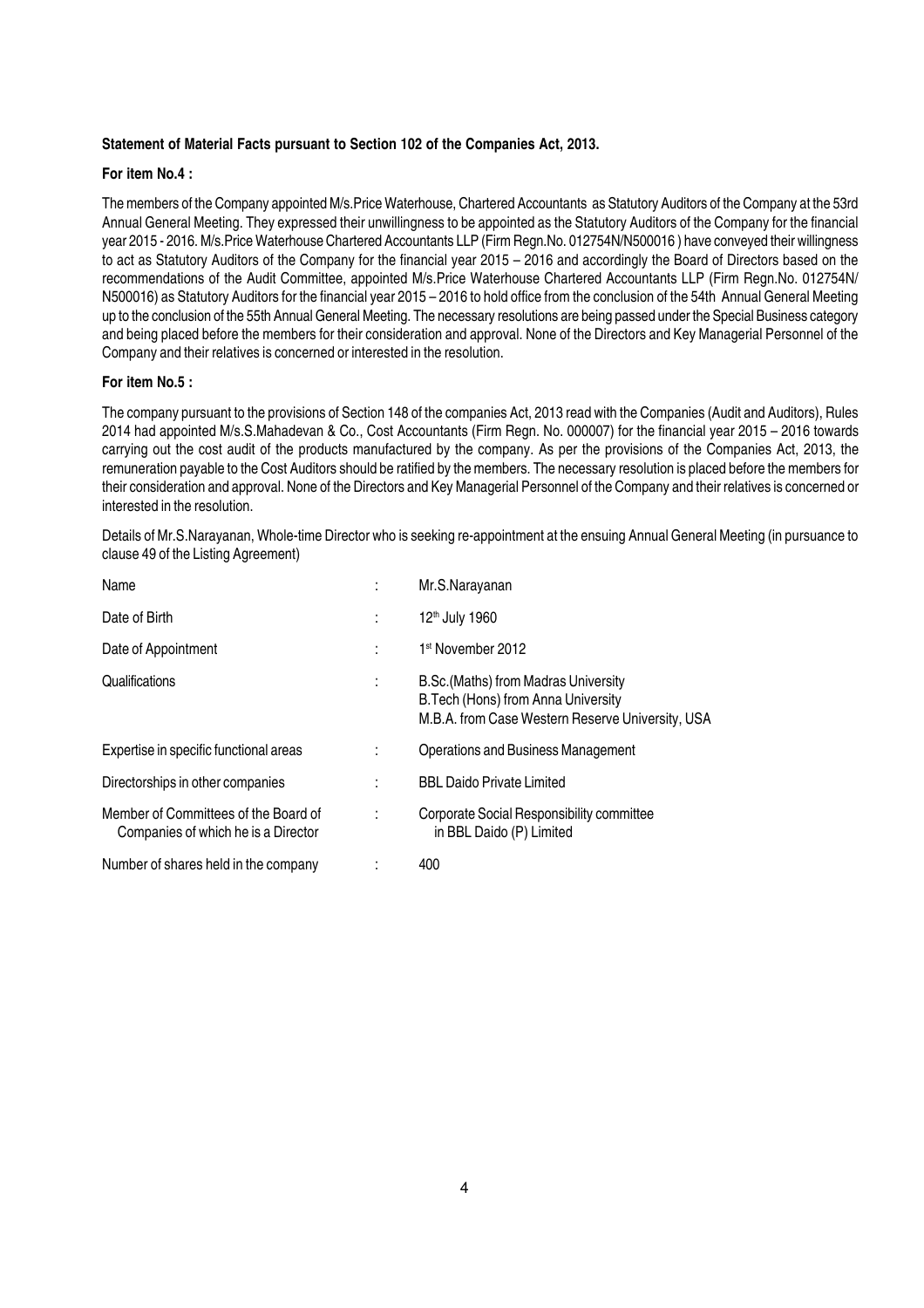**Statement of Material Facts pursuant to Section 102 of the Companies Act, 2013.**

**For item No.4 :**

The members of the Company appointed M/s.Price Waterhouse, Chartered Accountants as Statutory Auditors of the Company at the 53rd Annual General Meeting. They expressed their unwillingness to be appointed as the Statutory Auditors of the Company for the financial year 2015 - 2016. M/s.Price Waterhouse Chartered Accountants LLP (Firm Regn.No. 012754N/N500016 ) have conveyed their willingness to act as Statutory Auditors of the Company for the financial year 2015 – 2016 and accordingly the Board of Directors based on the recommendations of the Audit Committee, appointed M/s.Price Waterhouse Chartered Accountants LLP (Firm Regn.No. 012754N/ N500016) as Statutory Auditors for the financial year 2015 – 2016 to hold office from the conclusion of the 54th Annual General Meeting up to the conclusion of the 55th Annual General Meeting. The necessary resolutions are being passed under the Special Business category and being placed before the members for their consideration and approval. None of the Directors and Key Managerial Personnel of the Company and their relatives is concerned or interested in the resolution.

**For item No.5 :**

The company pursuant to the provisions of Section 148 of the companies Act, 2013 read with the Companies (Audit and Auditors), Rules 2014 had appointed M/s.S.Mahadevan & Co., Cost Accountants (Firm Regn. No. 000007) for the financial year 2015 – 2016 towards carrying out the cost audit of the products manufactured by the company. As per the provisions of the Companies Act, 2013, the remuneration payable to the Cost Auditors should be ratified by the members. The necessary resolution is placed before the members for their consideration and approval. None of the Directors and Key Managerial Personnel of the Company and their relatives is concerned or interested in the resolution.

Details of Mr.S.Narayanan, Whole-time Director who is seeking re-appointment at the ensuing Annual General Meeting (in pursuance to clause 49 of the Listing Agreement)

| | | |
|---|---|---|
| Name | : | Mr.S.Narayanan |
| Date of Birth | : | 12th July 1960 |
| Date of Appointment | : | 1st November 2012 |
| Qualifications | : | B.Sc.(Maths) from Madras University<br>B.Tech (Hons) from Anna University<br>M.B.A. from Case Western Reserve University, USA |
| Expertise in specific functional areas | : | Operations and Business Management |
| Directorships in other companies | : | BBL Daido Private Limited |
| Member of Committees of the Board of Companies of which he is a Director | : | Corporate Social Responsibility committee in BBL Daido (P) Limited |
| Number of shares held in the company | : | 400 |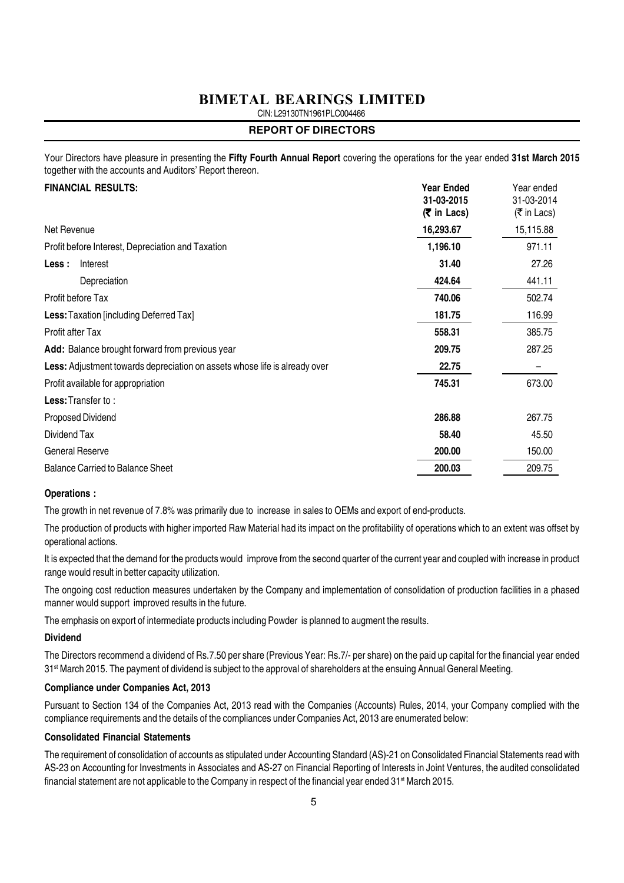# BIMETAL BEARINGS LIMITED

CIN: L29130TN1961PLC004466

## REPORT OF DIRECTORS

Your Directors have pleasure in presenting the **Fifty Fourth Annual Report** covering the operations for the year ended **31st March 2015** together with the accounts and Auditors' Report thereon.

| **FINANCIAL RESULTS:** | **Year Ended 31-03-2015 (₹ in Lacs)** | Year ended 31-03-2014 (₹ in Lacs) |
|---|---|---|
| Net Revenue | **16,293.67** | 15,115.88 |
| Profit before Interest, Depreciation and Taxation | **1,196.10** | 971.11 |
| **Less :** Interest | **31.40** | 27.26 |
| Depreciation | **424.64** | 441.11 |
| Profit before Tax | **740.06** | 502.74 |
| **Less:** Taxation [including Deferred Tax] | **181.75** | 116.99 |
| Profit after Tax | **558.31** | 385.75 |
| **Add:** Balance brought forward from previous year | **209.75** | 287.25 |
| **Less:** Adjustment towards depreciation on assets whose life is already over | **22.75** | – |
| Profit available for appropriation | **745.31** | 673.00 |
| **Less:** Transfer to : | | |
| Proposed Dividend | **286.88** | 267.75 |
| Dividend Tax | **58.40** | 45.50 |
| General Reserve | **200.00** | 150.00 |
| Balance Carried to Balance Sheet | **200.03** | 209.75 |

### Operations :

The growth in net revenue of 7.8% was primarily due to increase in sales to OEMs and export of end-products.

The production of products with higher imported Raw Material had its impact on the profitability of operations which to an extent was offset by operational actions.

It is expected that the demand for the products would improve from the second quarter of the current year and coupled with increase in product range would result in better capacity utilization.

The ongoing cost reduction measures undertaken by the Company and implementation of consolidation of production facilities in a phased manner would support improved results in the future.

The emphasis on export of intermediate products including Powder is planned to augment the results.

### Dividend

The Directors recommend a dividend of Rs.7.50 per share (Previous Year: Rs.7/- per share) on the paid up capital for the financial year ended 31st March 2015. The payment of dividend is subject to the approval of shareholders at the ensuing Annual General Meeting.

### Compliance under Companies Act, 2013

Pursuant to Section 134 of the Companies Act, 2013 read with the Companies (Accounts) Rules, 2014, your Company complied with the compliance requirements and the details of the compliances under Companies Act, 2013 are enumerated below:

### Consolidated Financial Statements

The requirement of consolidation of accounts as stipulated under Accounting Standard (AS)-21 on Consolidated Financial Statements read with AS-23 on Accounting for Investments in Associates and AS-27 on Financial Reporting of Interests in Joint Ventures, the audited consolidated financial statement are not applicable to the Company in respect of the financial year ended 31st March 2015.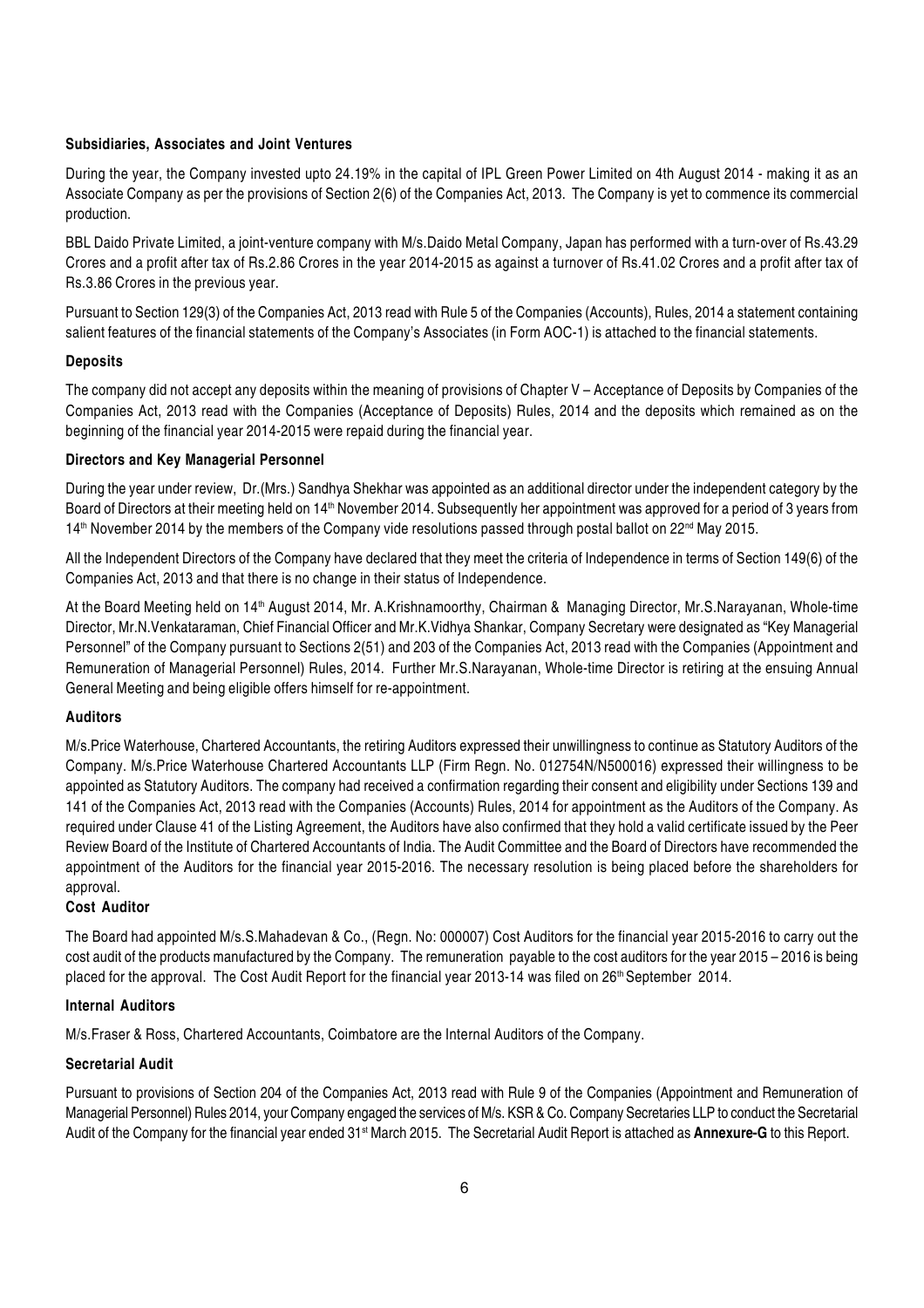## Subsidiaries, Associates and Joint Ventures

During the year, the Company invested upto 24.19% in the capital of IPL Green Power Limited on 4th August 2014 - making it as an Associate Company as per the provisions of Section 2(6) of the Companies Act, 2013. The Company is yet to commence its commercial production.

BBL Daido Private Limited, a joint-venture company with M/s.Daido Metal Company, Japan has performed with a turn-over of Rs.43.29 Crores and a profit after tax of Rs.2.86 Crores in the year 2014-2015 as against a turnover of Rs.41.02 Crores and a profit after tax of Rs.3.86 Crores in the previous year.

Pursuant to Section 129(3) of the Companies Act, 2013 read with Rule 5 of the Companies (Accounts), Rules, 2014 a statement containing salient features of the financial statements of the Company's Associates (in Form AOC-1) is attached to the financial statements.

## Deposits

The company did not accept any deposits within the meaning of provisions of Chapter V – Acceptance of Deposits by Companies of the Companies Act, 2013 read with the Companies (Acceptance of Deposits) Rules, 2014 and the deposits which remained as on the beginning of the financial year 2014-2015 were repaid during the financial year.

## Directors and Key Managerial Personnel

During the year under review, Dr.(Mrs.) Sandhya Shekhar was appointed as an additional director under the independent category by the Board of Directors at their meeting held on 14th November 2014. Subsequently her appointment was approved for a period of 3 years from 14th November 2014 by the members of the Company vide resolutions passed through postal ballot on 22nd May 2015.

All the Independent Directors of the Company have declared that they meet the criteria of Independence in terms of Section 149(6) of the Companies Act, 2013 and that there is no change in their status of Independence.

At the Board Meeting held on 14th August 2014, Mr. A.Krishnamoorthy, Chairman & Managing Director, Mr.S.Narayanan, Whole-time Director, Mr.N.Venkataraman, Chief Financial Officer and Mr.K.Vidhya Shankar, Company Secretary were designated as "Key Managerial Personnel" of the Company pursuant to Sections 2(51) and 203 of the Companies Act, 2013 read with the Companies (Appointment and Remuneration of Managerial Personnel) Rules, 2014. Further Mr.S.Narayanan, Whole-time Director is retiring at the ensuing Annual General Meeting and being eligible offers himself for re-appointment.

## Auditors

M/s.Price Waterhouse, Chartered Accountants, the retiring Auditors expressed their unwillingness to continue as Statutory Auditors of the Company. M/s.Price Waterhouse Chartered Accountants LLP (Firm Regn. No. 012754N/N500016) expressed their willingness to be appointed as Statutory Auditors. The company had received a confirmation regarding their consent and eligibility under Sections 139 and 141 of the Companies Act, 2013 read with the Companies (Accounts) Rules, 2014 for appointment as the Auditors of the Company. As required under Clause 41 of the Listing Agreement, the Auditors have also confirmed that they hold a valid certificate issued by the Peer Review Board of the Institute of Chartered Accountants of India. The Audit Committee and the Board of Directors have recommended the appointment of the Auditors for the financial year 2015-2016. The necessary resolution is being placed before the shareholders for approval.

## Cost Auditor

The Board had appointed M/s.S.Mahadevan & Co., (Regn. No: 000007) Cost Auditors for the financial year 2015-2016 to carry out the cost audit of the products manufactured by the Company. The remuneration payable to the cost auditors for the year 2015 – 2016 is being placed for the approval. The Cost Audit Report for the financial year 2013-14 was filed on 26th September 2014.

## Internal Auditors

M/s.Fraser & Ross, Chartered Accountants, Coimbatore are the Internal Auditors of the Company.

## Secretarial Audit

Pursuant to provisions of Section 204 of the Companies Act, 2013 read with Rule 9 of the Companies (Appointment and Remuneration of Managerial Personnel) Rules 2014, your Company engaged the services of M/s. KSR & Co. Company Secretaries LLP to conduct the Secretarial Audit of the Company for the financial year ended 31st March 2015. The Secretarial Audit Report is attached as **Annexure-G** to this Report.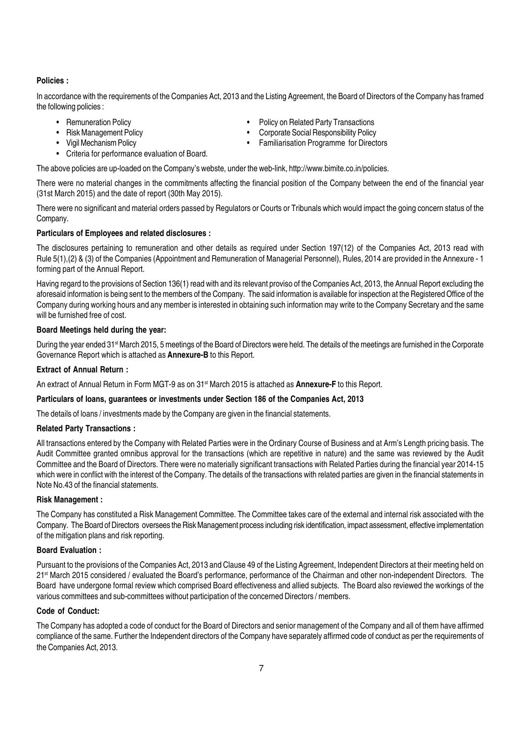**Policies :**

In accordance with the requirements of the Companies Act, 2013 and the Listing Agreement, the Board of Directors of the Company has framed the following policies :

- Remuneration Policy
- Risk Management Policy
- Vigil Mechanism Policy
- Criteria for performance evaluation of Board.
- Policy on Related Party Transactions
- Corporate Social Responsibility Policy
- Familiarisation Programme for Directors

The above policies are up-loaded on the Company's webste, under the web-link, http://www.bimite.co.in/policies.

There were no material changes in the commitments affecting the financial position of the Company between the end of the financial year (31st March 2015) and the date of report (30th May 2015).

There were no significant and material orders passed by Regulators or Courts or Tribunals which would impact the going concern status of the Company.

**Particulars of Employees and related disclosures :**

The disclosures pertaining to remuneration and other details as required under Section 197(12) of the Companies Act, 2013 read with Rule 5(1),(2) & (3) of the Companies (Appointment and Remuneration of Managerial Personnel), Rules, 2014 are provided in the Annexure - 1 forming part of the Annual Report.

Having regard to the provisions of Section 136(1) read with and its relevant proviso of the Companies Act, 2013, the Annual Report excluding the aforesaid information is being sent to the members of the Company. The said information is available for inspection at the Registered Office of the Company during working hours and any member is interested in obtaining such information may write to the Company Secretary and the same will be furnished free of cost.

**Board Meetings held during the year:**

During the year ended 31st March 2015, 5 meetings of the Board of Directors were held. The details of the meetings are furnished in the Corporate Governance Report which is attached as **Annexure-B** to this Report.

**Extract of Annual Return :**

An extract of Annual Return in Form MGT-9 as on 31st March 2015 is attached as **Annexure-F** to this Report.

**Particulars of loans, guarantees or investments under Section 186 of the Companies Act, 2013**

The details of loans / investments made by the Company are given in the financial statements.

**Related Party Transactions :**

All transactions entered by the Company with Related Parties were in the Ordinary Course of Business and at Arm's Length pricing basis. The Audit Committee granted omnibus approval for the transactions (which are repetitive in nature) and the same was reviewed by the Audit Committee and the Board of Directors. There were no materially significant transactions with Related Parties during the financial year 2014-15 which were in conflict with the interest of the Company. The details of the transactions with related parties are given in the financial statements in Note No.43 of the financial statements.

**Risk Management :**

The Company has constituted a Risk Management Committee. The Committee takes care of the external and internal risk associated with the Company. The Board of Directors oversees the Risk Management process including risk identification, impact assessment, effective implementation of the mitigation plans and risk reporting.

**Board Evaluation :**

Pursuant to the provisions of the Companies Act, 2013 and Clause 49 of the Listing Agreement, Independent Directors at their meeting held on 21st March 2015 considered / evaluated the Board's performance, performance of the Chairman and other non-independent Directors. The Board have undergone formal review which comprised Board effectiveness and allied subjects. The Board also reviewed the workings of the various committees and sub-committees without participation of the concerned Directors / members.

**Code of Conduct:**

The Company has adopted a code of conduct for the Board of Directors and senior management of the Company and all of them have affirmed compliance of the same. Further the Independent directors of the Company have separately affirmed code of conduct as per the requirements of the Companies Act, 2013.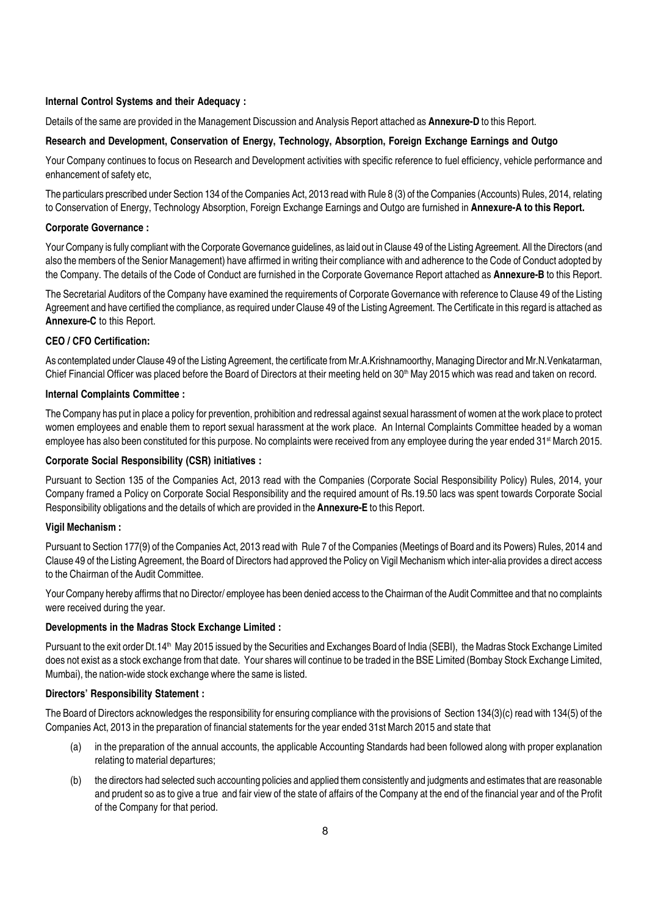**Internal Control Systems and their Adequacy :**

Details of the same are provided in the Management Discussion and Analysis Report attached as **Annexure-D** to this Report.

**Research and Development, Conservation of Energy, Technology, Absorption, Foreign Exchange Earnings and Outgo**

Your Company continues to focus on Research and Development activities with specific reference to fuel efficiency, vehicle performance and enhancement of safety etc,

The particulars prescribed under Section 134 of the Companies Act, 2013 read with Rule 8 (3) of the Companies (Accounts) Rules, 2014, relating to Conservation of Energy, Technology Absorption, Foreign Exchange Earnings and Outgo are furnished in **Annexure-A to this Report.**

**Corporate Governance :**

Your Company is fully compliant with the Corporate Governance guidelines, as laid out in Clause 49 of the Listing Agreement. All the Directors (and also the members of the Senior Management) have affirmed in writing their compliance with and adherence to the Code of Conduct adopted by the Company. The details of the Code of Conduct are furnished in the Corporate Governance Report attached as **Annexure-B** to this Report.

The Secretarial Auditors of the Company have examined the requirements of Corporate Governance with reference to Clause 49 of the Listing Agreement and have certified the compliance, as required under Clause 49 of the Listing Agreement. The Certificate in this regard is attached as **Annexure-C** to this Report.

**CEO / CFO Certification:**

As contemplated under Clause 49 of the Listing Agreement, the certificate from Mr.A.Krishnamoorthy, Managing Director and Mr.N.Venkatarman, Chief Financial Officer was placed before the Board of Directors at their meeting held on 30th May 2015 which was read and taken on record.

**Internal Complaints Committee :**

The Company has put in place a policy for prevention, prohibition and redressal against sexual harassment of women at the work place to protect women employees and enable them to report sexual harassment at the work place. An Internal Complaints Committee headed by a woman employee has also been constituted for this purpose. No complaints were received from any employee during the year ended 31st March 2015.

**Corporate Social Responsibility (CSR) initiatives :**

Pursuant to Section 135 of the Companies Act, 2013 read with the Companies (Corporate Social Responsibility Policy) Rules, 2014, your Company framed a Policy on Corporate Social Responsibility and the required amount of Rs.19.50 lacs was spent towards Corporate Social Responsibility obligations and the details of which are provided in the **Annexure-E** to this Report.

**Vigil Mechanism :**

Pursuant to Section 177(9) of the Companies Act, 2013 read with Rule 7 of the Companies (Meetings of Board and its Powers) Rules, 2014 and Clause 49 of the Listing Agreement, the Board of Directors had approved the Policy on Vigil Mechanism which inter-alia provides a direct access to the Chairman of the Audit Committee.

Your Company hereby affirms that no Director/ employee has been denied access to the Chairman of the Audit Committee and that no complaints were received during the year.

**Developments in the Madras Stock Exchange Limited :**

Pursuant to the exit order Dt.14th May 2015 issued by the Securities and Exchanges Board of India (SEBI), the Madras Stock Exchange Limited does not exist as a stock exchange from that date. Your shares will continue to be traded in the BSE Limited (Bombay Stock Exchange Limited, Mumbai), the nation-wide stock exchange where the same is listed.

**Directors' Responsibility Statement :**

The Board of Directors acknowledges the responsibility for ensuring compliance with the provisions of Section 134(3)(c) read with 134(5) of the Companies Act, 2013 in the preparation of financial statements for the year ended 31st March 2015 and state that

(a) in the preparation of the annual accounts, the applicable Accounting Standards had been followed along with proper explanation relating to material departures;

(b) the directors had selected such accounting policies and applied them consistently and judgments and estimates that are reasonable and prudent so as to give a true and fair view of the state of affairs of the Company at the end of the financial year and of the Profit of the Company for that period.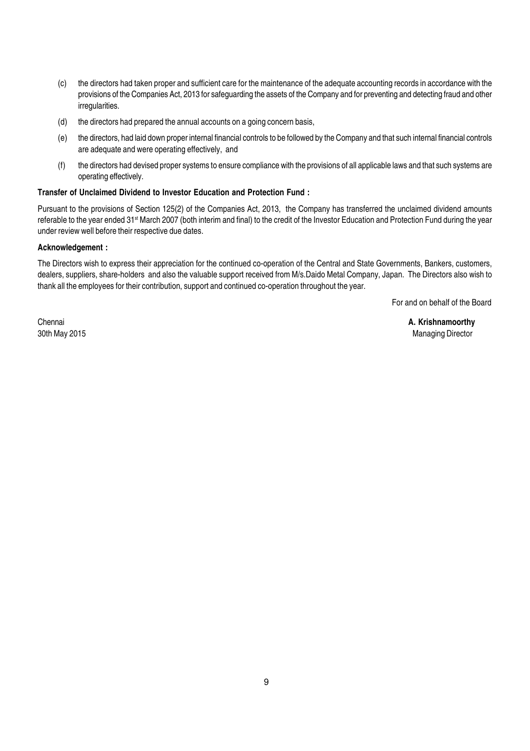(c) the directors had taken proper and sufficient care for the maintenance of the adequate accounting records in accordance with the provisions of the Companies Act, 2013 for safeguarding the assets of the Company and for preventing and detecting fraud and other irregularities.

(d) the directors had prepared the annual accounts on a going concern basis,

(e) the directors, had laid down proper internal financial controls to be followed by the Company and that such internal financial controls are adequate and were operating effectively, and

(f) the directors had devised proper systems to ensure compliance with the provisions of all applicable laws and that such systems are operating effectively.

**Transfer of Unclaimed Dividend to Investor Education and Protection Fund :**

Pursuant to the provisions of Section 125(2) of the Companies Act, 2013, the Company has transferred the unclaimed dividend amounts referable to the year ended 31st March 2007 (both interim and final) to the credit of the Investor Education and Protection Fund during the year under review well before their respective due dates.

**Acknowledgement :**

The Directors wish to express their appreciation for the continued co-operation of the Central and State Governments, Bankers, customers, dealers, suppliers, share-holders and also the valuable support received from M/s.Daido Metal Company, Japan. The Directors also wish to thank all the employees for their contribution, support and continued co-operation throughout the year.

For and on behalf of the Board

Chennai
30th May 2015

**A. Krishnamoorthy**
Managing Director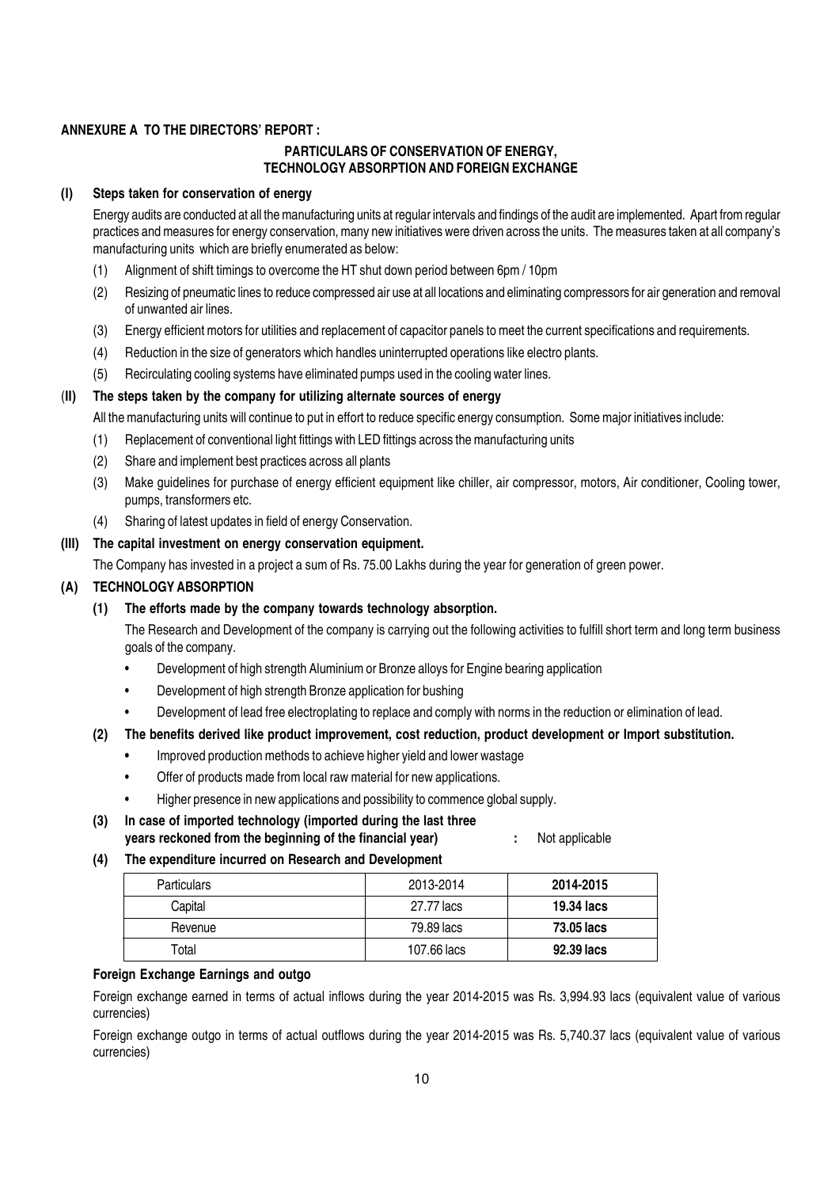**ANNEXURE A TO THE DIRECTORS' REPORT :**

**PARTICULARS OF CONSERVATION OF ENERGY, TECHNOLOGY ABSORPTION AND FOREIGN EXCHANGE**

**(I) Steps taken for conservation of energy**

Energy audits are conducted at all the manufacturing units at regular intervals and findings of the audit are implemented. Apart from regular practices and measures for energy conservation, many new initiatives were driven across the units. The measures taken at all company's manufacturing units which are briefly enumerated as below:

(1) Alignment of shift timings to overcome the HT shut down period between 6pm / 10pm

(2) Resizing of pneumatic lines to reduce compressed air use at all locations and eliminating compressors for air generation and removal of unwanted air lines.

(3) Energy efficient motors for utilities and replacement of capacitor panels to meet the current specifications and requirements.

(4) Reduction in the size of generators which handles uninterrupted operations like electro plants.

(5) Recirculating cooling systems have eliminated pumps used in the cooling water lines.

**(II) The steps taken by the company for utilizing alternate sources of energy**

All the manufacturing units will continue to put in effort to reduce specific energy consumption. Some major initiatives include:

(1) Replacement of conventional light fittings with LED fittings across the manufacturing units

(2) Share and implement best practices across all plants

(3) Make guidelines for purchase of energy efficient equipment like chiller, air compressor, motors, Air conditioner, Cooling tower, pumps, transformers etc.

(4) Sharing of latest updates in field of energy Conservation.

**(III) The capital investment on energy conservation equipment.**

The Company has invested in a project a sum of Rs. 75.00 Lakhs during the year for generation of green power.

**(A) TECHNOLOGY ABSORPTION**

**(1) The efforts made by the company towards technology absorption.**

The Research and Development of the company is carrying out the following activities to fulfill short term and long term business goals of the company.

- Development of high strength Aluminium or Bronze alloys for Engine bearing application
- Development of high strength Bronze application for bushing
- Development of lead free electroplating to replace and comply with norms in the reduction or elimination of lead.

**(2) The benefits derived like product improvement, cost reduction, product development or Import substitution.**

- Improved production methods to achieve higher yield and lower wastage
- Offer of products made from local raw material for new applications.
- Higher presence in new applications and possibility to commence global supply.

**(3) In case of imported technology (imported during the last three years reckoned from the beginning of the financial year)** : Not applicable

**(4) The expenditure incurred on Research and Development**

| Particulars | 2013-2014 | **2014-2015** |
|---|---|---|
| Capital | 27.77 lacs | **19.34 lacs** |
| Revenue | 79.89 lacs | **73.05 lacs** |
| Total | 107.66 lacs | **92.39 lacs** |

**Foreign Exchange Earnings and outgo**

Foreign exchange earned in terms of actual inflows during the year 2014-2015 was Rs. 3,994.93 lacs (equivalent value of various currencies)

Foreign exchange outgo in terms of actual outflows during the year 2014-2015 was Rs. 5,740.37 lacs (equivalent value of various currencies)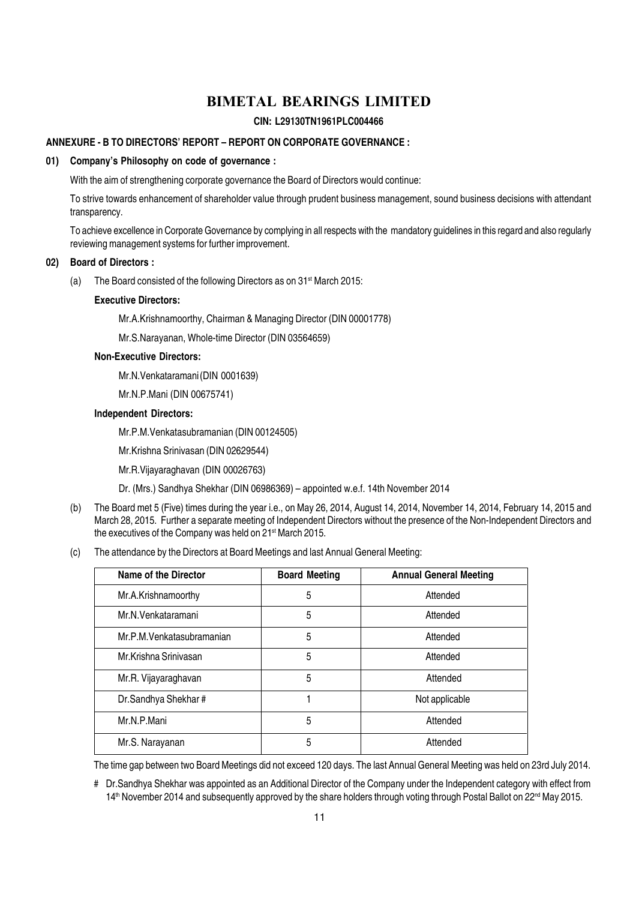# BIMETAL BEARINGS LIMITED

**CIN: L29130TN1961PLC004466**

## ANNEXURE - B TO DIRECTORS' REPORT – REPORT ON CORPORATE GOVERNANCE :

### 01) Company's Philosophy on code of governance :

With the aim of strengthening corporate governance the Board of Directors would continue:

To strive towards enhancement of shareholder value through prudent business management, sound business decisions with attendant transparency.

To achieve excellence in Corporate Governance by complying in all respects with the mandatory guidelines in this regard and also regularly reviewing management systems for further improvement.

### 02) Board of Directors :

(a) The Board consisted of the following Directors as on 31st March 2015:

**Executive Directors:**

Mr.A.Krishnamoorthy, Chairman & Managing Director (DIN 00001778)

Mr.S.Narayanan, Whole-time Director (DIN 03564659)

**Non-Executive Directors:**

Mr.N.Venkataramani (DIN 0001639)

Mr.N.P.Mani (DIN 00675741)

**Independent Directors:**

Mr.P.M.Venkatasubramanian (DIN 00124505)

Mr.Krishna Srinivasan (DIN 02629544)

Mr.R.Vijayaraghavan (DIN 00026763)

Dr. (Mrs.) Sandhya Shekhar (DIN 06986369) – appointed w.e.f. 14th November 2014

(b) The Board met 5 (Five) times during the year i.e., on May 26, 2014, August 14, 2014, November 14, 2014, February 14, 2015 and March 28, 2015. Further a separate meeting of Independent Directors without the presence of the Non-Independent Directors and the executives of the Company was held on 21st March 2015.

(c) The attendance by the Directors at Board Meetings and last Annual General Meeting:

| Name of the Director | Board Meeting | Annual General Meeting |
|---|---|---|
| Mr.A.Krishnamoorthy | 5 | Attended |
| Mr.N.Venkataramani | 5 | Attended |
| Mr.P.M.Venkatasubramanian | 5 | Attended |
| Mr.Krishna Srinivasan | 5 | Attended |
| Mr.R. Vijayaraghavan | 5 | Attended |
| Dr.Sandhya Shekhar # | 1 | Not applicable |
| Mr.N.P.Mani | 5 | Attended |
| Mr.S. Narayanan | 5 | Attended |

The time gap between two Board Meetings did not exceed 120 days. The last Annual General Meeting was held on 23rd July 2014.

# Dr.Sandhya Shekhar was appointed as an Additional Director of the Company under the Independent category with effect from 14th November 2014 and subsequently approved by the share holders through voting through Postal Ballot on 22nd May 2015.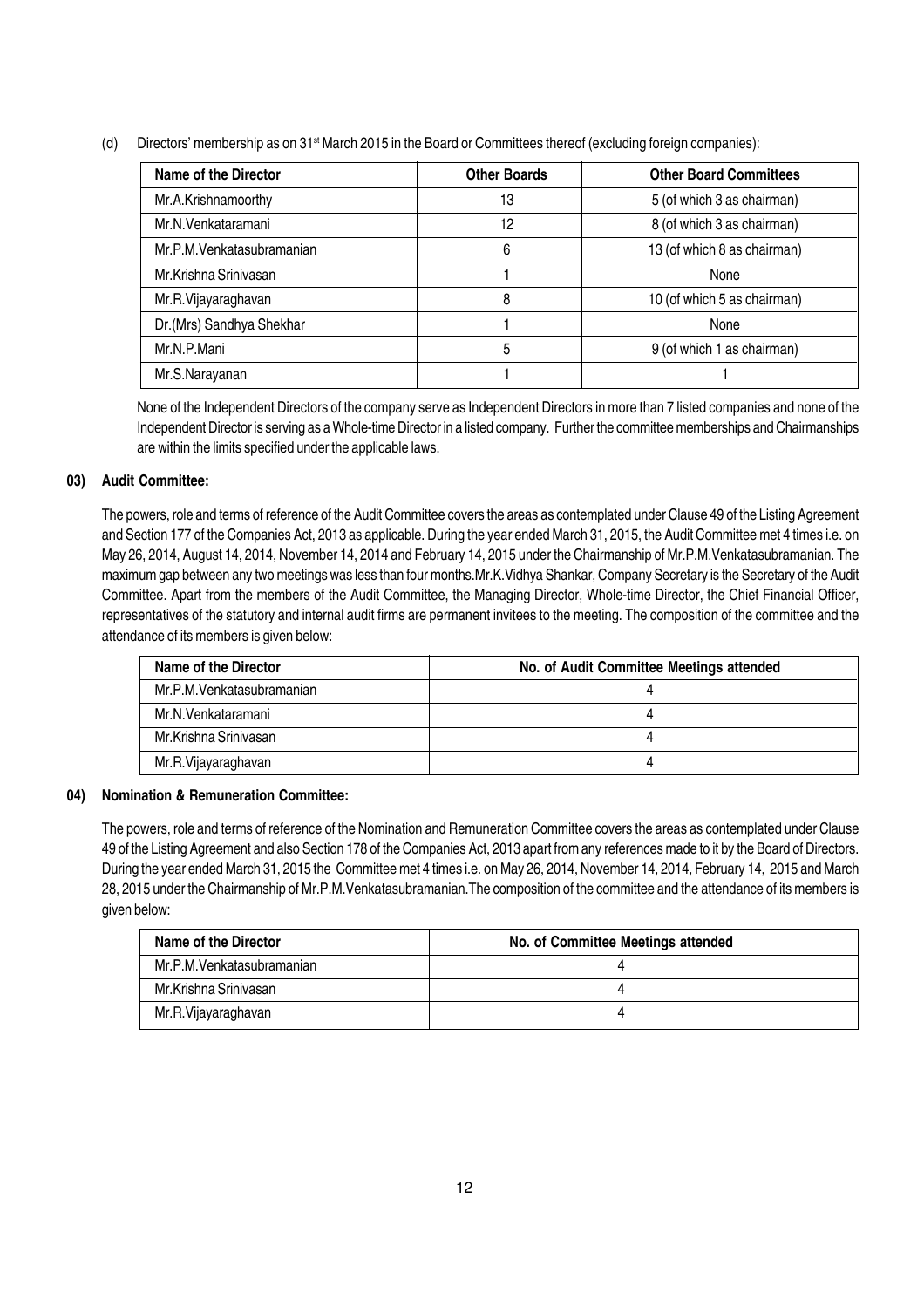(d) Directors' membership as on 31st March 2015 in the Board or Committees thereof (excluding foreign companies):

| Name of the Director | Other Boards | Other Board Committees |
|---|---|---|
| Mr.A.Krishnamoorthy | 13 | 5 (of which 3 as chairman) |
| Mr.N.Venkataramani | 12 | 8 (of which 3 as chairman) |
| Mr.P.M.Venkatasubramanian | 6 | 13 (of which 8 as chairman) |
| Mr.Krishna Srinivasan | 1 | None |
| Mr.R.Vijayaraghavan | 8 | 10 (of which 5 as chairman) |
| Dr.(Mrs) Sandhya Shekhar | 1 | None |
| Mr.N.P.Mani | 5 | 9 (of which 1 as chairman) |
| Mr.S.Narayanan | 1 | 1 |

None of the Independent Directors of the company serve as Independent Directors in more than 7 listed companies and none of the Independent Director is serving as a Whole-time Director in a listed company. Further the committee memberships and Chairmanships are within the limits specified under the applicable laws.

## 03) Audit Committee:

The powers, role and terms of reference of the Audit Committee covers the areas as contemplated under Clause 49 of the Listing Agreement and Section 177 of the Companies Act, 2013 as applicable. During the year ended March 31, 2015, the Audit Committee met 4 times i.e. on May 26, 2014, August 14, 2014, November 14, 2014 and February 14, 2015 under the Chairmanship of Mr.P.M.Venkatasubramanian. The maximum gap between any two meetings was less than four months.Mr.K.Vidhya Shankar, Company Secretary is the Secretary of the Audit Committee. Apart from the members of the Audit Committee, the Managing Director, Whole-time Director, the Chief Financial Officer, representatives of the statutory and internal audit firms are permanent invitees to the meeting. The composition of the committee and the attendance of its members is given below:

| Name of the Director | No. of Audit Committee Meetings attended |
|---|---|
| Mr.P.M.Venkatasubramanian | 4 |
| Mr.N.Venkataramani | 4 |
| Mr.Krishna Srinivasan | 4 |
| Mr.R.Vijayaraghavan | 4 |

## 04) Nomination & Remuneration Committee:

The powers, role and terms of reference of the Nomination and Remuneration Committee covers the areas as contemplated under Clause 49 of the Listing Agreement and also Section 178 of the Companies Act, 2013 apart from any references made to it by the Board of Directors. During the year ended March 31, 2015 the Committee met 4 times i.e. on May 26, 2014, November 14, 2014, February 14, 2015 and March 28, 2015 under the Chairmanship of Mr.P.M.Venkatasubramanian.The composition of the committee and the attendance of its members is given below:

| Name of the Director | No. of Committee Meetings attended |
|---|---|
| Mr.P.M.Venkatasubramanian | 4 |
| Mr.Krishna Srinivasan | 4 |
| Mr.R.Vijayaraghavan | 4 |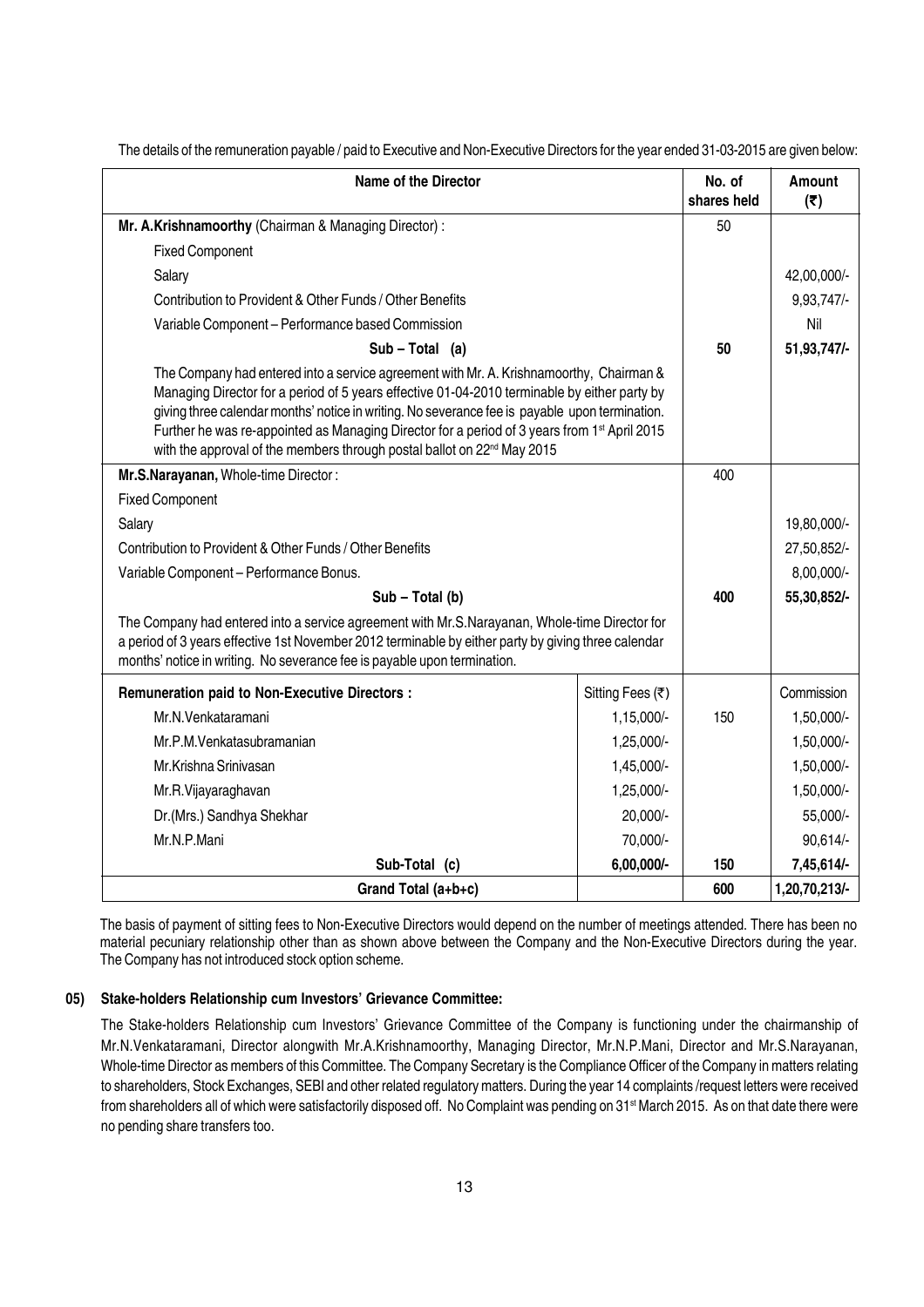The details of the remuneration payable / paid to Executive and Non-Executive Directors for the year ended 31-03-2015 are given below:

| Name of the Director | | No. of shares held | Amount (₹) |
|---|---|---|---|
| **Mr. A.Krishnamoorthy** (Chairman & Managing Director) : | | 50 | |
| Fixed Component | | | |
| Salary | | | 42,00,000/- |
| Contribution to Provident & Other Funds / Other Benefits | | | 9,93,747/- |
| Variable Component – Performance based Commission | | | Nil |
| **Sub – Total (a)** | | **50** | **51,93,747/-** |
| The Company had entered into a service agreement with Mr. A. Krishnamoorthy, Chairman & Managing Director for a period of 5 years effective 01-04-2010 terminable by either party by giving three calendar months' notice in writing. No severance fee is payable upon termination. Further he was re-appointed as Managing Director for a period of 3 years from 1st April 2015 with the approval of the members through postal ballot on 22nd May 2015 | | | |
| **Mr.S.Narayanan,** Whole-time Director : | | 400 | |
| Fixed Component | | | |
| Salary | | | 19,80,000/- |
| Contribution to Provident & Other Funds / Other Benefits | | | 27,50,852/- |
| Variable Component – Performance Bonus. | | | 8,00,000/- |
| **Sub – Total (b)** | | **400** | **55,30,852/-** |
| The Company had entered into a service agreement with Mr.S.Narayanan, Whole-time Director for a period of 3 years effective 1st November 2012 terminable by either party by giving three calendar months' notice in writing. No severance fee is payable upon termination. | | | |
| **Remuneration paid to Non-Executive Directors :** | Sitting Fees (₹) | | Commission |
| Mr.N.Venkataramani | 1,15,000/- | 150 | 1,50,000/- |
| Mr.P.M.Venkatasubramanian | 1,25,000/- | | 1,50,000/- |
| Mr.Krishna Srinivasan | 1,45,000/- | | 1,50,000/- |
| Mr.R.Vijayaraghavan | 1,25,000/- | | 1,50,000/- |
| Dr.(Mrs.) Sandhya Shekhar | 20,000/- | | 55,000/- |
| Mr.N.P.Mani | 70,000/- | | 90,614/- |
| **Sub-Total (c)** | **6,00,000/-** | **150** | **7,45,614/-** |
| **Grand Total (a+b+c)** | | **600** | **1,20,70,213/-** |

The basis of payment of sitting fees to Non-Executive Directors would depend on the number of meetings attended. There has been no material pecuniary relationship other than as shown above between the Company and the Non-Executive Directors during the year. The Company has not introduced stock option scheme.

### 05) Stake-holders Relationship cum Investors' Grievance Committee:

The Stake-holders Relationship cum Investors' Grievance Committee of the Company is functioning under the chairmanship of Mr.N.Venkataramani, Director alongwith Mr.A.Krishnamoorthy, Managing Director, Mr.N.P.Mani, Director and Mr.S.Narayanan, Whole-time Director as members of this Committee. The Company Secretary is the Compliance Officer of the Company in matters relating to shareholders, Stock Exchanges, SEBI and other related regulatory matters. During the year 14 complaints /request letters were received from shareholders all of which were satisfactorily disposed off. No Complaint was pending on 31st March 2015. As on that date there were no pending share transfers too.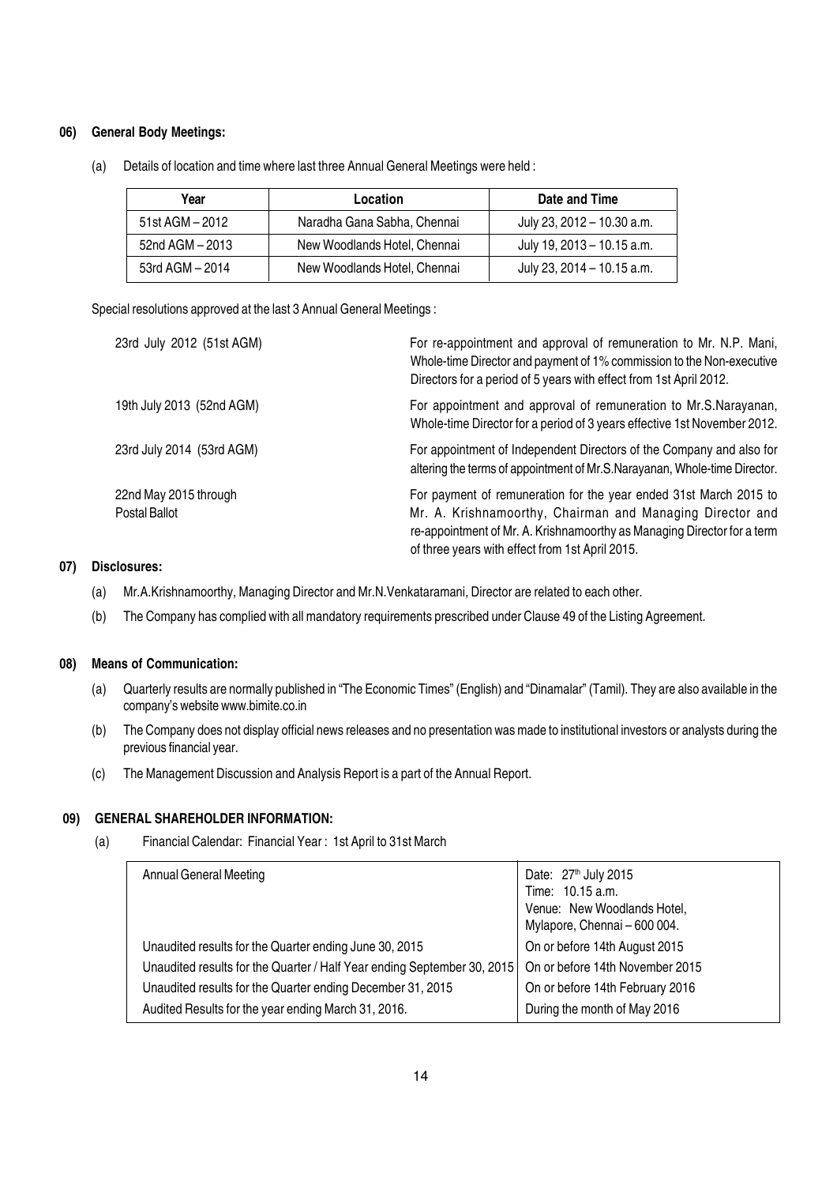**06) General Body Meetings:**

(a) Details of location and time where last three Annual General Meetings were held :

| Year | Location | Date and Time |
|---|---|---|
| 51st AGM – 2012 | Naradha Gana Sabha, Chennai | July 23, 2012 – 10.30 a.m. |
| 52nd AGM – 2013 | New Woodlands Hotel, Chennai | July 19, 2013 – 10.15 a.m. |
| 53rd AGM – 2014 | New Woodlands Hotel, Chennai | July 23, 2014 – 10.15 a.m. |

Special resolutions approved at the last 3 Annual General Meetings :

| | |
|---|---|
| 23rd July 2012 (51st AGM) | For re-appointment and approval of remuneration to Mr. N.P. Mani, Whole-time Director and payment of 1% commission to the Non-executive Directors for a period of 5 years with effect from 1st April 2012. |
| 19th July 2013 (52nd AGM) | For appointment and approval of remuneration to Mr.S.Narayanan, Whole-time Director for a period of 3 years effective 1st November 2012. |
| 23rd July 2014 (53rd AGM) | For appointment of Independent Directors of the Company and also for altering the terms of appointment of Mr.S.Narayanan, Whole-time Director. |
| 22nd May 2015 through Postal Ballot | For payment of remuneration for the year ended 31st March 2015 to Mr. A. Krishnamoorthy, Chairman and Managing Director and re-appointment of Mr. A. Krishnamoorthy as Managing Director for a term of three years with effect from 1st April 2015. |

**07) Disclosures:**

(a) Mr.A.Krishnamoorthy, Managing Director and Mr.N.Venkataramani, Director are related to each other.

(b) The Company has complied with all mandatory requirements prescribed under Clause 49 of the Listing Agreement.

**08) Means of Communication:**

(a) Quarterly results are normally published in "The Economic Times" (English) and "Dinamalar" (Tamil). They are also available in the company's website www.bimite.co.in

(b) The Company does not display official news releases and no presentation was made to institutional investors or analysts during the previous financial year.

(c) The Management Discussion and Analysis Report is a part of the Annual Report.

**09) GENERAL SHAREHOLDER INFORMATION:**

(a) Financial Calendar: Financial Year : 1st April to 31st March

| | |
|---|---|
| Annual General Meeting | Date: 27th July 2015<br>Time: 10.15 a.m.<br>Venue: New Woodlands Hotel, Mylapore, Chennai – 600 004. |
| Unaudited results for the Quarter ending June 30, 2015 | On or before 14th August 2015 |
| Unaudited results for the Quarter / Half Year ending September 30, 2015 | On or before 14th November 2015 |
| Unaudited results for the Quarter ending December 31, 2015 | On or before 14th February 2016 |
| Audited Results for the year ending March 31, 2016. | During the month of May 2016 |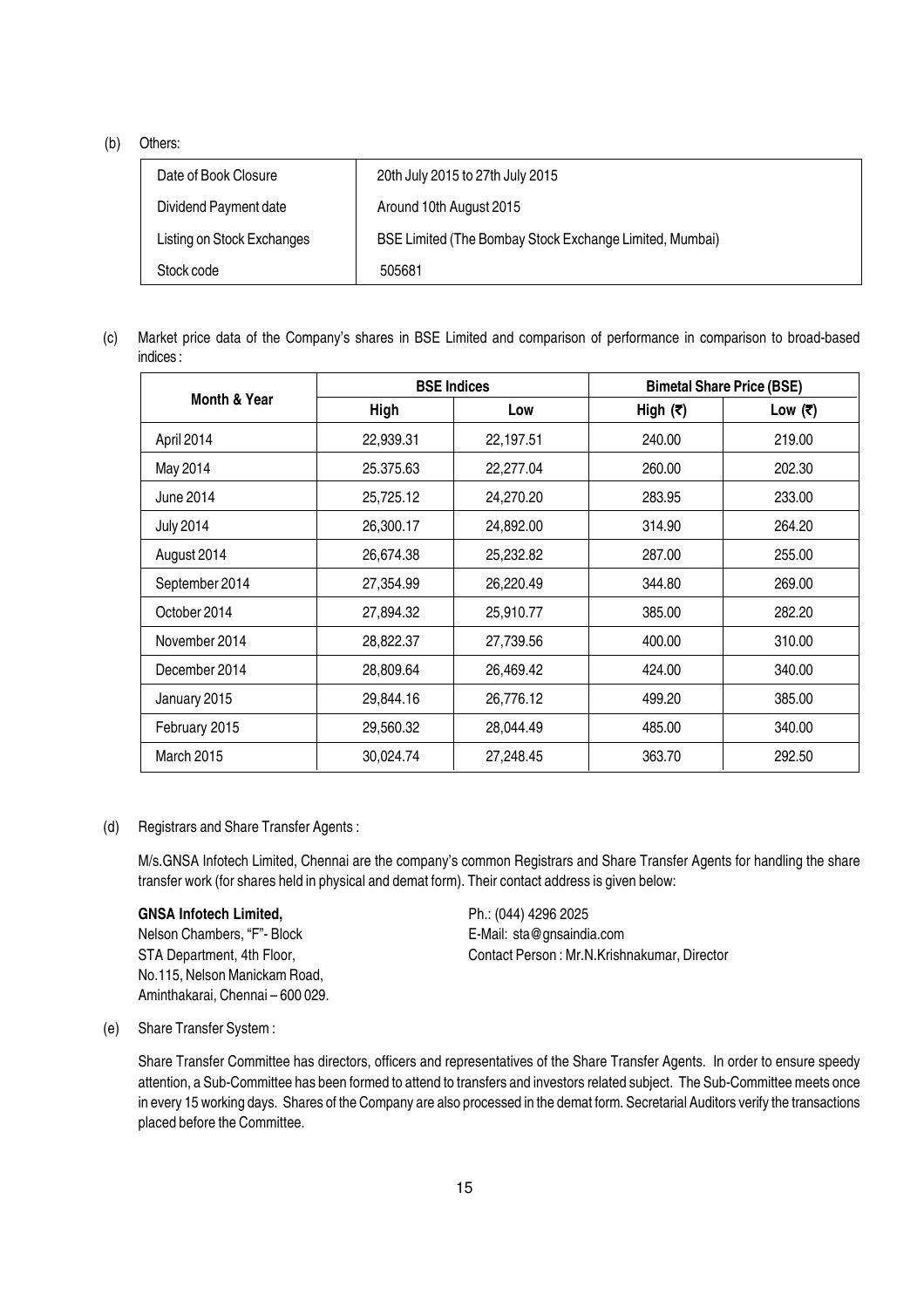(b) Others:

| Date of Book Closure | 20th July 2015 to 27th July 2015 |
|---|---|
| Dividend Payment date | Around 10th August 2015 |
| Listing on Stock Exchanges | BSE Limited (The Bombay Stock Exchange Limited, Mumbai) |
| Stock code | 505681 |

(c) Market price data of the Company's shares in BSE Limited and comparison of performance in comparison to broad-based indices :

| Month & Year | BSE Indices | | Bimetal Share Price (BSE) | |
|---|---|---|---|---|
| | High | Low | High (₹) | Low (₹) |
| April 2014 | 22,939.31 | 22,197.51 | 240.00 | 219.00 |
| May 2014 | 25.375.63 | 22,277.04 | 260.00 | 202.30 |
| June 2014 | 25,725.12 | 24,270.20 | 283.95 | 233.00 |
| July 2014 | 26,300.17 | 24,892.00 | 314.90 | 264.20 |
| August 2014 | 26,674.38 | 25,232.82 | 287.00 | 255.00 |
| September 2014 | 27,354.99 | 26,220.49 | 344.80 | 269.00 |
| October 2014 | 27,894.32 | 25,910.77 | 385.00 | 282.20 |
| November 2014 | 28,822.37 | 27,739.56 | 400.00 | 310.00 |
| December 2014 | 28,809.64 | 26,469.42 | 424.00 | 340.00 |
| January 2015 | 29,844.16 | 26,776.12 | 499.20 | 385.00 |
| February 2015 | 29,560.32 | 28,044.49 | 485.00 | 340.00 |
| March 2015 | 30,024.74 | 27,248.45 | 363.70 | 292.50 |

(d) Registrars and Share Transfer Agents :

M/s.GNSA Infotech Limited, Chennai are the company's common Registrars and Share Transfer Agents for handling the share transfer work (for shares held in physical and demat form). Their contact address is given below:

**GNSA Infotech Limited,**
Nelson Chambers, "F"- Block
STA Department, 4th Floor,
No.115, Nelson Manickam Road,
Aminthakarai, Chennai – 600 029.

Ph.: (044) 4296 2025
E-Mail: sta@gnsaindia.com
Contact Person : Mr.N.Krishnakumar, Director

(e) Share Transfer System :

Share Transfer Committee has directors, officers and representatives of the Share Transfer Agents. In order to ensure speedy attention, a Sub-Committee has been formed to attend to transfers and investors related subject. The Sub-Committee meets once in every 15 working days. Shares of the Company are also processed in the demat form. Secretarial Auditors verify the transactions placed before the Committee.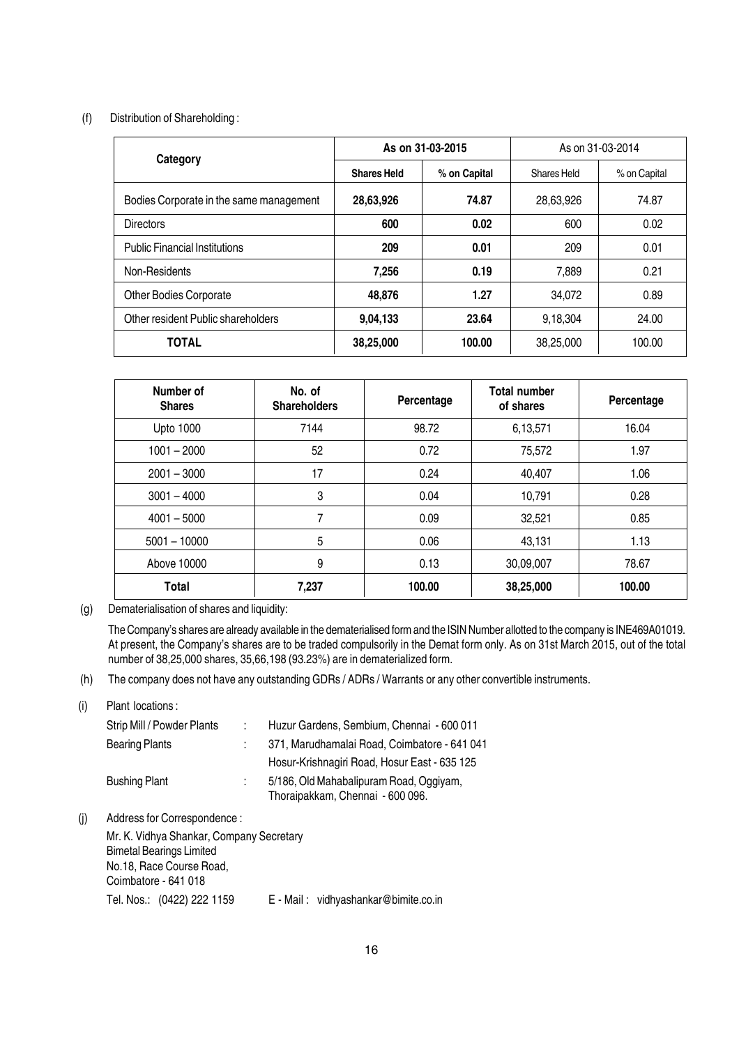(f) Distribution of Shareholding :

| Category | As on 31-03-2015 | | As on 31-03-2014 | |
|---|---|---|---|---|
| | **Shares Held** | **% on Capital** | Shares Held | % on Capital |
| Bodies Corporate in the same management | **28,63,926** | **74.87** | 28,63,926 | 74.87 |
| Directors | **600** | **0.02** | 600 | 0.02 |
| Public Financial Institutions | **209** | **0.01** | 209 | 0.01 |
| Non-Residents | **7,256** | **0.19** | 7,889 | 0.21 |
| Other Bodies Corporate | **48,876** | **1.27** | 34,072 | 0.89 |
| Other resident Public shareholders | **9,04,133** | **23.64** | 9,18,304 | 24.00 |
| **TOTAL** | **38,25,000** | **100.00** | 38,25,000 | 100.00 |

| Number of Shares | No. of Shareholders | Percentage | Total number of shares | Percentage |
|---|---|---|---|---|
| Upto 1000 | 7144 | 98.72 | 6,13,571 | 16.04 |
| 1001 – 2000 | 52 | 0.72 | 75,572 | 1.97 |
| 2001 – 3000 | 17 | 0.24 | 40,407 | 1.06 |
| 3001 – 4000 | 3 | 0.04 | 10,791 | 0.28 |
| 4001 – 5000 | 7 | 0.09 | 32,521 | 0.85 |
| 5001 – 10000 | 5 | 0.06 | 43,131 | 1.13 |
| Above 10000 | 9 | 0.13 | 30,09,007 | 78.67 |
| **Total** | **7,237** | **100.00** | **38,25,000** | **100.00** |

(g) Dematerialisation of shares and liquidity:

The Company's shares are already available in the dematerialised form and the ISIN Number allotted to the company is INE469A01019. At present, the Company's shares are to be traded compulsorily in the Demat form only. As on 31st March 2015, out of the total number of 38,25,000 shares, 35,66,198 (93.23%) are in dematerialized form.

(h) The company does not have any outstanding GDRs / ADRs / Warrants or any other convertible instruments.

(i) Plant locations :

Strip Mill / Powder Plants : Huzur Gardens, Sembium, Chennai - 600 011

Bearing Plants : 371, Marudhamalai Road, Coimbatore - 641 041
Hosur-Krishnagiri Road, Hosur East - 635 125

Bushing Plant : 5/186, Old Mahabalipuram Road, Oggiyam, Thoraipakkam, Chennai - 600 096.

(j) Address for Correspondence :

Mr. K. Vidhya Shankar, Company Secretary
Bimetal Bearings Limited
No.18, Race Course Road,
Coimbatore - 641 018

Tel. Nos.: (0422) 222 1159 E - Mail : vidhyashankar@bimite.co.in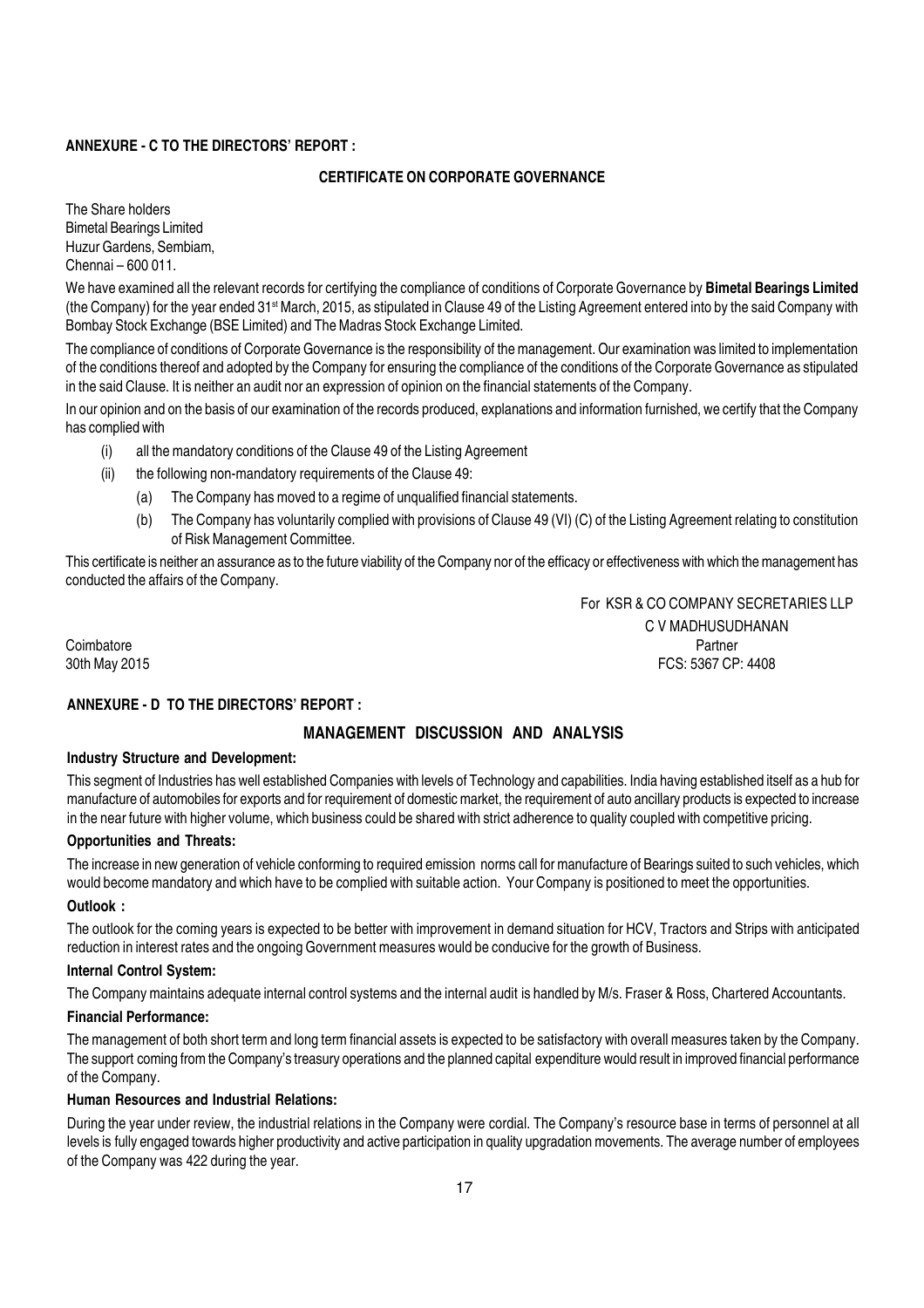**ANNEXURE - C TO THE DIRECTORS' REPORT :**

## CERTIFICATE ON CORPORATE GOVERNANCE

The Share holders
Bimetal Bearings Limited
Huzur Gardens, Sembiam,
Chennai – 600 011.

We have examined all the relevant records for certifying the compliance of conditions of Corporate Governance by **Bimetal Bearings Limited** (the Company) for the year ended 31st March, 2015, as stipulated in Clause 49 of the Listing Agreement entered into by the said Company with Bombay Stock Exchange (BSE Limited) and The Madras Stock Exchange Limited.

The compliance of conditions of Corporate Governance is the responsibility of the management. Our examination was limited to implementation of the conditions thereof and adopted by the Company for ensuring the compliance of the conditions of the Corporate Governance as stipulated in the said Clause. It is neither an audit nor an expression of opinion on the financial statements of the Company.

In our opinion and on the basis of our examination of the records produced, explanations and information furnished, we certify that the Company has complied with

(i) all the mandatory conditions of the Clause 49 of the Listing Agreement

(ii) the following non-mandatory requirements of the Clause 49:

  (a) The Company has moved to a regime of unqualified financial statements.

  (b) The Company has voluntarily complied with provisions of Clause 49 (VI) (C) of the Listing Agreement relating to constitution of Risk Management Committee.

This certificate is neither an assurance as to the future viability of the Company nor of the efficacy or effectiveness with which the management has conducted the affairs of the Company.

For KSR & CO COMPANY SECRETARIES LLP
C V MADHUSUDHANAN
Partner
FCS: 5367 CP: 4408

Coimbatore
30th May 2015

**ANNEXURE - D TO THE DIRECTORS' REPORT :**

## MANAGEMENT DISCUSSION AND ANALYSIS

**Industry Structure and Development:**

This segment of Industries has well established Companies with levels of Technology and capabilities. India having established itself as a hub for manufacture of automobiles for exports and for requirement of domestic market, the requirement of auto ancillary products is expected to increase in the near future with higher volume, which business could be shared with strict adherence to quality coupled with competitive pricing.

**Opportunities and Threats:**

The increase in new generation of vehicle conforming to required emission norms call for manufacture of Bearings suited to such vehicles, which would become mandatory and which have to be complied with suitable action. Your Company is positioned to meet the opportunities.

**Outlook :**

The outlook for the coming years is expected to be better with improvement in demand situation for HCV, Tractors and Strips with anticipated reduction in interest rates and the ongoing Government measures would be conducive for the growth of Business.

**Internal Control System:**

The Company maintains adequate internal control systems and the internal audit is handled by M/s. Fraser & Ross, Chartered Accountants.

**Financial Performance:**

The management of both short term and long term financial assets is expected to be satisfactory with overall measures taken by the Company. The support coming from the Company's treasury operations and the planned capital expenditure would result in improved financial performance of the Company.

**Human Resources and Industrial Relations:**

During the year under review, the industrial relations in the Company were cordial. The Company's resource base in terms of personnel at all levels is fully engaged towards higher productivity and active participation in quality upgradation movements. The average number of employees of the Company was 422 during the year.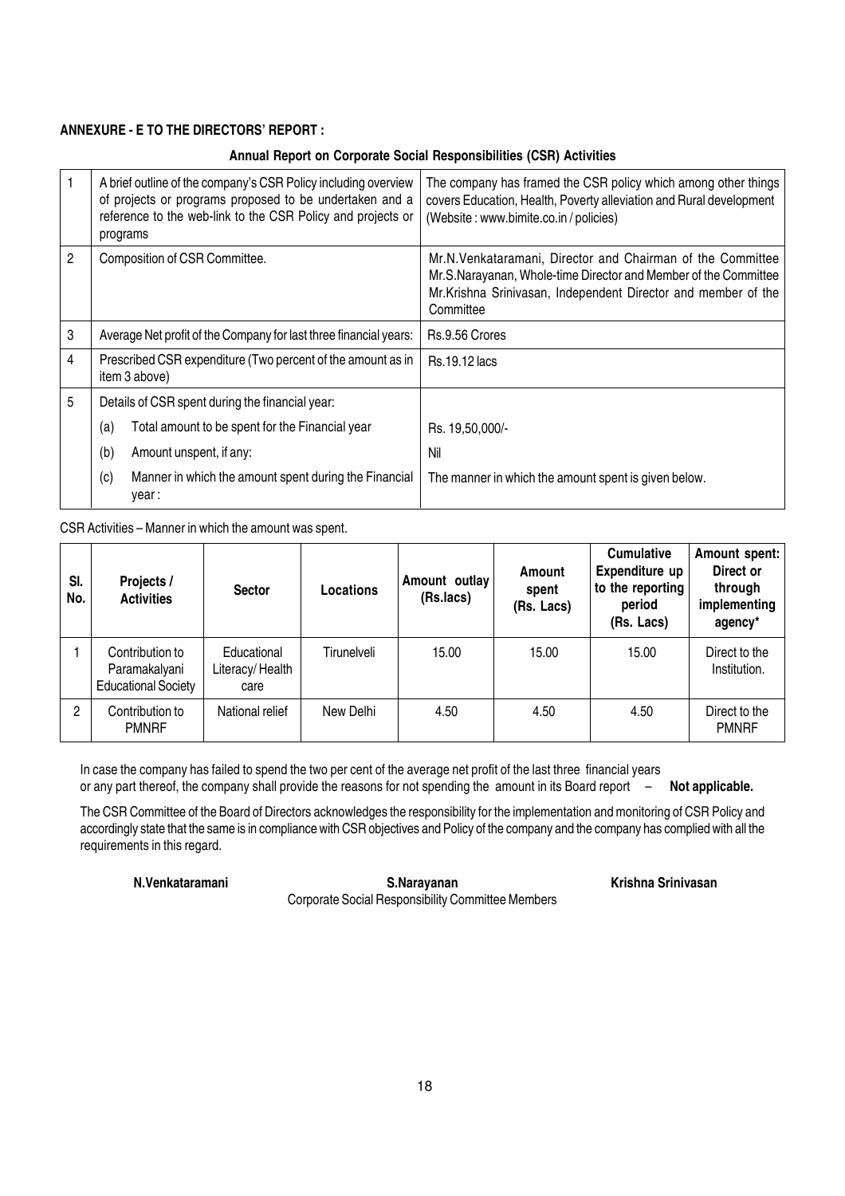**ANNEXURE - E TO THE DIRECTORS' REPORT :**

**Annual Report on Corporate Social Responsibilities (CSR) Activities**

| | | |
|---|---|---|
| 1 | A brief outline of the company's CSR Policy including overview of projects or programs proposed to be undertaken and a reference to the web-link to the CSR Policy and projects or programs | The company has framed the CSR policy which among other things covers Education, Health, Poverty alleviation and Rural development (Website : www.bimite.co.in / policies) |
| 2 | Composition of CSR Committee. | Mr.N.Venkataramani, Director and Chairman of the Committee Mr.S.Narayanan, Whole-time Director and Member of the Committee Mr.Krishna Srinivasan, Independent Director and member of the Committee |
| 3 | Average Net profit of the Company for last three financial years: | Rs.9.56 Crores |
| 4 | Prescribed CSR expenditure (Two percent of the amount as in item 3 above) | Rs.19.12 lacs |
| 5 | Details of CSR spent during the financial year: | |
| | (a) Total amount to be spent for the Financial year | Rs. 19,50,000/- |
| | (b) Amount unspent, if any: | Nil |
| | (c) Manner in which the amount spent during the Financial year : | The manner in which the amount spent is given below. |

CSR Activities – Manner in which the amount was spent.

| Sl. No. | Projects / Activities | Sector | Locations | Amount outlay (Rs.lacs) | Amount spent (Rs. Lacs) | Cumulative Expenditure up to the reporting period (Rs. Lacs) | Amount spent: Direct or through implementing agency* |
|---|---|---|---|---|---|---|---|
| 1 | Contribution to Paramakalyani Educational Society | Educational Literacy/ Health care | Tirunelveli | 15.00 | 15.00 | 15.00 | Direct to the Institution. |
| 2 | Contribution to PMNRF | National relief | New Delhi | 4.50 | 4.50 | 4.50 | Direct to the PMNRF |

In case the company has failed to spend the two per cent of the average net profit of the last three financial years or any part thereof, the company shall provide the reasons for not spending the amount in its Board report – **Not applicable.**

The CSR Committee of the Board of Directors acknowledges the responsibility for the implementation and monitoring of CSR Policy and accordingly state that the same is in compliance with CSR objectives and Policy of the company and the company has complied with all the requirements in this regard.

**N.Venkataramani** **S.Narayanan** **Krishna Srinivasan**

Corporate Social Responsibility Committee Members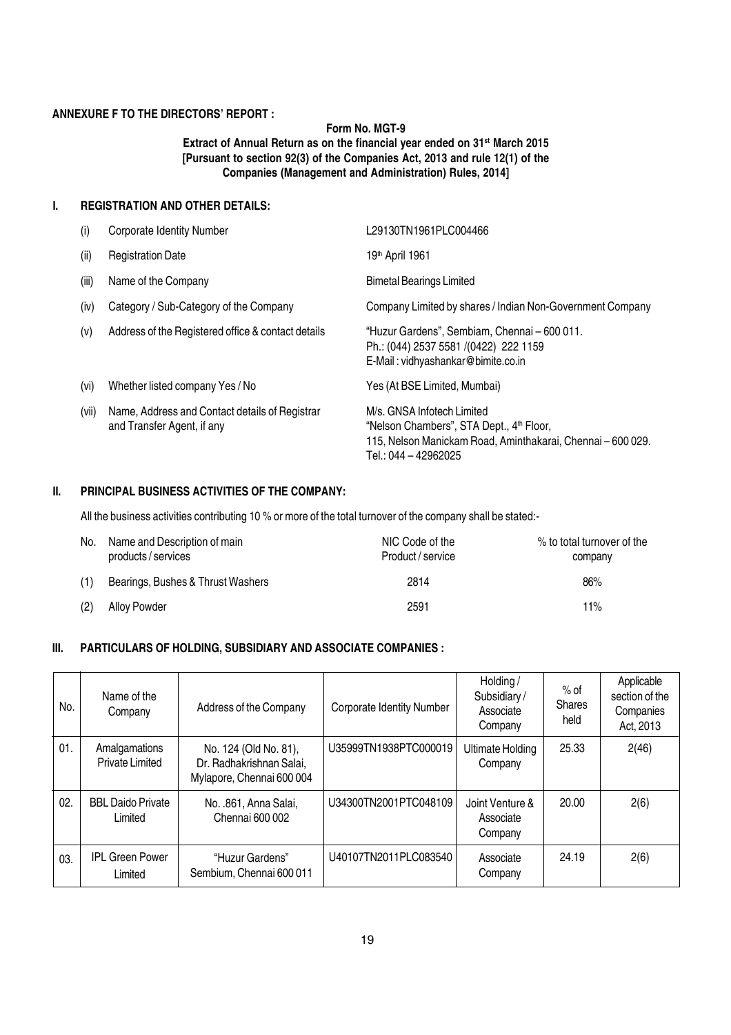**ANNEXURE F TO THE DIRECTORS' REPORT :**

**Form No. MGT-9**
**Extract of Annual Return as on the financial year ended on 31st March 2015**
**[Pursuant to section 92(3) of the Companies Act, 2013 and rule 12(1) of the Companies (Management and Administration) Rules, 2014]**

## I. REGISTRATION AND OTHER DETAILS:

| | | |
|---|---|---|
| (i) | Corporate Identity Number | L29130TN1961PLC004466 |
| (ii) | Registration Date | 19th April 1961 |
| (iii) | Name of the Company | Bimetal Bearings Limited |
| (iv) | Category / Sub-Category of the Company | Company Limited by shares / Indian Non-Government Company |
| (v) | Address of the Registered office & contact details | "Huzur Gardens", Sembiam, Chennai – 600 011. Ph.: (044) 2537 5581 /(0422) 222 1159 E-Mail : vidhyashankar@bimite.co.in |
| (vi) | Whether listed company Yes / No | Yes (At BSE Limited, Mumbai) |
| (vii) | Name, Address and Contact details of Registrar and Transfer Agent, if any | M/s. GNSA Infotech Limited "Nelson Chambers", STA Dept., 4th Floor, 115, Nelson Manickam Road, Aminthakarai, Chennai – 600 029. Tel.: 044 – 42962025 |

## II. PRINCIPAL BUSINESS ACTIVITIES OF THE COMPANY:

All the business activities contributing 10 % or more of the total turnover of the company shall be stated:-

| No. | Name and Description of main products / services | NIC Code of the Product / service | % to total turnover of the company |
|---|---|---|---|
| (1) | Bearings, Bushes & Thrust Washers | 2814 | 86% |
| (2) | Alloy Powder | 2591 | 11% |

## III. PARTICULARS OF HOLDING, SUBSIDIARY AND ASSOCIATE COMPANIES :

| No. | Name of the Company | Address of the Company | Corporate Identity Number | Holding / Subsidiary / Associate Company | % of Shares held | Applicable section of the Companies Act, 2013 |
|---|---|---|---|---|---|---|
| 01. | Amalgamations Private Limited | No. 124 (Old No. 81), Dr. Radhakrishnan Salai, Mylapore, Chennai 600 004 | U35999TN1938PTC000019 | Ultimate Holding Company | 25.33 | 2(46) |
| 02. | BBL Daido Private Limited | No. .861, Anna Salai, Chennai 600 002 | U34300TN2001PTC048109 | Joint Venture & Associate Company | 20.00 | 2(6) |
| 03. | IPL Green Power Limited | "Huzur Gardens" Sembium, Chennai 600 011 | U40107TN2011PLC083540 | Associate Company | 24.19 | 2(6) |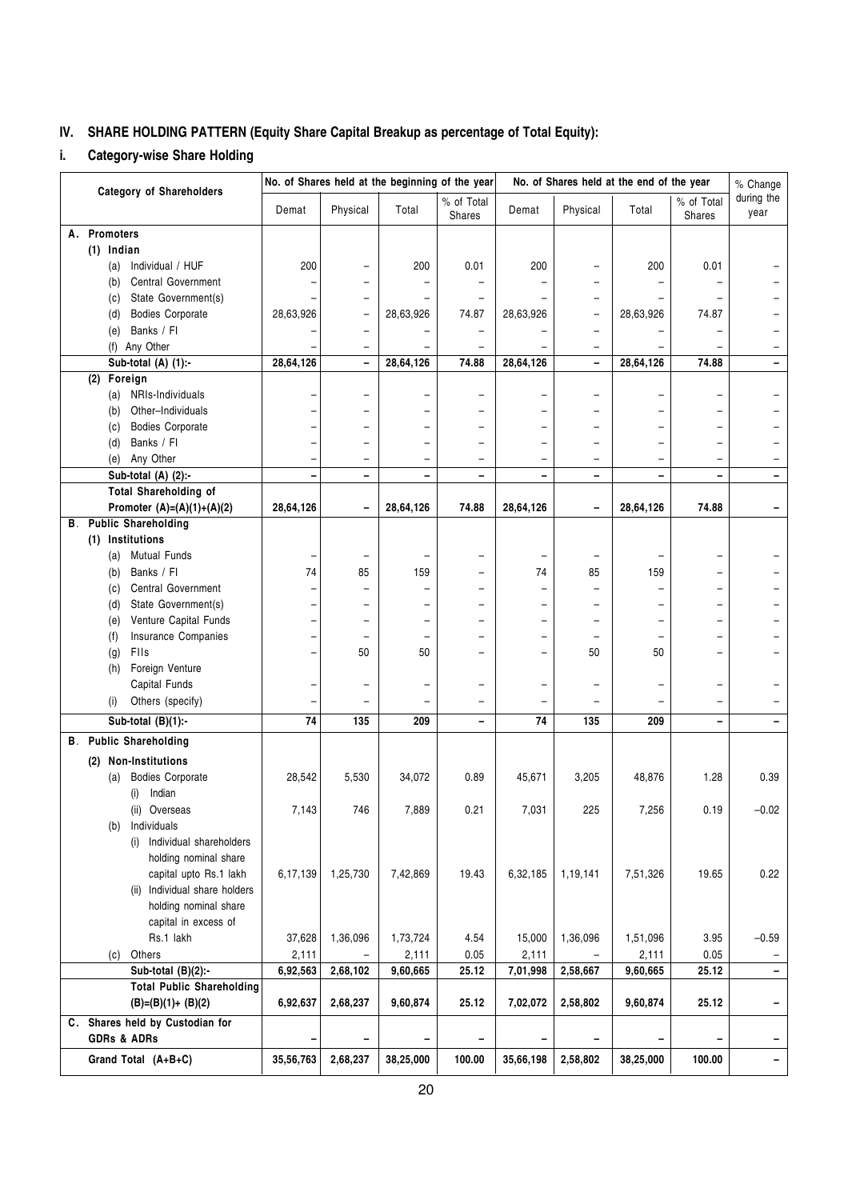## IV. SHARE HOLDING PATTERN (Equity Share Capital Breakup as percentage of Total Equity):

### i. Category-wise Share Holding

| Category of Shareholders | No. of Shares held at the beginning of the year | | | | No. of Shares held at the end of the year | | | | % Change during the year |
|---|---|---|---|---|---|---|---|---|---|
| | Demat | Physical | Total | % of Total Shares | Demat | Physical | Total | % of Total Shares | |
| **A. Promoters** | | | | | | | | | |
| **(1) Indian** | | | | | | | | | |
| (a) Individual / HUF | 200 | – | 200 | 0.01 | 200 | – | 200 | 0.01 | – |
| (b) Central Government | – | – | – | – | – | – | – | – | – |
| (c) State Government(s) | – | – | – | – | – | – | – | – | – |
| (d) Bodies Corporate | 28,63,926 | – | 28,63,926 | 74.87 | 28,63,926 | – | 28,63,926 | 74.87 | – |
| (e) Banks / FI | – | – | – | – | – | – | – | – | – |
| (f) Any Other | – | – | – | – | – | – | – | – | – |
| **Sub-total (A) (1):-** | **28,64,126** | **–** | **28,64,126** | **74.88** | **28,64,126** | **–** | **28,64,126** | **74.88** | **–** |
| **(2) Foreign** | | | | | | | | | |
| (a) NRIs-Individuals | – | – | – | – | – | – | – | – | – |
| (b) Other–Individuals | – | – | – | – | – | – | – | – | – |
| (c) Bodies Corporate | – | – | – | – | – | – | – | – | – |
| (d) Banks / FI | – | – | – | – | – | – | – | – | – |
| (e) Any Other | – | – | – | – | – | – | – | – | – |
| **Sub-total (A) (2):-** | **–** | **–** | **–** | **–** | **–** | **–** | **–** | **–** | **–** |
| **Total Shareholding of Promoter (A)=(A)(1)+(A)(2)** | **28,64,126** | **–** | **28,64,126** | **74.88** | **28,64,126** | **–** | **28,64,126** | **74.88** | **–** |
| **B. Public Shareholding** | | | | | | | | | |
| **(1) Institutions** | | | | | | | | | |
| (a) Mutual Funds | – | – | – | – | – | – | – | – | – |
| (b) Banks / FI | 74 | 85 | 159 | – | 74 | 85 | 159 | – | – |
| (c) Central Government | – | – | – | – | – | – | – | – | – |
| (d) State Government(s) | – | – | – | – | – | – | – | – | – |
| (e) Venture Capital Funds | – | – | – | – | – | – | – | – | – |
| (f) Insurance Companies | – | – | – | – | – | – | – | – | – |
| (g) FIIs | – | 50 | 50 | – | – | 50 | 50 | – | – |
| (h) Foreign Venture Capital Funds | – | – | – | – | – | – | – | – | – |
| (i) Others (specify) | – | – | – | – | – | – | – | – | – |
| **Sub-total (B)(1):-** | **74** | **135** | **209** | **–** | **74** | **135** | **209** | **–** | **–** |
| **B. Public Shareholding** | | | | | | | | | |
| **(2) Non-Institutions** | | | | | | | | | |
| (a) Bodies Corporate (i) Indian | 28,542 | 5,530 | 34,072 | 0.89 | 45,671 | 3,205 | 48,876 | 1.28 | 0.39 |
| (ii) Overseas | 7,143 | 746 | 7,889 | 0.21 | 7,031 | 225 | 7,256 | 0.19 | –0.02 |
| (b) Individuals | | | | | | | | | |
| (i) Individual shareholders holding nominal share capital upto Rs.1 lakh | 6,17,139 | 1,25,730 | 7,42,869 | 19.43 | 6,32,185 | 1,19,141 | 7,51,326 | 19.65 | 0.22 |
| (ii) Individual share holders holding nominal share capital in excess of Rs.1 lakh | 37,628 | 1,36,096 | 1,73,724 | 4.54 | 15,000 | 1,36,096 | 1,51,096 | 3.95 | –0.59 |
| (c) Others | 2,111 | – | 2,111 | 0.05 | 2,111 | – | 2,111 | 0.05 | – |
| **Sub-total (B)(2):-** | **6,92,563** | **2,68,102** | **9,60,665** | **25.12** | **7,01,998** | **2,58,667** | **9,60,665** | **25.12** | **–** |
| **Total Public Shareholding (B)=(B)(1)+ (B)(2)** | **6,92,637** | **2,68,237** | **9,60,874** | **25.12** | **7,02,072** | **2,58,802** | **9,60,874** | **25.12** | **–** |
| **C. Shares held by Custodian for GDRs & ADRs** | **–** | **–** | **–** | **–** | **–** | **–** | **–** | **–** | **–** |
| **Grand Total (A+B+C)** | **35,56,763** | **2,68,237** | **38,25,000** | **100.00** | **35,66,198** | **2,58,802** | **38,25,000** | **100.00** | **–** |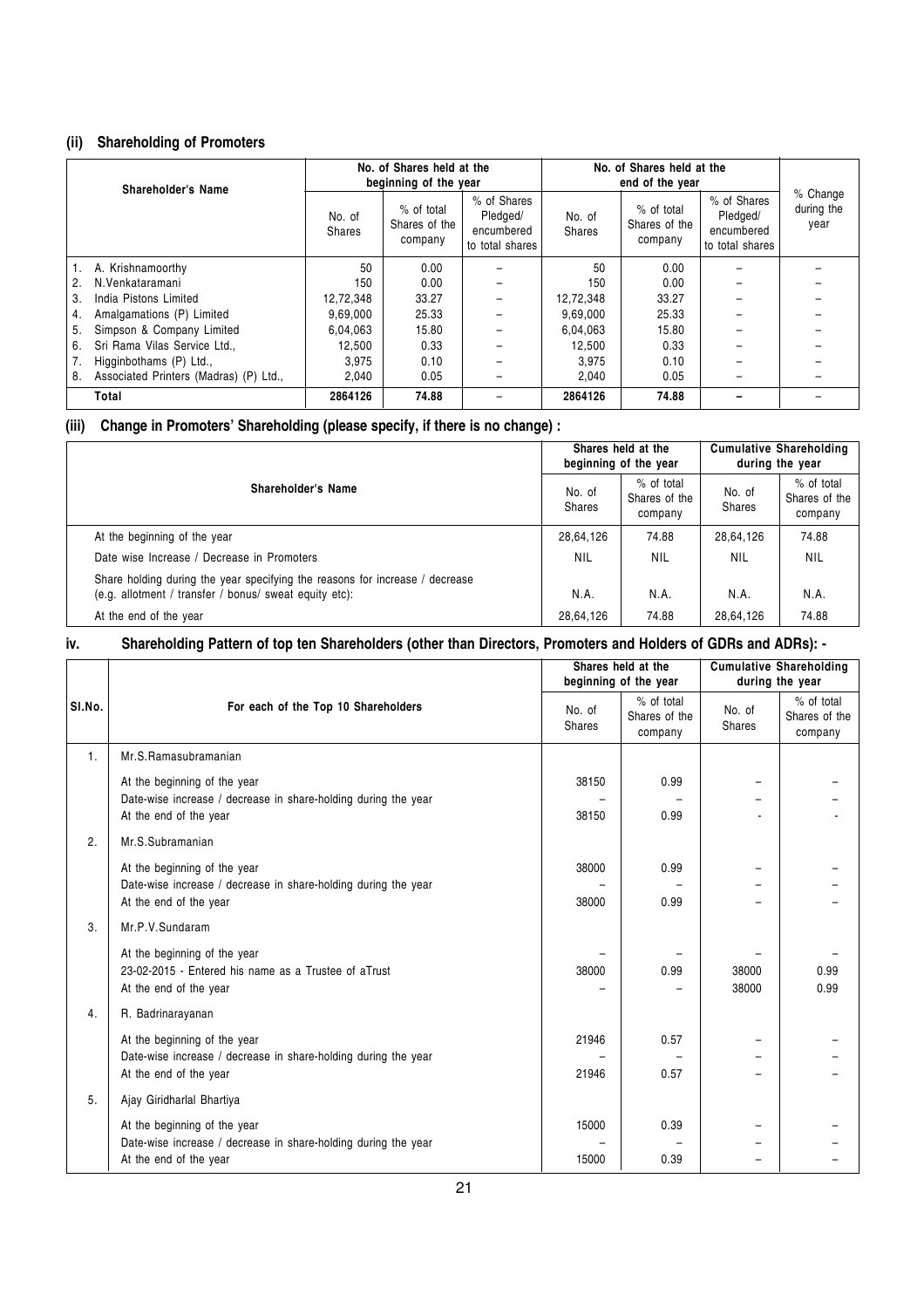### (ii) Shareholding of Promoters

| | Shareholder's Name | No. of Shares held at the beginning of the year | | | No. of Shares held at the end of the year | | | % Change during the year |
|---|---|---|---|---|---|---|---|---|
| | | No. of Shares | % of total Shares of the company | % of Shares Pledged/ encumbered to total shares | No. of Shares | % of total Shares of the company | % of Shares Pledged/ encumbered to total shares | |
| 1. | A. Krishnamoorthy | 50 | 0.00 | – | 50 | 0.00 | – | – |
| 2. | N.Venkataramani | 150 | 0.00 | – | 150 | 0.00 | – | – |
| 3. | India Pistons Limited | 12,72,348 | 33.27 | – | 12,72,348 | 33.27 | – | – |
| 4. | Amalgamations (P) Limited | 9,69,000 | 25.33 | – | 9,69,000 | 25.33 | – | – |
| 5. | Simpson & Company Limited | 6,04,063 | 15.80 | – | 6,04,063 | 15.80 | – | – |
| 6. | Sri Rama Vilas Service Ltd., | 12,500 | 0.33 | – | 12,500 | 0.33 | – | – |
| 7. | Higginbothams (P) Ltd., | 3,975 | 0.10 | – | 3,975 | 0.10 | – | – |
| 8. | Associated Printers (Madras) (P) Ltd., | 2,040 | 0.05 | – | 2,040 | 0.05 | – | – |
| | **Total** | **2864126** | **74.88** | – | **2864126** | **74.88** | – | – |

### (iii) Change in Promoters' Shareholding (please specify, if there is no change) :

| Shareholder's Name | Shares held at the beginning of the year | | Cumulative Shareholding during the year | |
|---|---|---|---|---|
| | No. of Shares | % of total Shares of the company | No. of Shares | % of total Shares of the company |
| At the beginning of the year | 28,64,126 | 74.88 | 28,64,126 | 74.88 |
| Date wise Increase / Decrease in Promoters | NIL | NIL | NIL | NIL |
| Share holding during the year specifying the reasons for increase / decrease (e.g. allotment / transfer / bonus/ sweat equity etc): | N.A. | N.A. | N.A. | N.A. |
| At the end of the year | 28,64,126 | 74.88 | 28,64,126 | 74.88 |

### iv. Shareholding Pattern of top ten Shareholders (other than Directors, Promoters and Holders of GDRs and ADRs): -

| Sl.No. | For each of the Top 10 Shareholders | Shares held at the beginning of the year | | Cumulative Shareholding during the year | |
|---|---|---|---|---|---|
| | | No. of Shares | % of total Shares of the company | No. of Shares | % of total Shares of the company |
| 1. | Mr.S.Ramasubramanian | | | | |
| | At the beginning of the year | 38150 | 0.99 | – | – |
| | Date-wise increase / decrease in share-holding during the year | – | – | – | – |
| | At the end of the year | 38150 | 0.99 | - | - |
| 2. | Mr.S.Subramanian | | | | |
| | At the beginning of the year | 38000 | 0.99 | – | – |
| | Date-wise increase / decrease in share-holding during the year | – | – | – | – |
| | At the end of the year | 38000 | 0.99 | – | – |
| 3. | Mr.P.V.Sundaram | | | | |
| | At the beginning of the year | – | – | – | – |
| | 23-02-2015 - Entered his name as a Trustee of aTrust | 38000 | 0.99 | 38000 | 0.99 |
| | At the end of the year | – | – | 38000 | 0.99 |
| 4. | R. Badrinarayanan | | | | |
| | At the beginning of the year | 21946 | 0.57 | – | – |
| | Date-wise increase / decrease in share-holding during the year | – | – | – | – |
| | At the end of the year | 21946 | 0.57 | – | – |
| 5. | Ajay Giridharlal Bhartiya | | | | |
| | At the beginning of the year | 15000 | 0.39 | – | – |
| | Date-wise increase / decrease in share-holding during the year | – | – | – | – |
| | At the end of the year | 15000 | 0.39 | – | – |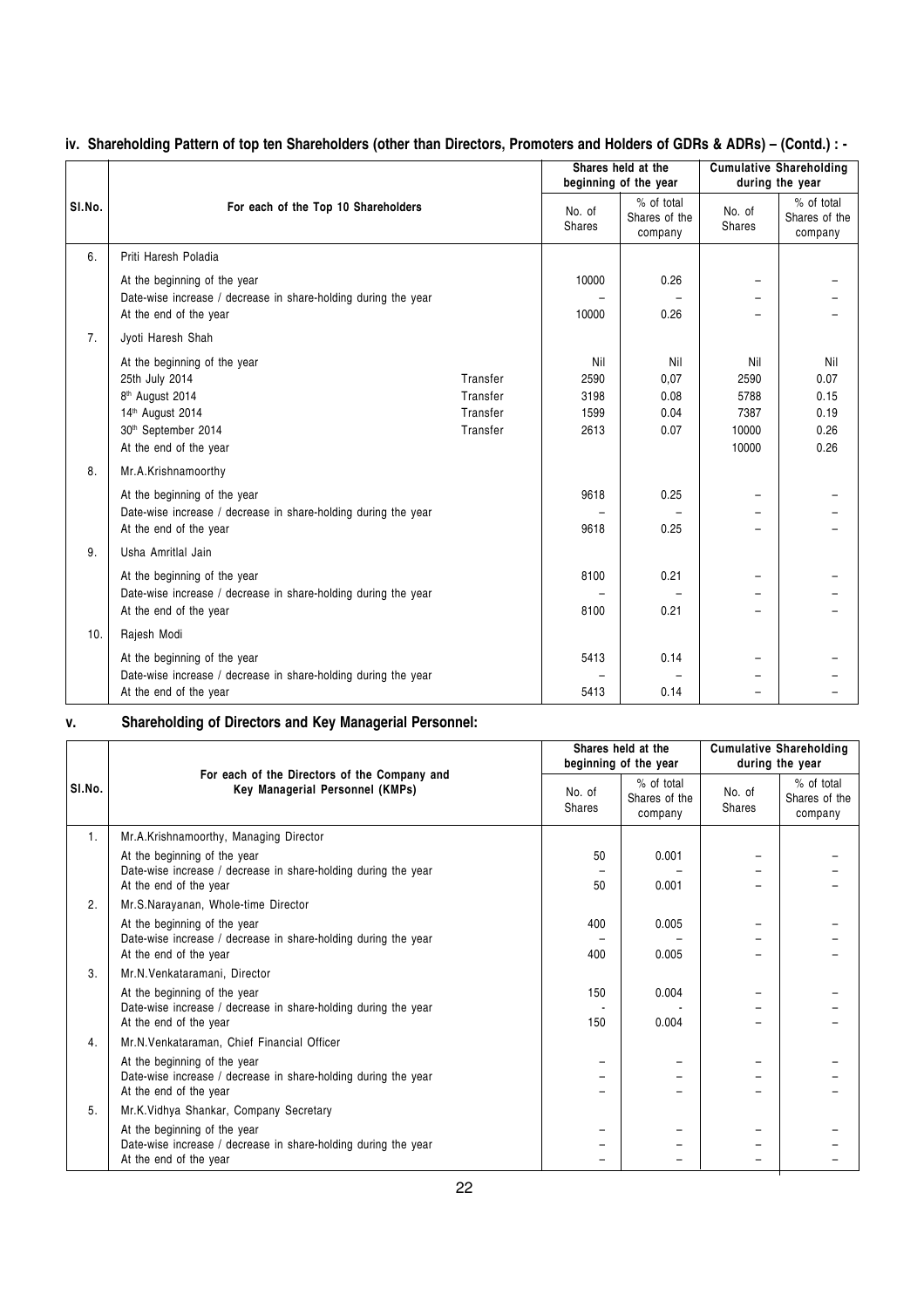### iv. Shareholding Pattern of top ten Shareholders (other than Directors, Promoters and Holders of GDRs & ADRs) – (Contd.) : -

| Sl.No. | For each of the Top 10 Shareholders | | Shares held at the beginning of the year | | Cumulative Shareholding during the year | |
|---|---|---|---|---|---|---|
| | | | No. of Shares | % of total Shares of the company | No. of Shares | % of total Shares of the company |
| 6. | Priti Haresh Poladia | | | | | |
| | At the beginning of the year | | 10000 | 0.26 | – | – |
| | Date-wise increase / decrease in share-holding during the year | | – | – | – | – |
| | At the end of the year | | 10000 | 0.26 | – | – |
| 7. | Jyoti Haresh Shah | | | | | |
| | At the beginning of the year | | Nil | Nil | Nil | Nil |
| | 25th July 2014 | Transfer | 2590 | 0,07 | 2590 | 0.07 |
| | 8th August 2014 | Transfer | 3198 | 0.08 | 5788 | 0.15 |
| | 14th August 2014 | Transfer | 1599 | 0.04 | 7387 | 0.19 |
| | 30th September 2014 | Transfer | 2613 | 0.07 | 10000 | 0.26 |
| | At the end of the year | | | | 10000 | 0.26 |
| 8. | Mr.A.Krishnamoorthy | | | | | |
| | At the beginning of the year | | 9618 | 0.25 | – | – |
| | Date-wise increase / decrease in share-holding during the year | | – | – | – | – |
| | At the end of the year | | 9618 | 0.25 | – | – |
| 9. | Usha Amritlal Jain | | | | | |
| | At the beginning of the year | | 8100 | 0.21 | – | – |
| | Date-wise increase / decrease in share-holding during the year | | – | – | – | – |
| | At the end of the year | | 8100 | 0.21 | – | – |
| 10. | Rajesh Modi | | | | | |
| | At the beginning of the year | | 5413 | 0.14 | – | – |
| | Date-wise increase / decrease in share-holding during the year | | – | – | – | – |
| | At the end of the year | | 5413 | 0.14 | – | – |

### v. Shareholding of Directors and Key Managerial Personnel:

| Sl.No. | For each of the Directors of the Company and Key Managerial Personnel (KMPs) | Shares held at the beginning of the year | | Cumulative Shareholding during the year | |
|---|---|---|---|---|---|
| | | No. of Shares | % of total Shares of the company | No. of Shares | % of total Shares of the company |
| 1. | Mr.A.Krishnamoorthy, Managing Director | | | | |
| | At the beginning of the year | 50 | 0.001 | – | – |
| | Date-wise increase / decrease in share-holding during the year | – | – | – | – |
| | At the end of the year | 50 | 0.001 | – | – |
| 2. | Mr.S.Narayanan, Whole-time Director | | | | |
| | At the beginning of the year | 400 | 0.005 | – | – |
| | Date-wise increase / decrease in share-holding during the year | – | – | – | – |
| | At the end of the year | 400 | 0.005 | – | – |
| 3. | Mr.N.Venkataramani, Director | | | | |
| | At the beginning of the year | 150 | 0.004 | – | – |
| | Date-wise increase / decrease in share-holding during the year | - | - | – | – |
| | At the end of the year | 150 | 0.004 | – | – |
| 4. | Mr.N.Venkataraman, Chief Financial Officer | | | | |
| | At the beginning of the year | – | – | – | – |
| | Date-wise increase / decrease in share-holding during the year | – | – | – | – |
| | At the end of the year | – | – | – | – |
| 5. | Mr.K.Vidhya Shankar, Company Secretary | | | | |
| | At the beginning of the year | – | – | – | – |
| | Date-wise increase / decrease in share-holding during the year | – | – | – | – |
| | At the end of the year | – | – | – | – |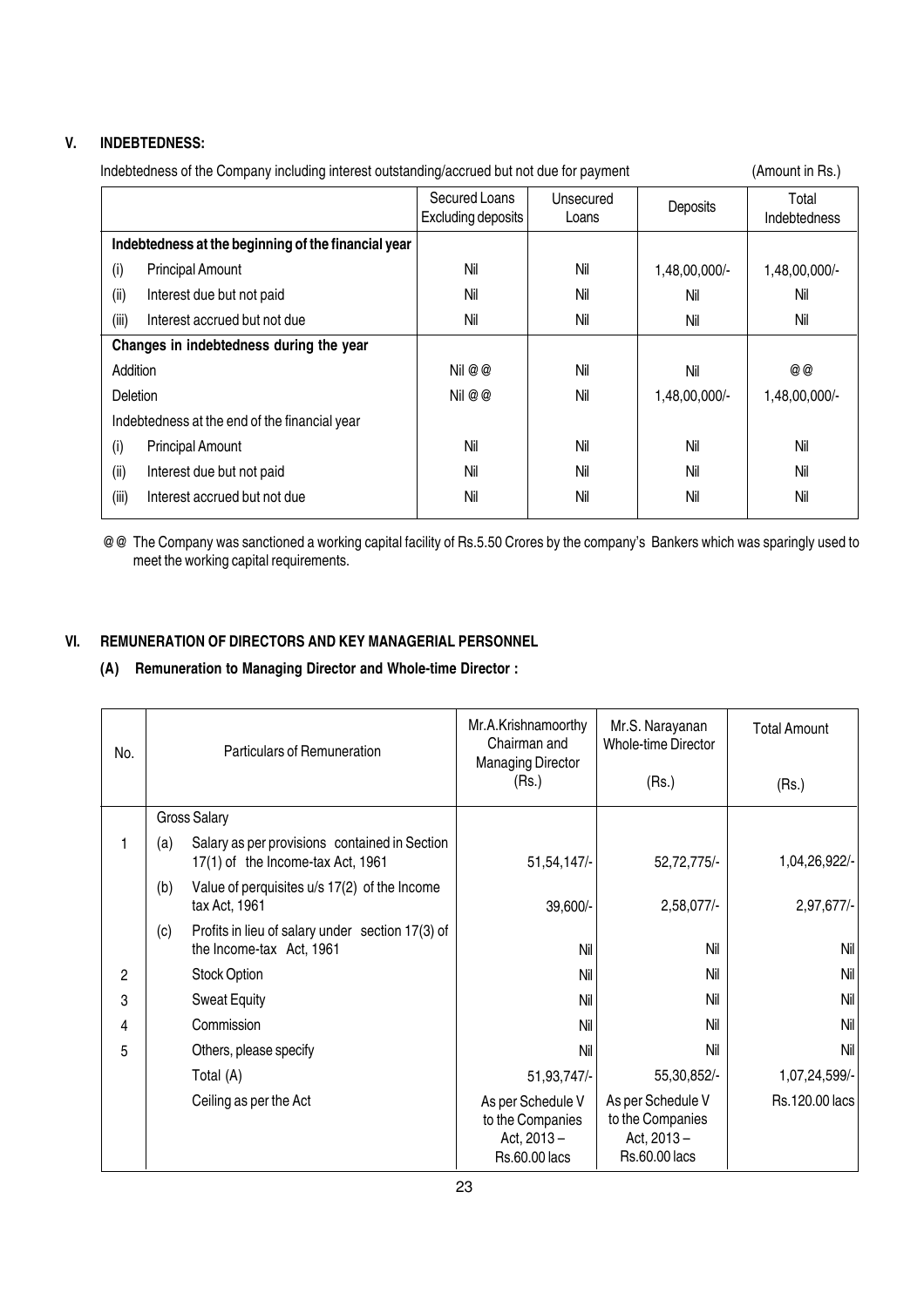## V. INDEBTEDNESS:

Indebtedness of the Company including interest outstanding/accrued but not due for payment (Amount in Rs.)

| | Secured Loans Excluding deposits | Unsecured Loans | Deposits | Total Indebtedness |
|---|---|---|---|---|
| **Indebtedness at the beginning of the financial year** | | | | |
| (i) Principal Amount | Nil | Nil | 1,48,00,000/- | 1,48,00,000/- |
| (ii) Interest due but not paid | Nil | Nil | Nil | Nil |
| (iii) Interest accrued but not due | Nil | Nil | Nil | Nil |
| **Changes in indebtedness during the year** | | | | |
| Addition | Nil @@ | Nil | Nil | @@ |
| Deletion | Nil @@ | Nil | 1,48,00,000/- | 1,48,00,000/- |
| Indebtedness at the end of the financial year | | | | |
| (i) Principal Amount | Nil | Nil | Nil | Nil |
| (ii) Interest due but not paid | Nil | Nil | Nil | Nil |
| (iii) Interest accrued but not due | Nil | Nil | Nil | Nil |

@@ The Company was sanctioned a working capital facility of Rs.5.50 Crores by the company's Bankers which was sparingly used to meet the working capital requirements.

## VI. REMUNERATION OF DIRECTORS AND KEY MANAGERIAL PERSONNEL

### (A) Remuneration to Managing Director and Whole-time Director :

| No. | Particulars of Remuneration | Mr.A.Krishnamoorthy Chairman and Managing Director (Rs.) | Mr.S. Narayanan Whole-time Director (Rs.) | Total Amount (Rs.) |
|---|---|---|---|---|
| | Gross Salary | | | |
| 1 | (a) Salary as per provisions contained in Section 17(1) of the Income-tax Act, 1961 | 51,54,147/- | 52,72,775/- | 1,04,26,922/- |
| | (b) Value of perquisites u/s 17(2) of the Income tax Act, 1961 | 39,600/- | 2,58,077/- | 2,97,677/- |
| | (c) Profits in lieu of salary under section 17(3) of the Income-tax Act, 1961 | Nil | Nil | Nil |
| 2 | Stock Option | Nil | Nil | Nil |
| 3 | Sweat Equity | Nil | Nil | Nil |
| 4 | Commission | Nil | Nil | Nil |
| 5 | Others, please specify | Nil | Nil | Nil |
| | Total (A) | 51,93,747/- | 55,30,852/- | 1,07,24,599/- |
| | Ceiling as per the Act | As per Schedule V to the Companies Act, 2013 – Rs.60.00 lacs | As per Schedule V to the Companies Act, 2013 – Rs.60.00 lacs | Rs.120.00 lacs |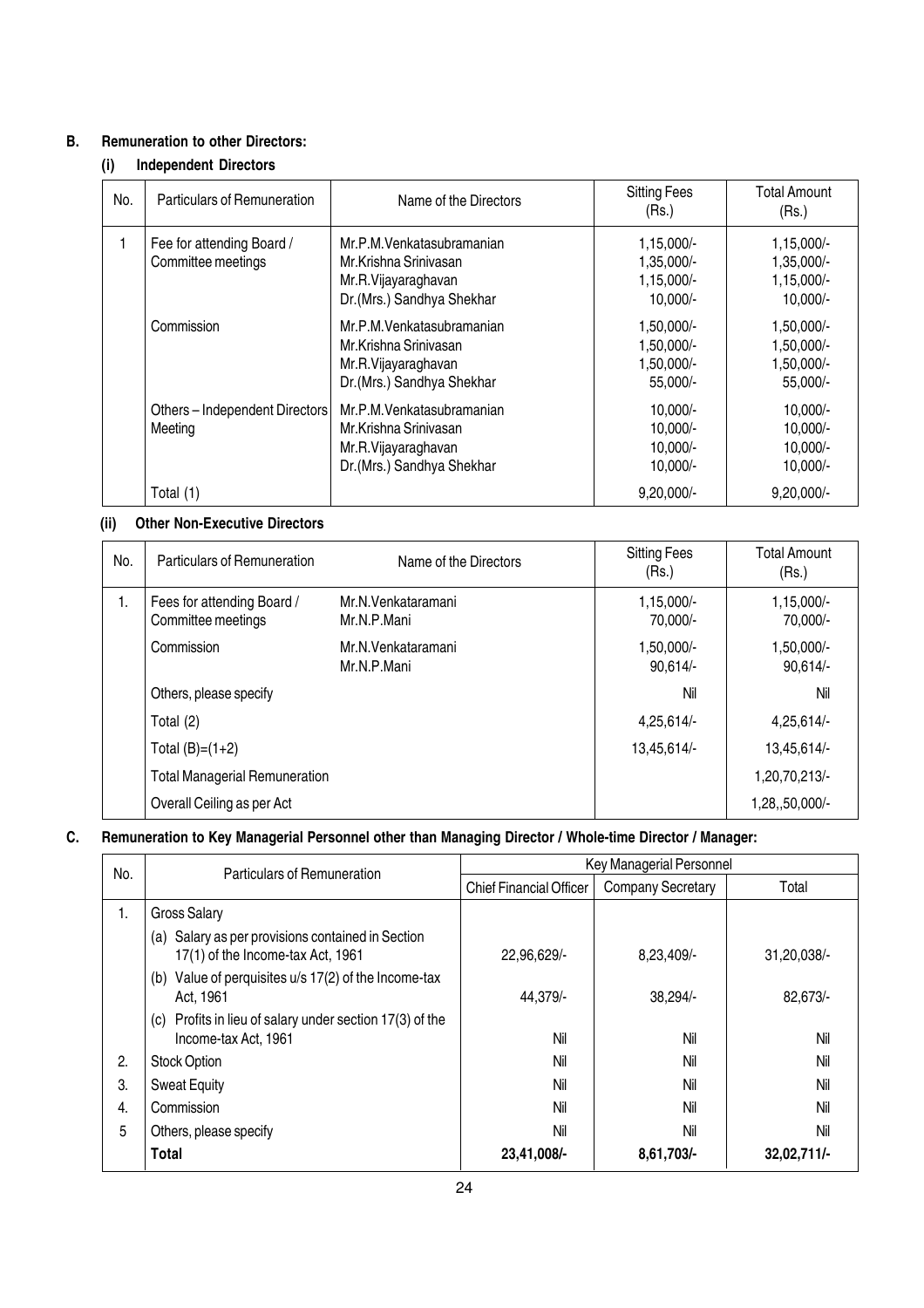## B. Remuneration to other Directors:

### (i) Independent Directors

| No. | Particulars of Remuneration | Name of the Directors | Sitting Fees (Rs.) | Total Amount (Rs.) |
|---|---|---|---|---|
| 1 | Fee for attending Board / Committee meetings | Mr.P.M.Venkatasubramanian<br>Mr.Krishna Srinivasan<br>Mr.R.Vijayaraghavan<br>Dr.(Mrs.) Sandhya Shekhar | 1,15,000/-<br>1,35,000/-<br>1,15,000/-<br>10,000/- | 1,15,000/-<br>1,35,000/-<br>1,15,000/-<br>10,000/- |
| | Commission | Mr.P.M.Venkatasubramanian<br>Mr.Krishna Srinivasan<br>Mr.R.Vijayaraghavan<br>Dr.(Mrs.) Sandhya Shekhar | 1,50,000/-<br>1,50,000/-<br>1,50,000/-<br>55,000/- | 1,50,000/-<br>1,50,000/-<br>1,50,000/-<br>55,000/- |
| | Others – Independent Directors Meeting | Mr.P.M.Venkatasubramanian<br>Mr.Krishna Srinivasan<br>Mr.R.Vijayaraghavan<br>Dr.(Mrs.) Sandhya Shekhar | 10,000/-<br>10,000/-<br>10,000/-<br>10,000/- | 10,000/-<br>10,000/-<br>10,000/-<br>10,000/- |
| | Total (1) | | 9,20,000/- | 9,20,000/- |

### (ii) Other Non-Executive Directors

| No. | Particulars of Remuneration | Name of the Directors | Sitting Fees (Rs.) | Total Amount (Rs.) |
|---|---|---|---|---|
| 1. | Fees for attending Board / Committee meetings | Mr.N.Venkataramani<br>Mr.N.P.Mani | 1,15,000/-<br>70,000/- | 1,15,000/-<br>70,000/- |
| | Commission | Mr.N.Venkataramani<br>Mr.N.P.Mani | 1,50,000/-<br>90,614/- | 1,50,000/-<br>90,614/- |
| | Others, please specify | | Nil | Nil |
| | Total (2) | | 4,25,614/- | 4,25,614/- |
| | Total (B)=(1+2) | | 13,45,614/- | 13,45,614/- |
| | Total Managerial Remuneration | | | 1,20,70,213/- |
| | Overall Ceiling as per Act | | | 1,28,,50,000/- |

## C. Remuneration to Key Managerial Personnel other than Managing Director / Whole-time Director / Manager:

| No. | Particulars of Remuneration | Key Managerial Personnel | | |
|---|---|---|---|---|
| | | Chief Financial Officer | Company Secretary | Total |
| 1. | Gross Salary | | | |
| | (a) Salary as per provisions contained in Section 17(1) of the Income-tax Act, 1961 | 22,96,629/- | 8,23,409/- | 31,20,038/- |
| | (b) Value of perquisites u/s 17(2) of the Income-tax Act, 1961 | 44,379/- | 38,294/- | 82,673/- |
| | (c) Profits in lieu of salary under section 17(3) of the Income-tax Act, 1961 | Nil | Nil | Nil |
| 2. | Stock Option | Nil | Nil | Nil |
| 3. | Sweat Equity | Nil | Nil | Nil |
| 4. | Commission | Nil | Nil | Nil |
| 5 | Others, please specify | Nil | Nil | Nil |
| | **Total** | **23,41,008/-** | **8,61,703/-** | **32,02,711/-** |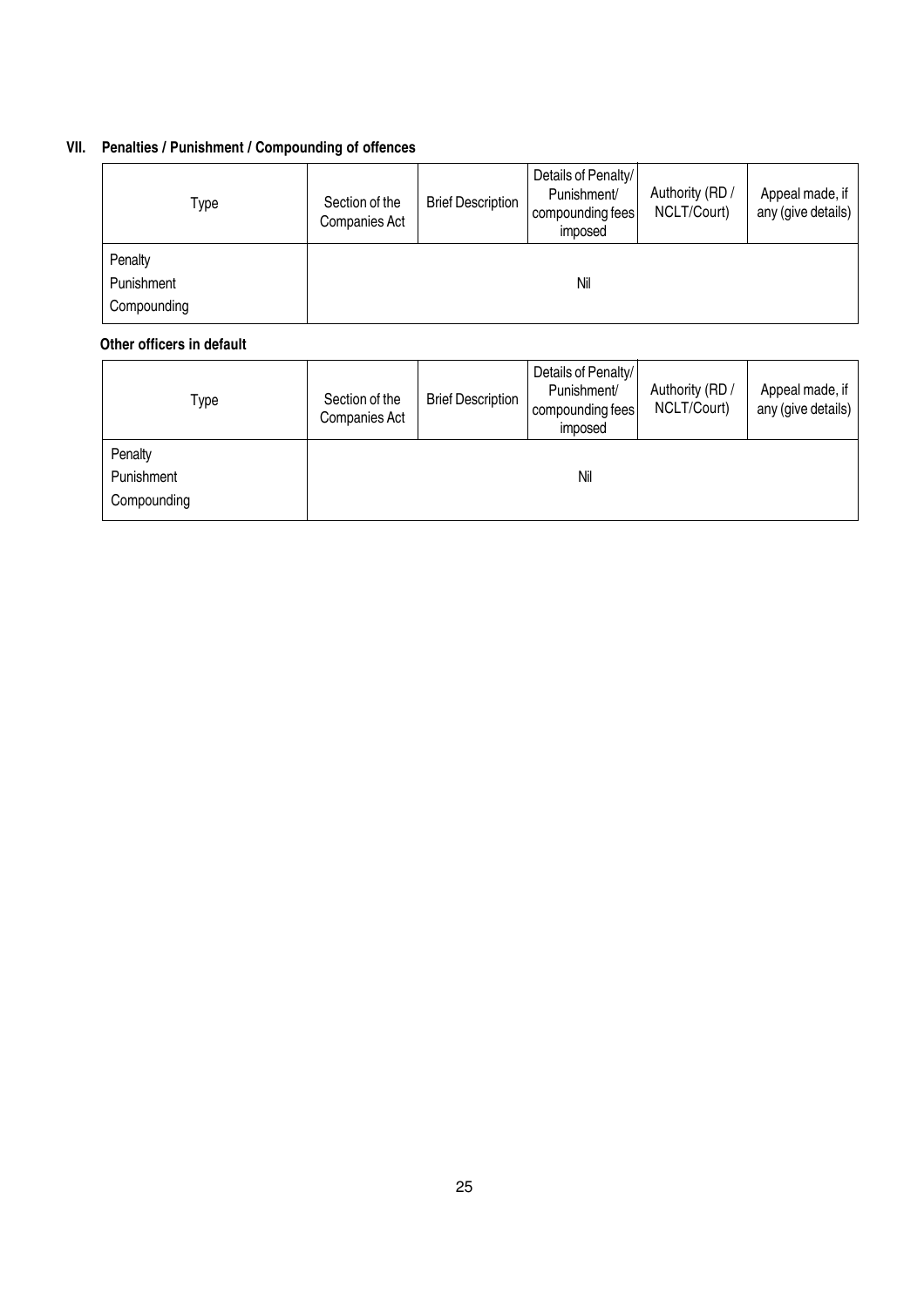### VII. Penalties / Punishment / Compounding of offences

| Type | Section of the Companies Act | Brief Description | Details of Penalty/ Punishment/ compounding fees imposed | Authority (RD / NCLT/Court) | Appeal made, if any (give details) |
|---|---|---|---|---|---|
| Penalty<br>Punishment<br>Compounding | | | Nil | | |

**Other officers in default**

| Type | Section of the Companies Act | Brief Description | Details of Penalty/ Punishment/ compounding fees imposed | Authority (RD / NCLT/Court) | Appeal made, if any (give details) |
|---|---|---|---|---|---|
| Penalty<br>Punishment<br>Compounding | | | Nil | | |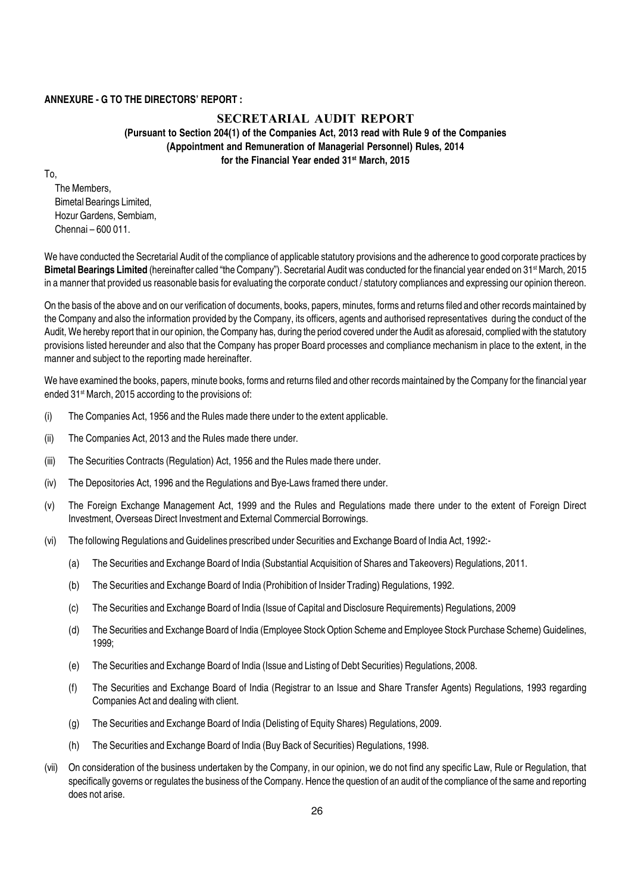**ANNEXURE - G TO THE DIRECTORS' REPORT :**

# SECRETARIAL AUDIT REPORT

**(Pursuant to Section 204(1) of the Companies Act, 2013 read with Rule 9 of the Companies (Appointment and Remuneration of Managerial Personnel) Rules, 2014 for the Financial Year ended 31st March, 2015**

To,

The Members,
Bimetal Bearings Limited,
Hozur Gardens, Sembiam,
Chennai – 600 011.

We have conducted the Secretarial Audit of the compliance of applicable statutory provisions and the adherence to good corporate practices by **Bimetal Bearings Limited** (hereinafter called "the Company"). Secretarial Audit was conducted for the financial year ended on 31st March, 2015 in a manner that provided us reasonable basis for evaluating the corporate conduct / statutory compliances and expressing our opinion thereon.

On the basis of the above and on our verification of documents, books, papers, minutes, forms and returns filed and other records maintained by the Company and also the information provided by the Company, its officers, agents and authorised representatives during the conduct of the Audit, We hereby report that in our opinion, the Company has, during the period covered under the Audit as aforesaid, complied with the statutory provisions listed hereunder and also that the Company has proper Board processes and compliance mechanism in place to the extent, in the manner and subject to the reporting made hereinafter.

We have examined the books, papers, minute books, forms and returns filed and other records maintained by the Company for the financial year ended 31st March, 2015 according to the provisions of:

(i) The Companies Act, 1956 and the Rules made there under to the extent applicable.

(ii) The Companies Act, 2013 and the Rules made there under.

(iii) The Securities Contracts (Regulation) Act, 1956 and the Rules made there under.

(iv) The Depositories Act, 1996 and the Regulations and Bye-Laws framed there under.

(v) The Foreign Exchange Management Act, 1999 and the Rules and Regulations made there under to the extent of Foreign Direct Investment, Overseas Direct Investment and External Commercial Borrowings.

(vi) The following Regulations and Guidelines prescribed under Securities and Exchange Board of India Act, 1992:-

(a) The Securities and Exchange Board of India (Substantial Acquisition of Shares and Takeovers) Regulations, 2011.

(b) The Securities and Exchange Board of India (Prohibition of Insider Trading) Regulations, 1992.

(c) The Securities and Exchange Board of India (Issue of Capital and Disclosure Requirements) Regulations, 2009

(d) The Securities and Exchange Board of India (Employee Stock Option Scheme and Employee Stock Purchase Scheme) Guidelines, 1999;

(e) The Securities and Exchange Board of India (Issue and Listing of Debt Securities) Regulations, 2008.

(f) The Securities and Exchange Board of India (Registrar to an Issue and Share Transfer Agents) Regulations, 1993 regarding Companies Act and dealing with client.

(g) The Securities and Exchange Board of India (Delisting of Equity Shares) Regulations, 2009.

(h) The Securities and Exchange Board of India (Buy Back of Securities) Regulations, 1998.

(vii) On consideration of the business undertaken by the Company, in our opinion, we do not find any specific Law, Rule or Regulation, that specifically governs or regulates the business of the Company. Hence the question of an audit of the compliance of the same and reporting does not arise.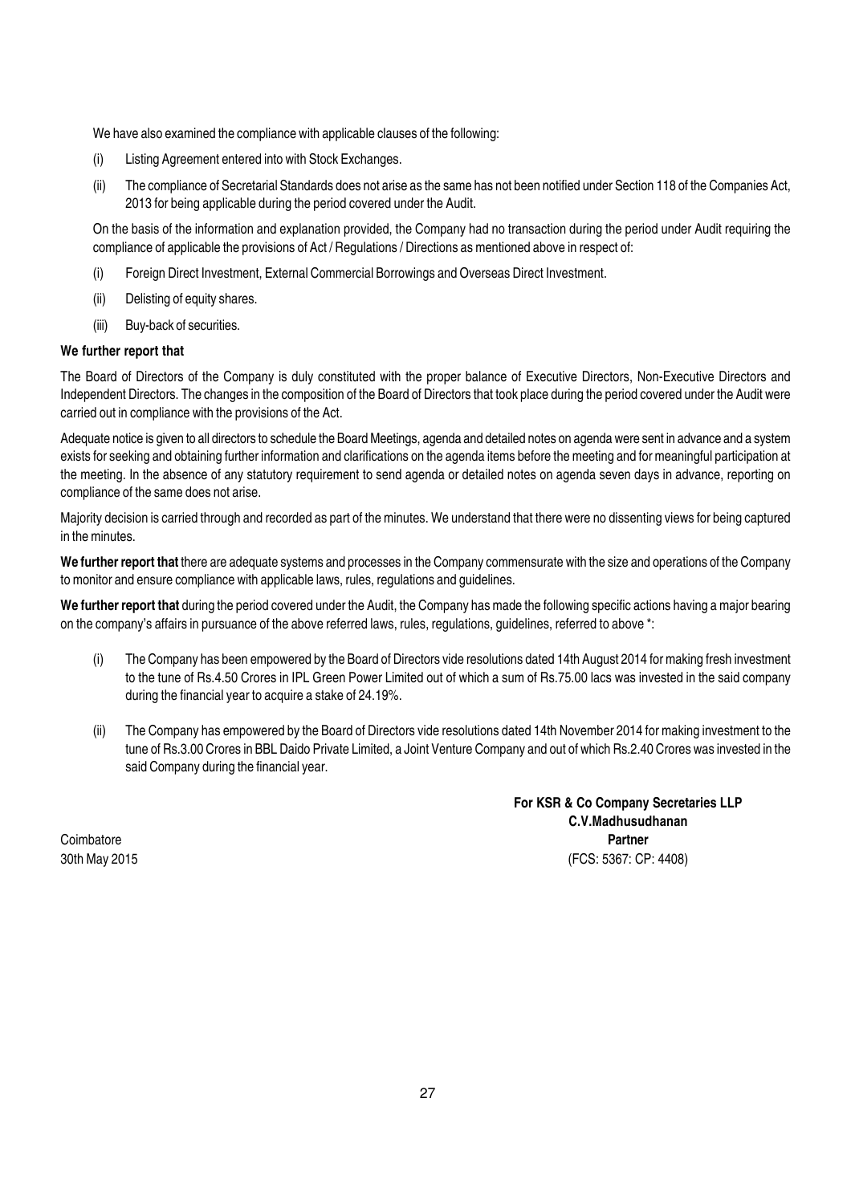We have also examined the compliance with applicable clauses of the following:

(i) Listing Agreement entered into with Stock Exchanges.

(ii) The compliance of Secretarial Standards does not arise as the same has not been notified under Section 118 of the Companies Act, 2013 for being applicable during the period covered under the Audit.

On the basis of the information and explanation provided, the Company had no transaction during the period under Audit requiring the compliance of applicable the provisions of Act / Regulations / Directions as mentioned above in respect of:

(i) Foreign Direct Investment, External Commercial Borrowings and Overseas Direct Investment.

(ii) Delisting of equity shares.

(iii) Buy-back of securities.

**We further report that**

The Board of Directors of the Company is duly constituted with the proper balance of Executive Directors, Non-Executive Directors and Independent Directors. The changes in the composition of the Board of Directors that took place during the period covered under the Audit were carried out in compliance with the provisions of the Act.

Adequate notice is given to all directors to schedule the Board Meetings, agenda and detailed notes on agenda were sent in advance and a system exists for seeking and obtaining further information and clarifications on the agenda items before the meeting and for meaningful participation at the meeting. In the absence of any statutory requirement to send agenda or detailed notes on agenda seven days in advance, reporting on compliance of the same does not arise.

Majority decision is carried through and recorded as part of the minutes. We understand that there were no dissenting views for being captured in the minutes.

**We further report that** there are adequate systems and processes in the Company commensurate with the size and operations of the Company to monitor and ensure compliance with applicable laws, rules, regulations and guidelines.

**We further report that** during the period covered under the Audit, the Company has made the following specific actions having a major bearing on the company's affairs in pursuance of the above referred laws, rules, regulations, guidelines, referred to above *:

(i) The Company has been empowered by the Board of Directors vide resolutions dated 14th August 2014 for making fresh investment to the tune of Rs.4.50 Crores in IPL Green Power Limited out of which a sum of Rs.75.00 lacs was invested in the said company during the financial year to acquire a stake of 24.19%.

(ii) The Company has empowered by the Board of Directors vide resolutions dated 14th November 2014 for making investment to the tune of Rs.3.00 Crores in BBL Daido Private Limited, a Joint Venture Company and out of which Rs.2.40 Crores was invested in the said Company during the financial year.

**For KSR & Co Company Secretaries LLP**
**C.V.Madhusudhanan**
**Partner**
(FCS: 5367: CP: 4408)

Coimbatore
30th May 2015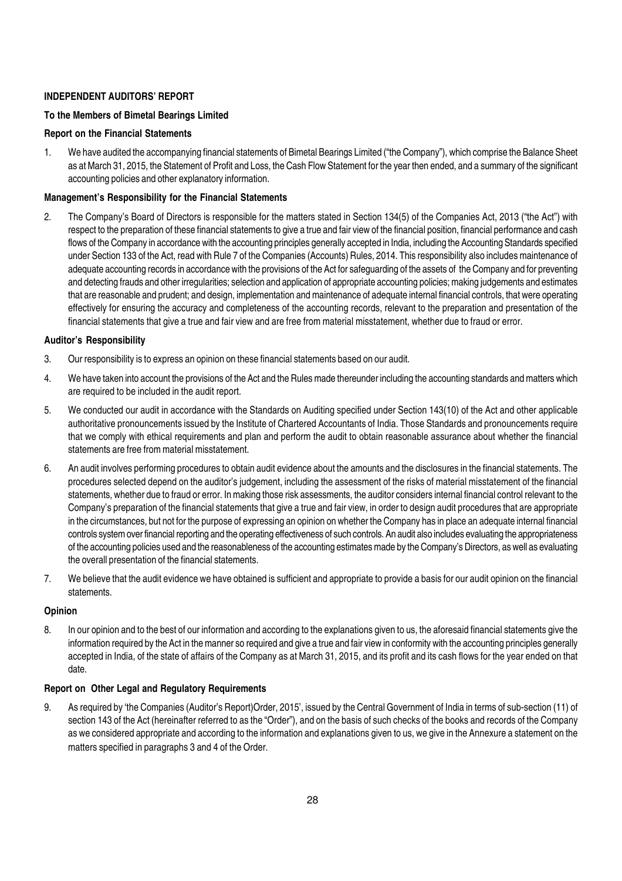**INDEPENDENT AUDITORS' REPORT**

**To the Members of Bimetal Bearings Limited**

**Report on the Financial Statements**

1. We have audited the accompanying financial statements of Bimetal Bearings Limited ("the Company"), which comprise the Balance Sheet as at March 31, 2015, the Statement of Profit and Loss, the Cash Flow Statement for the year then ended, and a summary of the significant accounting policies and other explanatory information.

**Management's Responsibility for the Financial Statements**

2. The Company's Board of Directors is responsible for the matters stated in Section 134(5) of the Companies Act, 2013 ("the Act") with respect to the preparation of these financial statements to give a true and fair view of the financial position, financial performance and cash flows of the Company in accordance with the accounting principles generally accepted in India, including the Accounting Standards specified under Section 133 of the Act, read with Rule 7 of the Companies (Accounts) Rules, 2014. This responsibility also includes maintenance of adequate accounting records in accordance with the provisions of the Act for safeguarding of the assets of the Company and for preventing and detecting frauds and other irregularities; selection and application of appropriate accounting policies; making judgements and estimates that are reasonable and prudent; and design, implementation and maintenance of adequate internal financial controls, that were operating effectively for ensuring the accuracy and completeness of the accounting records, relevant to the preparation and presentation of the financial statements that give a true and fair view and are free from material misstatement, whether due to fraud or error.

**Auditor's Responsibility**

3. Our responsibility is to express an opinion on these financial statements based on our audit.

4. We have taken into account the provisions of the Act and the Rules made thereunder including the accounting standards and matters which are required to be included in the audit report.

5. We conducted our audit in accordance with the Standards on Auditing specified under Section 143(10) of the Act and other applicable authoritative pronouncements issued by the Institute of Chartered Accountants of India. Those Standards and pronouncements require that we comply with ethical requirements and plan and perform the audit to obtain reasonable assurance about whether the financial statements are free from material misstatement.

6. An audit involves performing procedures to obtain audit evidence about the amounts and the disclosures in the financial statements. The procedures selected depend on the auditor's judgement, including the assessment of the risks of material misstatement of the financial statements, whether due to fraud or error. In making those risk assessments, the auditor considers internal financial control relevant to the Company's preparation of the financial statements that give a true and fair view, in order to design audit procedures that are appropriate in the circumstances, but not for the purpose of expressing an opinion on whether the Company has in place an adequate internal financial controls system over financial reporting and the operating effectiveness of such controls. An audit also includes evaluating the appropriateness of the accounting policies used and the reasonableness of the accounting estimates made by the Company's Directors, as well as evaluating the overall presentation of the financial statements.

7. We believe that the audit evidence we have obtained is sufficient and appropriate to provide a basis for our audit opinion on the financial statements.

**Opinion**

8. In our opinion and to the best of our information and according to the explanations given to us, the aforesaid financial statements give the information required by the Act in the manner so required and give a true and fair view in conformity with the accounting principles generally accepted in India, of the state of affairs of the Company as at March 31, 2015, and its profit and its cash flows for the year ended on that date.

**Report on Other Legal and Regulatory Requirements**

9. As required by 'the Companies (Auditor's Report)Order, 2015', issued by the Central Government of India in terms of sub-section (11) of section 143 of the Act (hereinafter referred to as the "Order"), and on the basis of such checks of the books and records of the Company as we considered appropriate and according to the information and explanations given to us, we give in the Annexure a statement on the matters specified in paragraphs 3 and 4 of the Order.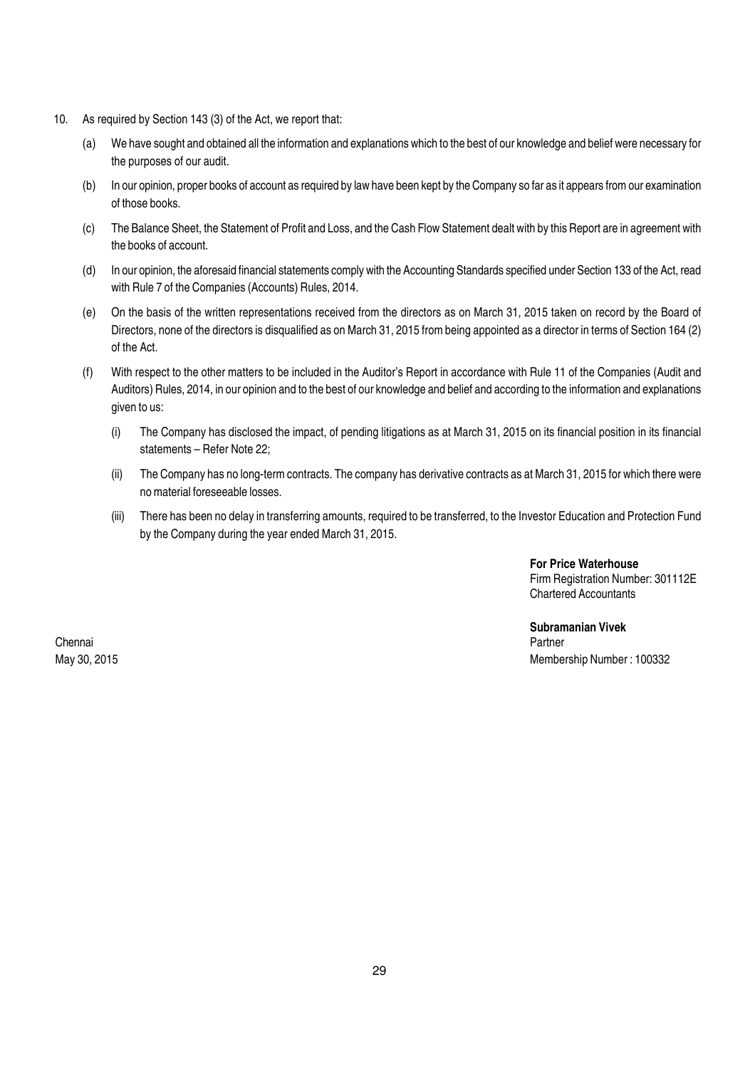10. As required by Section 143 (3) of the Act, we report that:

    (a) We have sought and obtained all the information and explanations which to the best of our knowledge and belief were necessary for the purposes of our audit.

    (b) In our opinion, proper books of account as required by law have been kept by the Company so far as it appears from our examination of those books.

    (c) The Balance Sheet, the Statement of Profit and Loss, and the Cash Flow Statement dealt with by this Report are in agreement with the books of account.

    (d) In our opinion, the aforesaid financial statements comply with the Accounting Standards specified under Section 133 of the Act, read with Rule 7 of the Companies (Accounts) Rules, 2014.

    (e) On the basis of the written representations received from the directors as on March 31, 2015 taken on record by the Board of Directors, none of the directors is disqualified as on March 31, 2015 from being appointed as a director in terms of Section 164 (2) of the Act.

    (f) With respect to the other matters to be included in the Auditor's Report in accordance with Rule 11 of the Companies (Audit and Auditors) Rules, 2014, in our opinion and to the best of our knowledge and belief and according to the information and explanations given to us:

        (i) The Company has disclosed the impact, of pending litigations as at March 31, 2015 on its financial position in its financial statements – Refer Note 22;

        (ii) The Company has no long-term contracts. The company has derivative contracts as at March 31, 2015 for which there were no material foreseeable losses.

        (iii) There has been no delay in transferring amounts, required to be transferred, to the Investor Education and Protection Fund by the Company during the year ended March 31, 2015.

**For Price Waterhouse**
Firm Registration Number: 301112E
Chartered Accountants

**Subramanian Vivek**
Partner
Membership Number : 100332

Chennai
May 30, 2015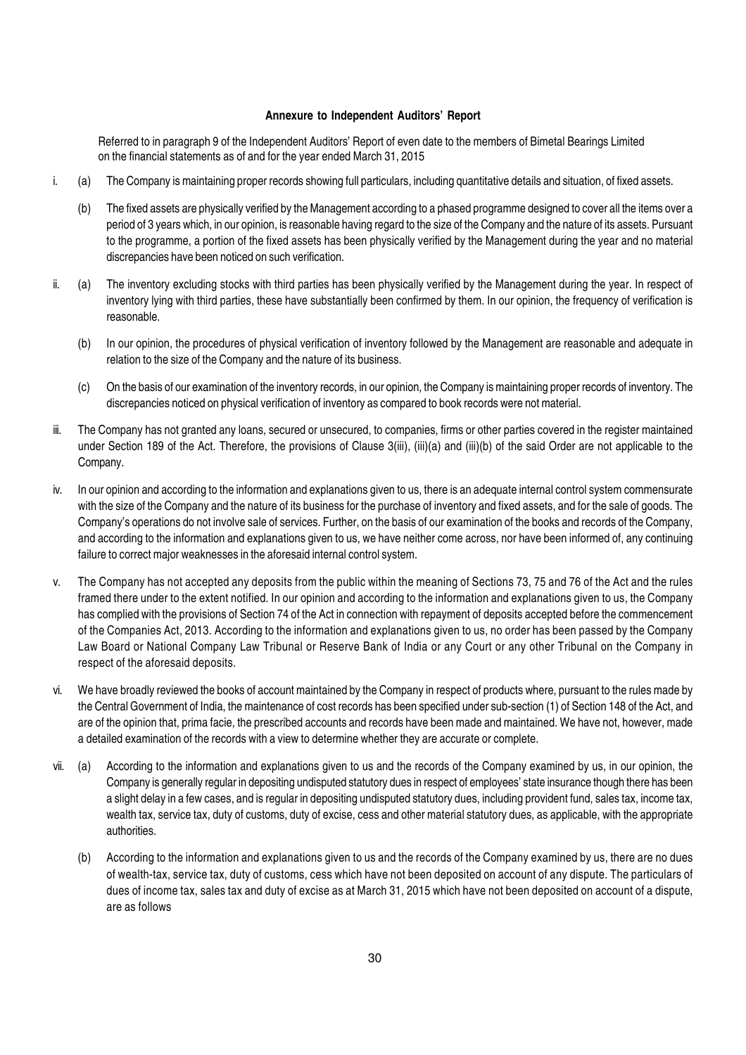## Annexure to Independent Auditors' Report

Referred to in paragraph 9 of the Independent Auditors' Report of even date to the members of Bimetal Bearings Limited on the financial statements as of and for the year ended March 31, 2015

i. (a) The Company is maintaining proper records showing full particulars, including quantitative details and situation, of fixed assets.

   (b) The fixed assets are physically verified by the Management according to a phased programme designed to cover all the items over a period of 3 years which, in our opinion, is reasonable having regard to the size of the Company and the nature of its assets. Pursuant to the programme, a portion of the fixed assets has been physically verified by the Management during the year and no material discrepancies have been noticed on such verification.

ii. (a) The inventory excluding stocks with third parties has been physically verified by the Management during the year. In respect of inventory lying with third parties, these have substantially been confirmed by them. In our opinion, the frequency of verification is reasonable.

   (b) In our opinion, the procedures of physical verification of inventory followed by the Management are reasonable and adequate in relation to the size of the Company and the nature of its business.

   (c) On the basis of our examination of the inventory records, in our opinion, the Company is maintaining proper records of inventory. The discrepancies noticed on physical verification of inventory as compared to book records were not material.

iii. The Company has not granted any loans, secured or unsecured, to companies, firms or other parties covered in the register maintained under Section 189 of the Act. Therefore, the provisions of Clause 3(iii), (iii)(a) and (iii)(b) of the said Order are not applicable to the Company.

iv. In our opinion and according to the information and explanations given to us, there is an adequate internal control system commensurate with the size of the Company and the nature of its business for the purchase of inventory and fixed assets, and for the sale of goods. The Company's operations do not involve sale of services. Further, on the basis of our examination of the books and records of the Company, and according to the information and explanations given to us, we have neither come across, nor have been informed of, any continuing failure to correct major weaknesses in the aforesaid internal control system.

v. The Company has not accepted any deposits from the public within the meaning of Sections 73, 75 and 76 of the Act and the rules framed there under to the extent notified. In our opinion and according to the information and explanations given to us, the Company has complied with the provisions of Section 74 of the Act in connection with repayment of deposits accepted before the commencement of the Companies Act, 2013. According to the information and explanations given to us, no order has been passed by the Company Law Board or National Company Law Tribunal or Reserve Bank of India or any Court or any other Tribunal on the Company in respect of the aforesaid deposits.

vi. We have broadly reviewed the books of account maintained by the Company in respect of products where, pursuant to the rules made by the Central Government of India, the maintenance of cost records has been specified under sub-section (1) of Section 148 of the Act, and are of the opinion that, prima facie, the prescribed accounts and records have been made and maintained. We have not, however, made a detailed examination of the records with a view to determine whether they are accurate or complete.

vii. (a) According to the information and explanations given to us and the records of the Company examined by us, in our opinion, the Company is generally regular in depositing undisputed statutory dues in respect of employees' state insurance though there has been a slight delay in a few cases, and is regular in depositing undisputed statutory dues, including provident fund, sales tax, income tax, wealth tax, service tax, duty of customs, duty of excise, cess and other material statutory dues, as applicable, with the appropriate authorities.

   (b) According to the information and explanations given to us and the records of the Company examined by us, there are no dues of wealth-tax, service tax, duty of customs, cess which have not been deposited on account of any dispute. The particulars of dues of income tax, sales tax and duty of excise as at March 31, 2015 which have not been deposited on account of a dispute, are as follows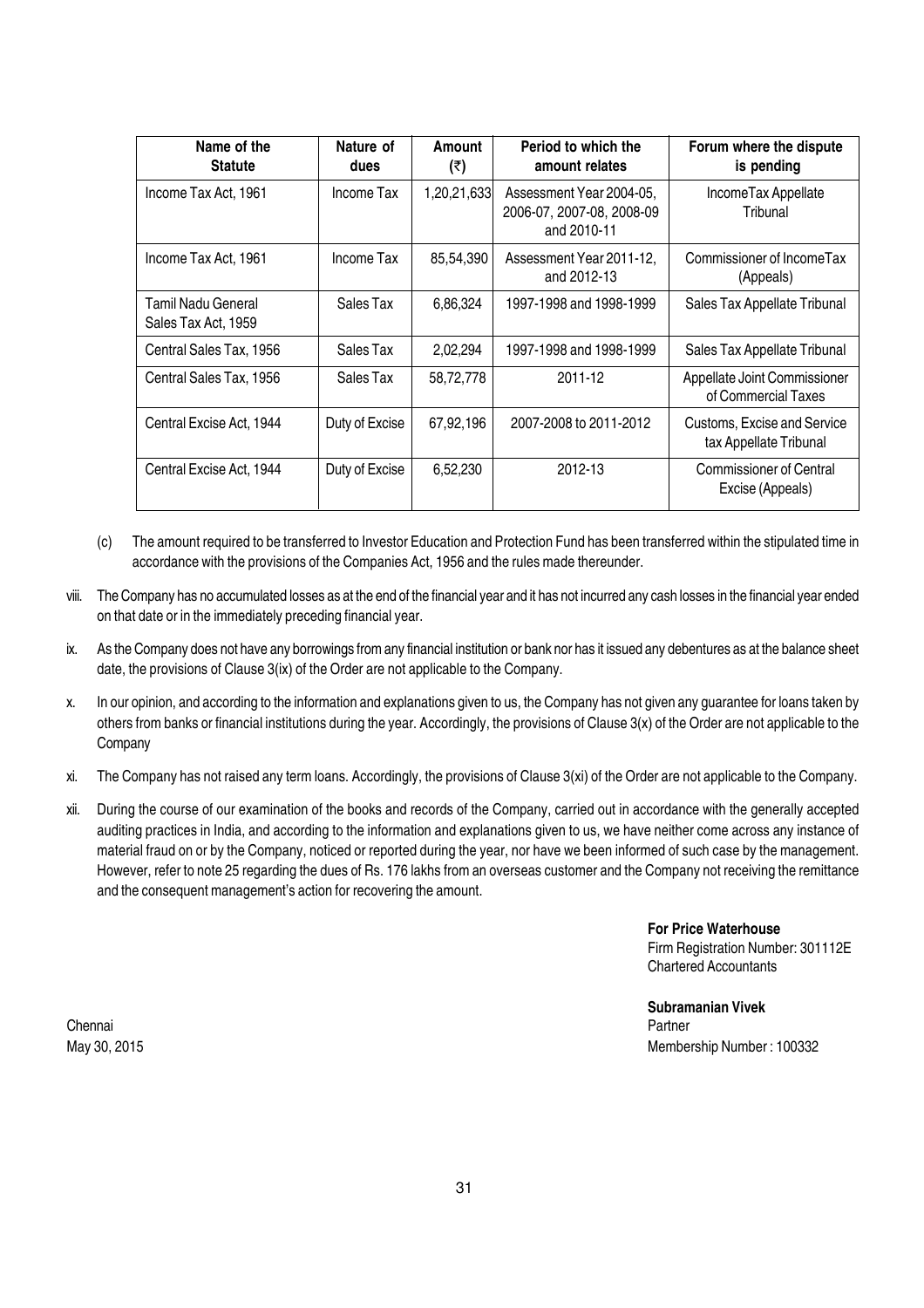| Name of the Statute | Nature of dues | Amount (₹) | Period to which the amount relates | Forum where the dispute is pending |
|---|---|---|---|---|
| Income Tax Act, 1961 | Income Tax | 1,20,21,633 | Assessment Year 2004-05, 2006-07, 2007-08, 2008-09 and 2010-11 | IncomeTax Appellate Tribunal |
| Income Tax Act, 1961 | Income Tax | 85,54,390 | Assessment Year 2011-12, and 2012-13 | Commissioner of IncomeTax (Appeals) |
| Tamil Nadu General Sales Tax Act, 1959 | Sales Tax | 6,86,324 | 1997-1998 and 1998-1999 | Sales Tax Appellate Tribunal |
| Central Sales Tax, 1956 | Sales Tax | 2,02,294 | 1997-1998 and 1998-1999 | Sales Tax Appellate Tribunal |
| Central Sales Tax, 1956 | Sales Tax | 58,72,778 | 2011-12 | Appellate Joint Commissioner of Commercial Taxes |
| Central Excise Act, 1944 | Duty of Excise | 67,92,196 | 2007-2008 to 2011-2012 | Customs, Excise and Service tax Appellate Tribunal |
| Central Excise Act, 1944 | Duty of Excise | 6,52,230 | 2012-13 | Commissioner of Central Excise (Appeals) |

(c) The amount required to be transferred to Investor Education and Protection Fund has been transferred within the stipulated time in accordance with the provisions of the Companies Act, 1956 and the rules made thereunder.

viii. The Company has no accumulated losses as at the end of the financial year and it has not incurred any cash losses in the financial year ended on that date or in the immediately preceding financial year.

ix. As the Company does not have any borrowings from any financial institution or bank nor has it issued any debentures as at the balance sheet date, the provisions of Clause 3(ix) of the Order are not applicable to the Company.

x. In our opinion, and according to the information and explanations given to us, the Company has not given any guarantee for loans taken by others from banks or financial institutions during the year. Accordingly, the provisions of Clause 3(x) of the Order are not applicable to the Company

xi. The Company has not raised any term loans. Accordingly, the provisions of Clause 3(xi) of the Order are not applicable to the Company.

xii. During the course of our examination of the books and records of the Company, carried out in accordance with the generally accepted auditing practices in India, and according to the information and explanations given to us, we have neither come across any instance of material fraud on or by the Company, noticed or reported during the year, nor have we been informed of such case by the management. However, refer to note 25 regarding the dues of Rs. 176 lakhs from an overseas customer and the Company not receiving the remittance and the consequent management's action for recovering the amount.

**For Price Waterhouse**
Firm Registration Number: 301112E
Chartered Accountants

**Subramanian Vivek**
Partner
Membership Number : 100332

Chennai
May 30, 2015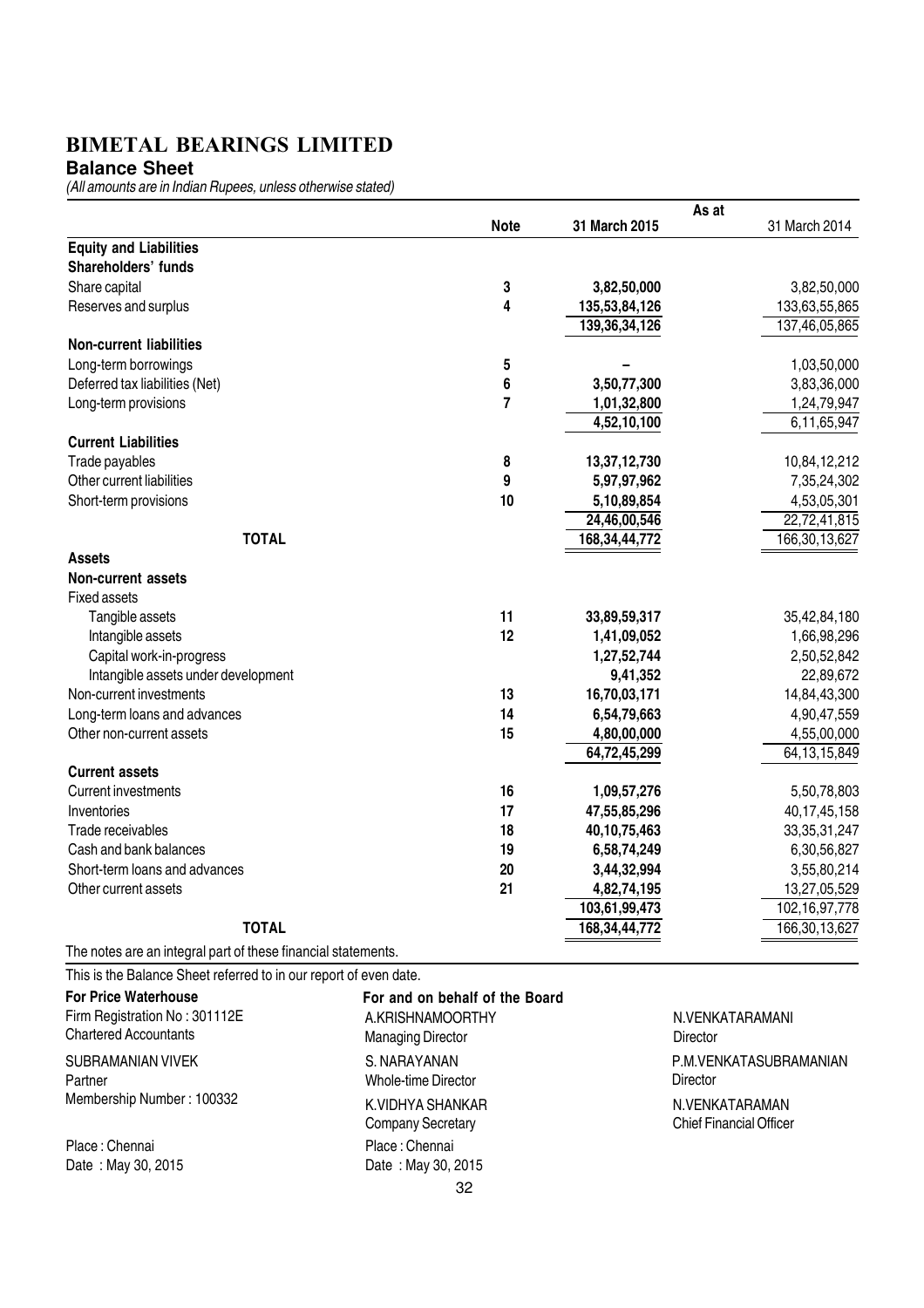# BIMETAL BEARINGS LIMITED

## Balance Sheet

*(All amounts are in Indian Rupees, unless otherwise stated)*

| | Note | As at 31 March 2015 | As at 31 March 2014 |
|---|---|---|---|
| **Equity and Liabilities** | | | |
| **Shareholders' funds** | | | |
| Share capital | 3 | **3,82,50,000** | 3,82,50,000 |
| Reserves and surplus | 4 | **135,53,84,126** | 133,63,55,865 |
| | | **139,36,34,126** | 137,46,05,865 |
| **Non-current liabilities** | | | |
| Long-term borrowings | 5 | **–** | 1,03,50,000 |
| Deferred tax liabilities (Net) | 6 | **3,50,77,300** | 3,83,36,000 |
| Long-term provisions | 7 | **1,01,32,800** | 1,24,79,947 |
| | | **4,52,10,100** | 6,11,65,947 |
| **Current Liabilities** | | | |
| Trade payables | 8 | **13,37,12,730** | 10,84,12,212 |
| Other current liabilities | 9 | **5,97,97,962** | 7,35,24,302 |
| Short-term provisions | 10 | **5,10,89,854** | 4,53,05,301 |
| | | **24,46,00,546** | 22,72,41,815 |
| **TOTAL** | | **168,34,44,772** | 166,30,13,627 |
| **Assets** | | | |
| **Non-current assets** | | | |
| Fixed assets | | | |
| Tangible assets | 11 | **33,89,59,317** | 35,42,84,180 |
| Intangible assets | 12 | **1,41,09,052** | 1,66,98,296 |
| Capital work-in-progress | | **1,27,52,744** | 2,50,52,842 |
| Intangible assets under development | | **9,41,352** | 22,89,672 |
| Non-current investments | 13 | **16,70,03,171** | 14,84,43,300 |
| Long-term loans and advances | 14 | **6,54,79,663** | 4,90,47,559 |
| Other non-current assets | 15 | **4,80,00,000** | 4,55,00,000 |
| | | **64,72,45,299** | 64,13,15,849 |
| **Current assets** | | | |
| Current investments | 16 | **1,09,57,276** | 5,50,78,803 |
| Inventories | 17 | **47,55,85,296** | 40,17,45,158 |
| Trade receivables | 18 | **40,10,75,463** | 33,35,31,247 |
| Cash and bank balances | 19 | **6,58,74,249** | 6,30,56,827 |
| Short-term loans and advances | 20 | **3,44,32,994** | 3,55,80,214 |
| Other current assets | 21 | **4,82,74,195** | 13,27,05,529 |
| | | **103,61,99,473** | 102,16,97,778 |
| **TOTAL** | | **168,34,44,772** | 166,30,13,627 |

The notes are an integral part of these financial statements.

This is the Balance Sheet referred to in our report of even date.

**For Price Waterhouse**
Firm Registration No : 301112E
Chartered Accountants

SUBRAMANIAN VIVEK
Partner
Membership Number : 100332

Place : Chennai
Date : May 30, 2015

**For and on behalf of the Board**

A.KRISHNAMOORTHY
Managing Director

S. NARAYANAN
Whole-time Director

K.VIDHYA SHANKAR
Company Secretary

Place : Chennai
Date : May 30, 2015

N.VENKATARAMANI
Director

P.M.VENKATASUBRAMANIAN
Director

N.VENKATARAMAN
Chief Financial Officer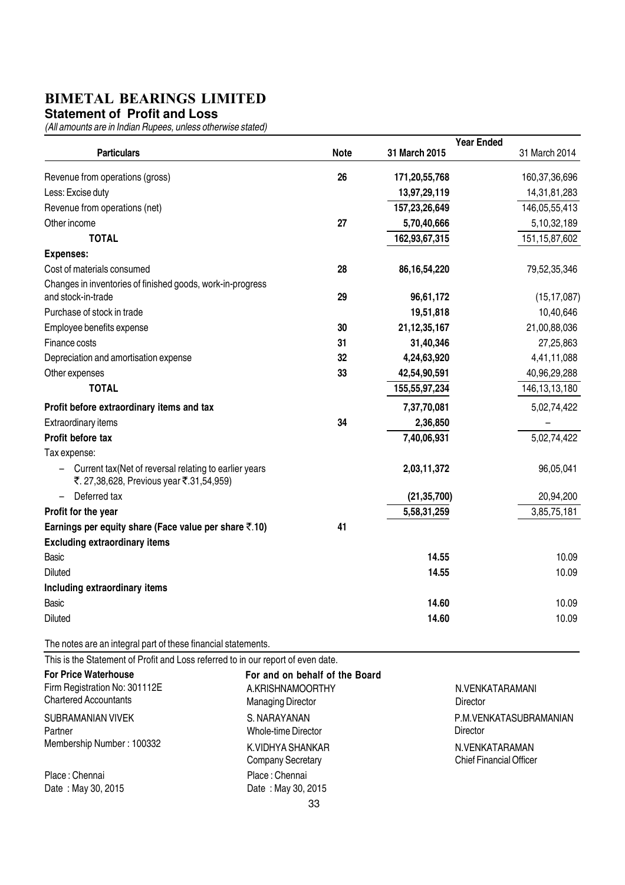# BIMETAL BEARINGS LIMITED

## Statement of Profit and Loss

*(All amounts are in Indian Rupees, unless otherwise stated)*

| Particulars | Note | Year Ended 31 March 2015 | 31 March 2014 |
|---|---|---|---|
| Revenue from operations (gross) | 26 | 171,20,55,768 | 160,37,36,696 |
| Less: Excise duty | | 13,97,29,119 | 14,31,81,283 |
| Revenue from operations (net) | | 157,23,26,649 | 146,05,55,413 |
| Other income | 27 | 5,70,40,666 | 5,10,32,189 |
| **TOTAL** | | 162,93,67,315 | 151,15,87,602 |
| **Expenses:** | | | |
| Cost of materials consumed | 28 | 86,16,54,220 | 79,52,35,346 |
| Changes in inventories of finished goods, work-in-progress and stock-in-trade | 29 | 96,61,172 | (15,17,087) |
| Purchase of stock in trade | | 19,51,818 | 10,40,646 |
| Employee benefits expense | 30 | 21,12,35,167 | 21,00,88,036 |
| Finance costs | 31 | 31,40,346 | 27,25,863 |
| Depreciation and amortisation expense | 32 | 4,24,63,920 | 4,41,11,088 |
| Other expenses | 33 | 42,54,90,591 | 40,96,29,288 |
| **TOTAL** | | 155,55,97,234 | 146,13,13,180 |
| **Profit before extraordinary items and tax** | | 7,37,70,081 | 5,02,74,422 |
| Extraordinary items | 34 | 2,36,850 | – |
| **Profit before tax** | | 7,40,06,931 | 5,02,74,422 |
| Tax expense: | | | |
| – Current tax(Net of reversal relating to earlier years ₹. 27,38,628, Previous year ₹.31,54,959) | | 2,03,11,372 | 96,05,041 |
| – Deferred tax | | (21,35,700) | 20,94,200 |
| **Profit for the year** | | 5,58,31,259 | 3,85,75,181 |
| **Earnings per equity share (Face value per share ₹.10)** | 41 | | |
| **Excluding extraordinary items** | | | |
| Basic | | 14.55 | 10.09 |
| Diluted | | 14.55 | 10.09 |
| **Including extraordinary items** | | | |
| Basic | | 14.60 | 10.09 |
| Diluted | | 14.60 | 10.09 |

The notes are an integral part of these financial statements.

This is the Statement of Profit and Loss referred to in our report of even date.

**For Price Waterhouse**
Firm Registration No: 301112E
Chartered Accountants

SUBRAMANIAN VIVEK
Partner
Membership Number : 100332

Place : Chennai
Date : May 30, 2015

**For and on behalf of the Board**

A.KRISHNAMOORTHY
Managing Director

N.VENKATARAMANI
Director

S. NARAYANAN
Whole-time Director

P.M.VENKATASUBRAMANIAN
Director

K.VIDHYA SHANKAR
Company Secretary

N.VENKATARAMAN
Chief Financial Officer

Place : Chennai
Date : May 30, 2015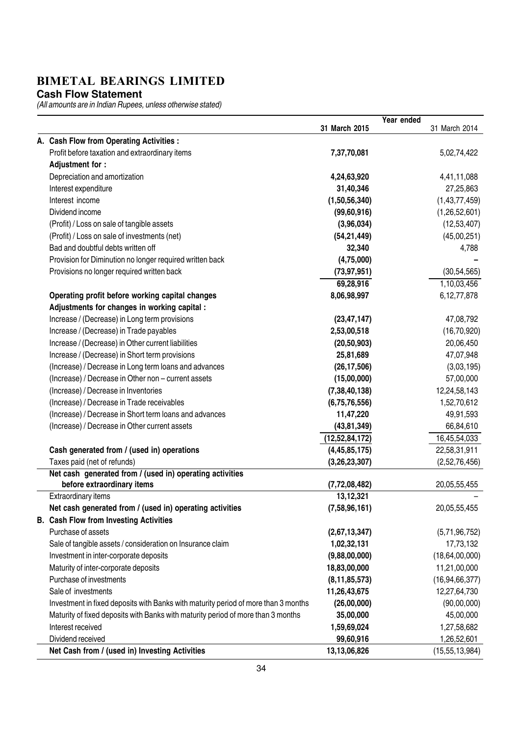# BIMETAL BEARINGS LIMITED

## Cash Flow Statement

*(All amounts are in Indian Rupees, unless otherwise stated)*

| | Year ended 31 March 2015 | Year ended 31 March 2014 |
|---|---|---|
| **A. Cash Flow from Operating Activities :** | | |
| Profit before taxation and extraordinary items | **7,37,70,081** | 5,02,74,422 |
| **Adjustment for :** | | |
| Depreciation and amortization | **4,24,63,920** | 4,41,11,088 |
| Interest expenditure | **31,40,346** | 27,25,863 |
| Interest income | **(1,50,56,340)** | (1,43,77,459) |
| Dividend income | **(99,60,916)** | (1,26,52,601) |
| (Profit) / Loss on sale of tangible assets | **(3,96,034)** | (12,53,407) |
| (Profit) / Loss on sale of investments (net) | **(54,21,449)** | (45,00,251) |
| Bad and doubtful debts written off | **32,340** | 4,788 |
| Provision for Diminution no longer required written back | **(4,75,000)** | – |
| Provisions no longer required written back | **(73,97,951)** | (30,54,565) |
| | **69,28,916** | 1,10,03,456 |
| **Operating profit before working capital changes** | **8,06,98,997** | 6,12,77,878 |
| **Adjustments for changes in working capital :** | | |
| Increase / (Decrease) in Long term provisions | **(23,47,147)** | 47,08,792 |
| Increase / (Decrease) in Trade payables | **2,53,00,518** | (16,70,920) |
| Increase / (Decrease) in Other current liabilities | **(20,50,903)** | 20,06,450 |
| Increase / (Decrease) in Short term provisions | **25,81,689** | 47,07,948 |
| (Increase) / Decrease in Long term loans and advances | **(26,17,506)** | (3,03,195) |
| (Increase) / Decrease in Other non – current assets | **(15,00,000)** | 57,00,000 |
| (Increase) / Decrease in Inventories | **(7,38,40,138)** | 12,24,58,143 |
| (Increase) / Decrease in Trade receivables | **(6,75,76,556)** | 1,52,70,612 |
| (Increase) / Decrease in Short term loans and advances | **11,47,220** | 49,91,593 |
| (Increase) / Decrease in Other current assets | **(43,81,349)** | 66,84,610 |
| | **(12,52,84,172)** | 16,45,54,033 |
| **Cash generated from / (used in) operations** | **(4,45,85,175)** | 22,58,31,911 |
| Taxes paid (net of refunds) | **(3,26,23,307)** | (2,52,76,456) |
| **Net cash generated from / (used in) operating activities before extraordinary items** | **(7,72,08,482)** | 20,05,55,455 |
| Extraordinary items | **13,12,321** | – |
| **Net cash generated from / (used in) operating activities** | **(7,58,96,161)** | 20,05,55,455 |
| **B. Cash Flow from Investing Activities** | | |
| Purchase of assets | **(2,67,13,347)** | (5,71,96,752) |
| Sale of tangible assets / consideration on Insurance claim | **1,02,32,131** | 17,73,132 |
| Investment in inter-corporate deposits | **(9,88,00,000)** | (18,64,00,000) |
| Maturity of inter-corporate deposits | **18,83,00,000** | 11,21,00,000 |
| Purchase of investments | **(8,11,85,573)** | (16,94,66,377) |
| Sale of investments | **11,26,43,675** | 12,27,64,730 |
| Investment in fixed deposits with Banks with maturity period of more than 3 months | **(26,00,000)** | (90,00,000) |
| Maturity of fixed deposits with Banks with maturity period of more than 3 months | **35,00,000** | 45,00,000 |
| Interest received | **1,59,69,024** | 1,27,58,682 |
| Dividend received | **99,60,916** | 1,26,52,601 |
| **Net Cash from / (used in) Investing Activities** | **13,13,06,826** | (15,55,13,984) |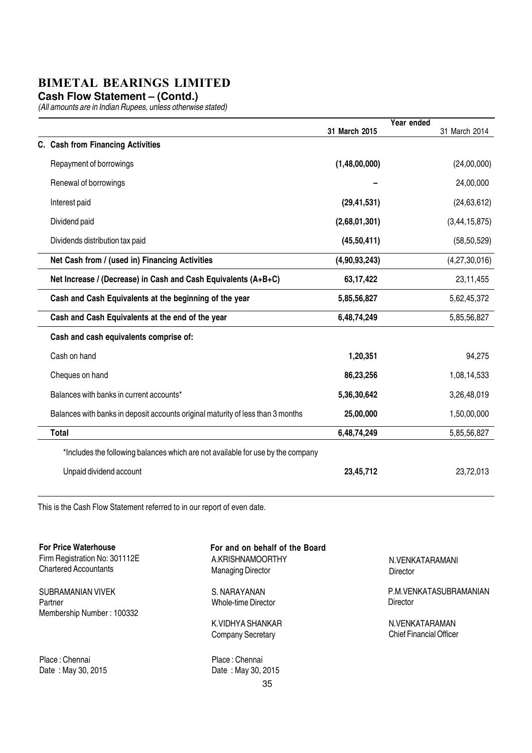# BIMETAL BEARINGS LIMITED

## Cash Flow Statement – (Contd.)

*(All amounts are in Indian Rupees, unless otherwise stated)*

| | Year ended 31 March 2015 | 31 March 2014 |
|---|---|---|
| **C. Cash from Financing Activities** | | |
| Repayment of borrowings | **(1,48,00,000)** | (24,00,000) |
| Renewal of borrowings | **–** | 24,00,000 |
| Interest paid | **(29,41,531)** | (24,63,612) |
| Dividend paid | **(2,68,01,301)** | (3,44,15,875) |
| Dividends distribution tax paid | **(45,50,411)** | (58,50,529) |
| **Net Cash from / (used in) Financing Activities** | **(4,90,93,243)** | (4,27,30,016) |
| **Net Increase / (Decrease) in Cash and Cash Equivalents (A+B+C)** | **63,17,422** | 23,11,455 |
| **Cash and Cash Equivalents at the beginning of the year** | **5,85,56,827** | 5,62,45,372 |
| **Cash and Cash Equivalents at the end of the year** | **6,48,74,249** | 5,85,56,827 |
| **Cash and cash equivalents comprise of:** | | |
| Cash on hand | **1,20,351** | 94,275 |
| Cheques on hand | **86,23,256** | 1,08,14,533 |
| Balances with banks in current accounts* | **5,36,30,642** | 3,26,48,019 |
| Balances with banks in deposit accounts original maturity of less than 3 months | **25,00,000** | 1,50,00,000 |
| **Total** | **6,48,74,249** | 5,85,56,827 |
| *Includes the following balances which are not available for use by the company | | |
| Unpaid dividend account | **23,45,712** | 23,72,013 |

This is the Cash Flow Statement referred to in our report of even date.

**For Price Waterhouse**
Firm Registration No: 301112E
Chartered Accountants

SUBRAMANIAN VIVEK
Partner
Membership Number : 100332

Place : Chennai
Date : May 30, 2015

**For and on behalf of the Board**

A.KRISHNAMOORTHY
Managing Director

N.VENKATARAMANI
Director

S. NARAYANAN
Whole-time Director

P.M.VENKATASUBRAMANIAN
Director

K.VIDHYA SHANKAR
Company Secretary

N.VENKATARAMAN
Chief Financial Officer

Place : Chennai
Date : May 30, 2015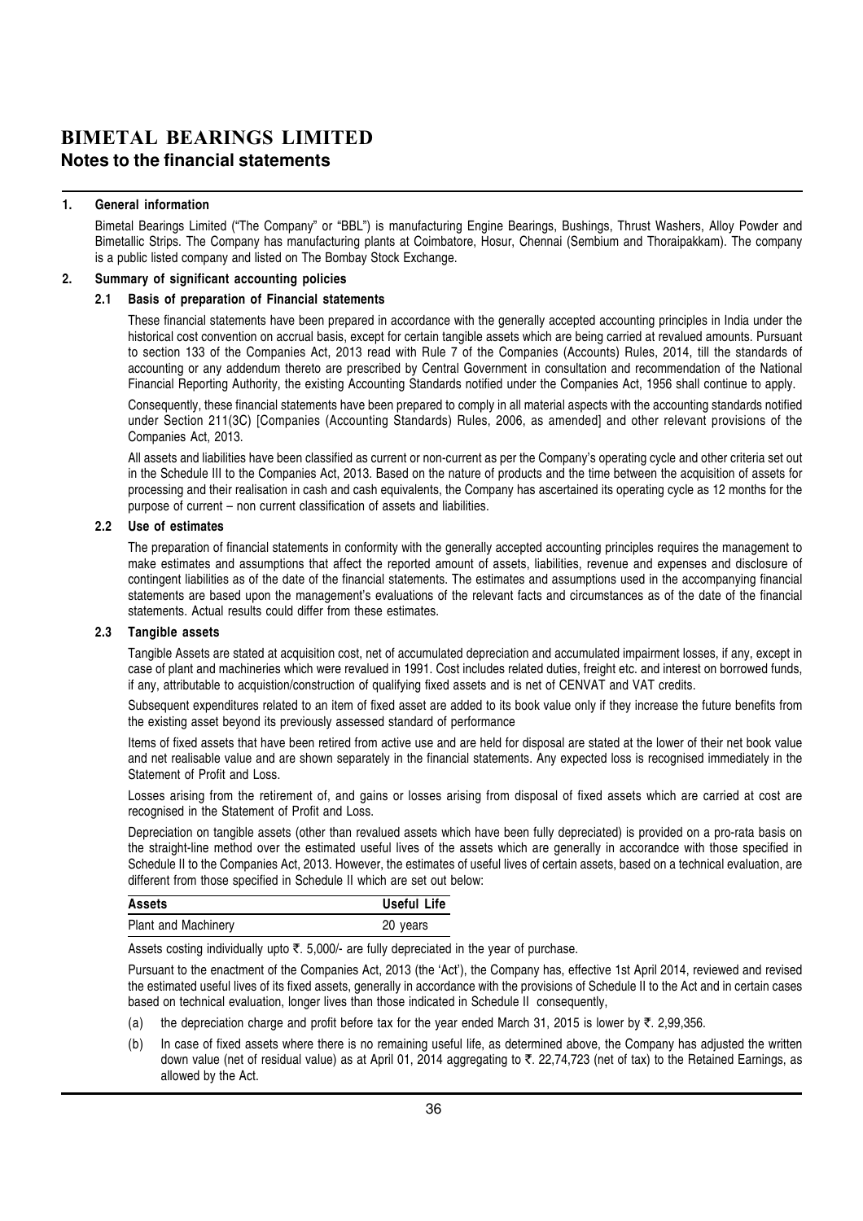# BIMETAL BEARINGS LIMITED
## Notes to the financial statements

### 1. General information

Bimetal Bearings Limited ("The Company" or "BBL") is manufacturing Engine Bearings, Bushings, Thrust Washers, Alloy Powder and Bimetallic Strips. The Company has manufacturing plants at Coimbatore, Hosur, Chennai (Sembium and Thoraipakkam). The company is a public listed company and listed on The Bombay Stock Exchange.

### 2. Summary of significant accounting policies

#### 2.1 Basis of preparation of Financial statements

These financial statements have been prepared in accordance with the generally accepted accounting principles in India under the historical cost convention on accrual basis, except for certain tangible assets which are being carried at revalued amounts. Pursuant to section 133 of the Companies Act, 2013 read with Rule 7 of the Companies (Accounts) Rules, 2014, till the standards of accounting or any addendum thereto are prescribed by Central Government in consultation and recommendation of the National Financial Reporting Authority, the existing Accounting Standards notified under the Companies Act, 1956 shall continue to apply.

Consequently, these financial statements have been prepared to comply in all material aspects with the accounting standards notified under Section 211(3C) [Companies (Accounting Standards) Rules, 2006, as amended] and other relevant provisions of the Companies Act, 2013.

All assets and liabilities have been classified as current or non-current as per the Company's operating cycle and other criteria set out in the Schedule III to the Companies Act, 2013. Based on the nature of products and the time between the acquisition of assets for processing and their realisation in cash and cash equivalents, the Company has ascertained its operating cycle as 12 months for the purpose of current – non current classification of assets and liabilities.

#### 2.2 Use of estimates

The preparation of financial statements in conformity with the generally accepted accounting principles requires the management to make estimates and assumptions that affect the reported amount of assets, liabilities, revenue and expenses and disclosure of contingent liabilities as of the date of the financial statements. The estimates and assumptions used in the accompanying financial statements are based upon the management's evaluations of the relevant facts and circumstances as of the date of the financial statements. Actual results could differ from these estimates.

#### 2.3 Tangible assets

Tangible Assets are stated at acquisition cost, net of accumulated depreciation and accumulated impairment losses, if any, except in case of plant and machineries which were revalued in 1991. Cost includes related duties, freight etc. and interest on borrowed funds, if any, attributable to acquistion/construction of qualifying fixed assets and is net of CENVAT and VAT credits.

Subsequent expenditures related to an item of fixed asset are added to its book value only if they increase the future benefits from the existing asset beyond its previously assessed standard of performance

Items of fixed assets that have been retired from active use and are held for disposal are stated at the lower of their net book value and net realisable value and are shown separately in the financial statements. Any expected loss is recognised immediately in the Statement of Profit and Loss.

Losses arising from the retirement of, and gains or losses arising from disposal of fixed assets which are carried at cost are recognised in the Statement of Profit and Loss.

Depreciation on tangible assets (other than revalued assets which have been fully depreciated) is provided on a pro-rata basis on the straight-line method over the estimated useful lives of the assets which are generally in accorandce with those specified in Schedule II to the Companies Act, 2013. However, the estimates of useful lives of certain assets, based on a technical evaluation, are different from those specified in Schedule II which are set out below:

| Assets | Useful Life |
|---|---|
| Plant and Machinery | 20 years |

Assets costing individually upto ₹. 5,000/- are fully depreciated in the year of purchase.

Pursuant to the enactment of the Companies Act, 2013 (the 'Act'), the Company has, effective 1st April 2014, reviewed and revised the estimated useful lives of its fixed assets, generally in accordance with the provisions of Schedule II to the Act and in certain cases based on technical evaluation, longer lives than those indicated in Schedule II consequently,

(a) the depreciation charge and profit before tax for the year ended March 31, 2015 is lower by ₹. 2,99,356.

(b) In case of fixed assets where there is no remaining useful life, as determined above, the Company has adjusted the written down value (net of residual value) as at April 01, 2014 aggregating to ₹. 22,74,723 (net of tax) to the Retained Earnings, as allowed by the Act.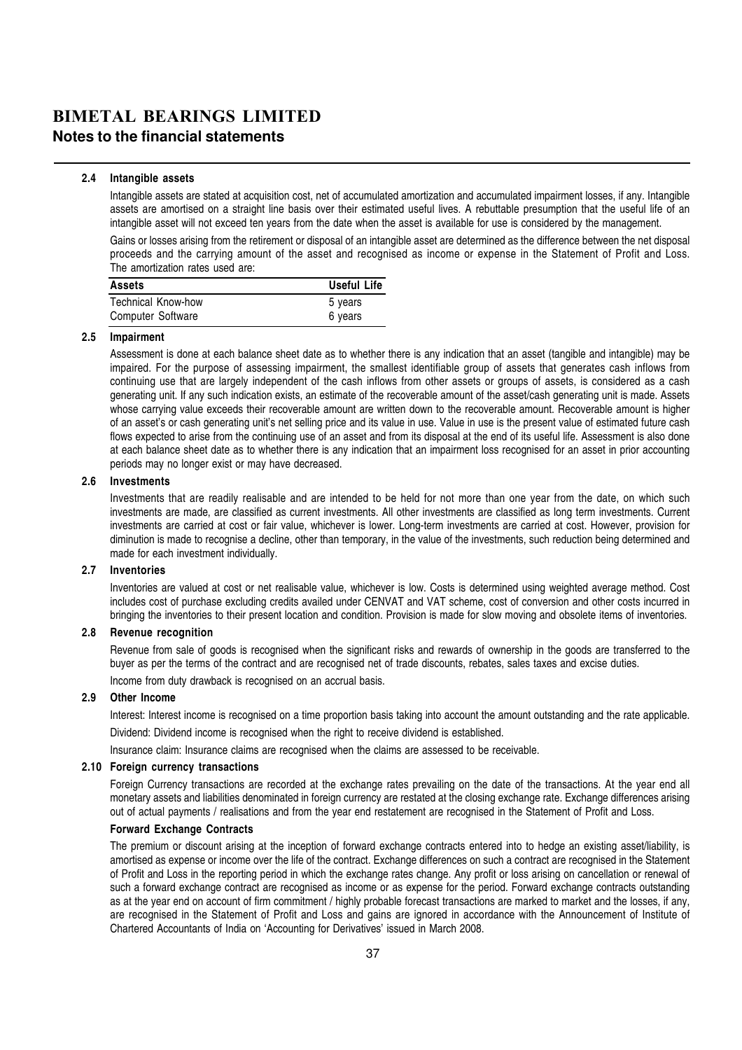# BIMETAL BEARINGS LIMITED

## Notes to the financial statements

### 2.4 Intangible assets

Intangible assets are stated at acquisition cost, net of accumulated amortization and accumulated impairment losses, if any. Intangible assets are amortised on a straight line basis over their estimated useful lives. A rebuttable presumption that the useful life of an intangible asset will not exceed ten years from the date when the asset is available for use is considered by the management.

Gains or losses arising from the retirement or disposal of an intangible asset are determined as the difference between the net disposal proceeds and the carrying amount of the asset and recognised as income or expense in the Statement of Profit and Loss. The amortization rates used are:

| Assets | Useful Life |
|---|---|
| Technical Know-how | 5 years |
| Computer Software | 6 years |

### 2.5 Impairment

Assessment is done at each balance sheet date as to whether there is any indication that an asset (tangible and intangible) may be impaired. For the purpose of assessing impairment, the smallest identifiable group of assets that generates cash inflows from continuing use that are largely independent of the cash inflows from other assets or groups of assets, is considered as a cash generating unit. If any such indication exists, an estimate of the recoverable amount of the asset/cash generating unit is made. Assets whose carrying value exceeds their recoverable amount are written down to the recoverable amount. Recoverable amount is higher of an asset's or cash generating unit's net selling price and its value in use. Value in use is the present value of estimated future cash flows expected to arise from the continuing use of an asset and from its disposal at the end of its useful life. Assessment is also done at each balance sheet date as to whether there is any indication that an impairment loss recognised for an asset in prior accounting periods may no longer exist or may have decreased.

### 2.6 Investments

Investments that are readily realisable and are intended to be held for not more than one year from the date, on which such investments are made, are classified as current investments. All other investments are classified as long term investments. Current investments are carried at cost or fair value, whichever is lower. Long-term investments are carried at cost. However, provision for diminution is made to recognise a decline, other than temporary, in the value of the investments, such reduction being determined and made for each investment individually.

### 2.7 Inventories

Inventories are valued at cost or net realisable value, whichever is low. Costs is determined using weighted average method. Cost includes cost of purchase excluding credits availed under CENVAT and VAT scheme, cost of conversion and other costs incurred in bringing the inventories to their present location and condition. Provision is made for slow moving and obsolete items of inventories.

### 2.8 Revenue recognition

Revenue from sale of goods is recognised when the significant risks and rewards of ownership in the goods are transferred to the buyer as per the terms of the contract and are recognised net of trade discounts, rebates, sales taxes and excise duties.

Income from duty drawback is recognised on an accrual basis.

### 2.9 Other Income

Interest: Interest income is recognised on a time proportion basis taking into account the amount outstanding and the rate applicable.

Dividend: Dividend income is recognised when the right to receive dividend is established.

Insurance claim: Insurance claims are recognised when the claims are assessed to be receivable.

### 2.10 Foreign currency transactions

Foreign Currency transactions are recorded at the exchange rates prevailing on the date of the transactions. At the year end all monetary assets and liabilities denominated in foreign currency are restated at the closing exchange rate. Exchange differences arising out of actual payments / realisations and from the year end restatement are recognised in the Statement of Profit and Loss.

**Forward Exchange Contracts**

The premium or discount arising at the inception of forward exchange contracts entered into to hedge an existing asset/liability, is amortised as expense or income over the life of the contract. Exchange differences on such a contract are recognised in the Statement of Profit and Loss in the reporting period in which the exchange rates change. Any profit or loss arising on cancellation or renewal of such a forward exchange contract are recognised as income or as expense for the period. Forward exchange contracts outstanding as at the year end on account of firm commitment / highly probable forecast transactions are marked to market and the losses, if any, are recognised in the Statement of Profit and Loss and gains are ignored in accordance with the Announcement of Institute of Chartered Accountants of India on 'Accounting for Derivatives' issued in March 2008.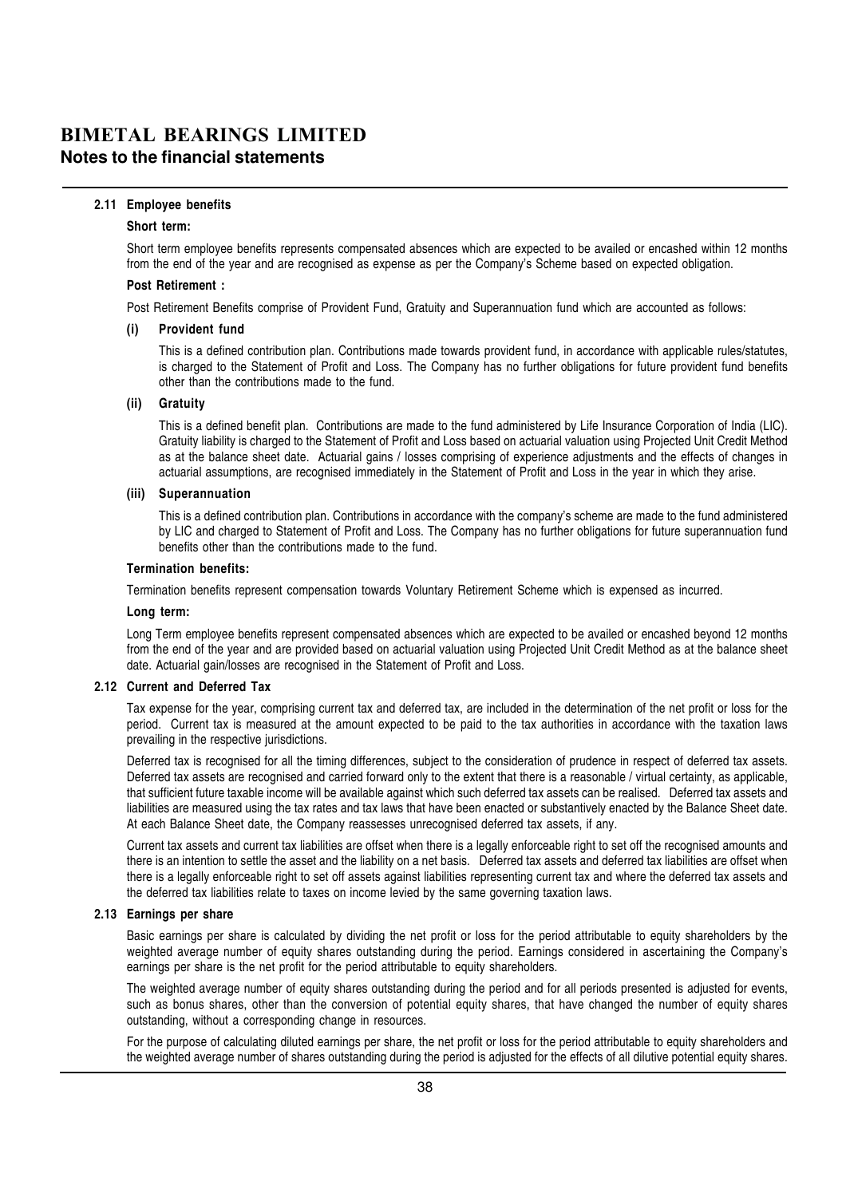# BIMETAL BEARINGS LIMITED
## Notes to the financial statements

### 2.11 Employee benefits

**Short term:**

Short term employee benefits represents compensated absences which are expected to be availed or encashed within 12 months from the end of the year and are recognised as expense as per the Company's Scheme based on expected obligation.

**Post Retirement :**

Post Retirement Benefits comprise of Provident Fund, Gratuity and Superannuation fund which are accounted as follows:

**(i) Provident fund**

This is a defined contribution plan. Contributions made towards provident fund, in accordance with applicable rules/statutes, is charged to the Statement of Profit and Loss. The Company has no further obligations for future provident fund benefits other than the contributions made to the fund.

**(ii) Gratuity**

This is a defined benefit plan. Contributions are made to the fund administered by Life Insurance Corporation of India (LIC). Gratuity liability is charged to the Statement of Profit and Loss based on actuarial valuation using Projected Unit Credit Method as at the balance sheet date. Actuarial gains / losses comprising of experience adjustments and the effects of changes in actuarial assumptions, are recognised immediately in the Statement of Profit and Loss in the year in which they arise.

**(iii) Superannuation**

This is a defined contribution plan. Contributions in accordance with the company's scheme are made to the fund administered by LIC and charged to Statement of Profit and Loss. The Company has no further obligations for future superannuation fund benefits other than the contributions made to the fund.

**Termination benefits:**

Termination benefits represent compensation towards Voluntary Retirement Scheme which is expensed as incurred.

**Long term:**

Long Term employee benefits represent compensated absences which are expected to be availed or encashed beyond 12 months from the end of the year and are provided based on actuarial valuation using Projected Unit Credit Method as at the balance sheet date. Actuarial gain/losses are recognised in the Statement of Profit and Loss.

### 2.12 Current and Deferred Tax

Tax expense for the year, comprising current tax and deferred tax, are included in the determination of the net profit or loss for the period. Current tax is measured at the amount expected to be paid to the tax authorities in accordance with the taxation laws prevailing in the respective jurisdictions.

Deferred tax is recognised for all the timing differences, subject to the consideration of prudence in respect of deferred tax assets. Deferred tax assets are recognised and carried forward only to the extent that there is a reasonable / virtual certainty, as applicable, that sufficient future taxable income will be available against which such deferred tax assets can be realised. Deferred tax assets and liabilities are measured using the tax rates and tax laws that have been enacted or substantively enacted by the Balance Sheet date. At each Balance Sheet date, the Company reassesses unrecognised deferred tax assets, if any.

Current tax assets and current tax liabilities are offset when there is a legally enforceable right to set off the recognised amounts and there is an intention to settle the asset and the liability on a net basis. Deferred tax assets and deferred tax liabilities are offset when there is a legally enforceable right to set off assets against liabilities representing current tax and where the deferred tax assets and the deferred tax liabilities relate to taxes on income levied by the same governing taxation laws.

### 2.13 Earnings per share

Basic earnings per share is calculated by dividing the net profit or loss for the period attributable to equity shareholders by the weighted average number of equity shares outstanding during the period. Earnings considered in ascertaining the Company's earnings per share is the net profit for the period attributable to equity shareholders.

The weighted average number of equity shares outstanding during the period and for all periods presented is adjusted for events, such as bonus shares, other than the conversion of potential equity shares, that have changed the number of equity shares outstanding, without a corresponding change in resources.

For the purpose of calculating diluted earnings per share, the net profit or loss for the period attributable to equity shareholders and the weighted average number of shares outstanding during the period is adjusted for the effects of all dilutive potential equity shares.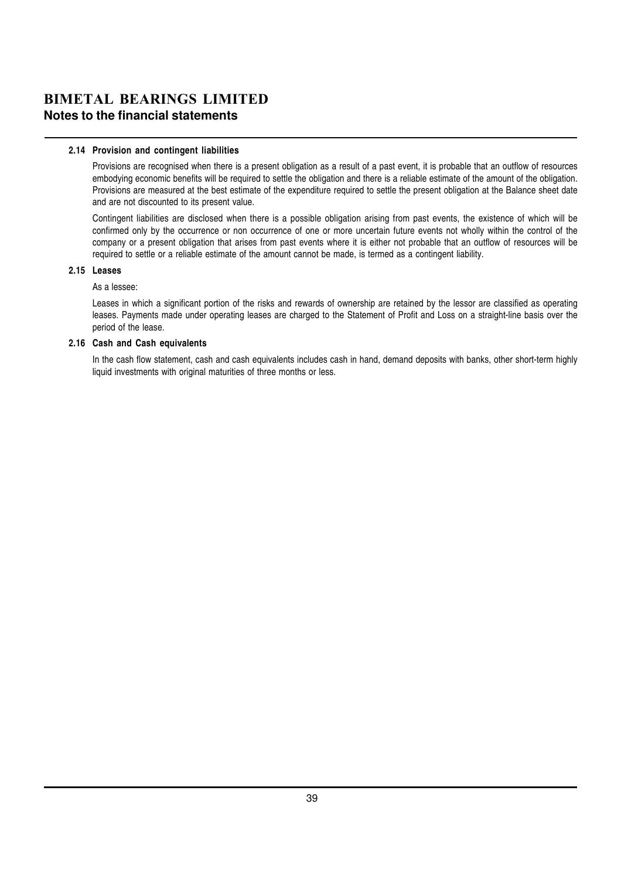### 2.14 Provision and contingent liabilities

Provisions are recognised when there is a present obligation as a result of a past event, it is probable that an outflow of resources embodying economic benefits will be required to settle the obligation and there is a reliable estimate of the amount of the obligation. Provisions are measured at the best estimate of the expenditure required to settle the present obligation at the Balance sheet date and are not discounted to its present value.

Contingent liabilities are disclosed when there is a possible obligation arising from past events, the existence of which will be confirmed only by the occurrence or non occurrence of one or more uncertain future events not wholly within the control of the company or a present obligation that arises from past events where it is either not probable that an outflow of resources will be required to settle or a reliable estimate of the amount cannot be made, is termed as a contingent liability.

### 2.15 Leases

As a lessee:

Leases in which a significant portion of the risks and rewards of ownership are retained by the lessor are classified as operating leases. Payments made under operating leases are charged to the Statement of Profit and Loss on a straight-line basis over the period of the lease.

### 2.16 Cash and Cash equivalents

In the cash flow statement, cash and cash equivalents includes cash in hand, demand deposits with banks, other short-term highly liquid investments with original maturities of three months or less.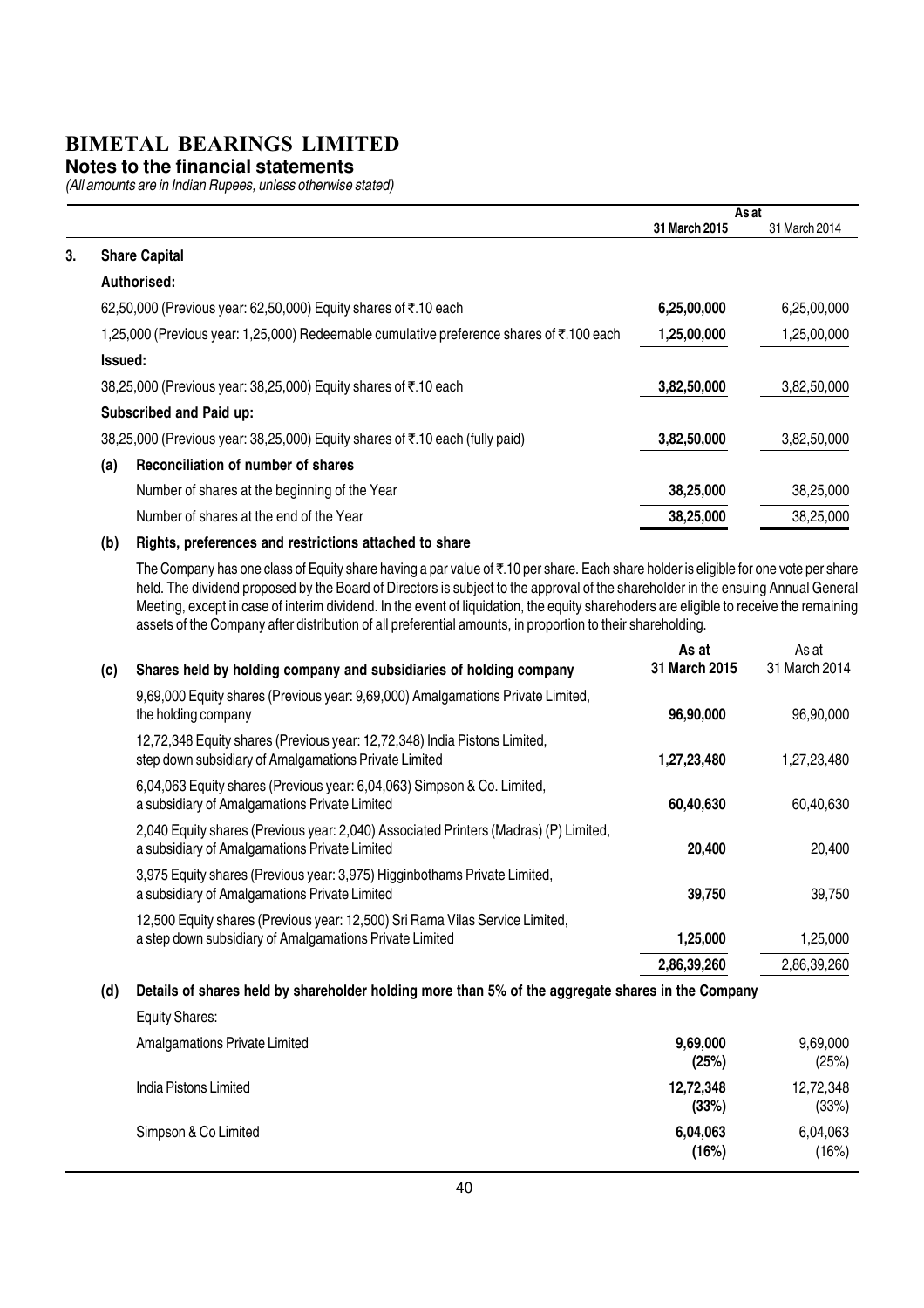# BIMETAL BEARINGS LIMITED

## Notes to the financial statements

*(All amounts are in Indian Rupees, unless otherwise stated)*

| | As at 31 March 2015 | As at 31 March 2014 |
|---|---|---|
| **3. Share Capital** | | |
| **Authorised:** | | |
| 62,50,000 (Previous year: 62,50,000) Equity shares of ₹.10 each | **6,25,00,000** | 6,25,00,000 |
| 1,25,000 (Previous year: 1,25,000) Redeemable cumulative preference shares of ₹.100 each | **1,25,00,000** | 1,25,00,000 |
| **Issued:** | | |
| 38,25,000 (Previous year: 38,25,000) Equity shares of ₹.10 each | **3,82,50,000** | 3,82,50,000 |
| **Subscribed and Paid up:** | | |
| 38,25,000 (Previous year: 38,25,000) Equity shares of ₹.10 each (fully paid) | **3,82,50,000** | 3,82,50,000 |
| **(a) Reconciliation of number of shares** | | |
| Number of shares at the beginning of the Year | **38,25,000** | 38,25,000 |
| Number of shares at the end of the Year | **38,25,000** | 38,25,000 |

**(b) Rights, preferences and restrictions attached to share**

The Company has one class of Equity share having a par value of ₹.10 per share. Each share holder is eligible for one vote per share held. The dividend proposed by the Board of Directors is subject to the approval of the shareholder in the ensuing Annual General Meeting, except in case of interim dividend. In the event of liquidation, the equity sharehoders are eligible to receive the remaining assets of the Company after distribution of all preferential amounts, in proportion to their shareholding.

| **(c) Shares held by holding company and subsidiaries of holding company** | **As at 31 March 2015** | As at 31 March 2014 |
|---|---|---|
| 9,69,000 Equity shares (Previous year: 9,69,000) Amalgamations Private Limited, the holding company | **96,90,000** | 96,90,000 |
| 12,72,348 Equity shares (Previous year: 12,72,348) India Pistons Limited, step down subsidiary of Amalgamations Private Limited | **1,27,23,480** | 1,27,23,480 |
| 6,04,063 Equity shares (Previous year: 6,04,063) Simpson & Co. Limited, a subsidiary of Amalgamations Private Limited | **60,40,630** | 60,40,630 |
| 2,040 Equity shares (Previous year: 2,040) Associated Printers (Madras) (P) Limited, a subsidiary of Amalgamations Private Limited | **20,400** | 20,400 |
| 3,975 Equity shares (Previous year: 3,975) Higginbothams Private Limited, a subsidiary of Amalgamations Private Limited | **39,750** | 39,750 |
| 12,500 Equity shares (Previous year: 12,500) Sri Rama Vilas Service Limited, a step down subsidiary of Amalgamations Private Limited | **1,25,000** | 1,25,000 |
| | **2,86,39,260** | 2,86,39,260 |

**(d) Details of shares held by shareholder holding more than 5% of the aggregate shares in the Company**

| Equity Shares: | | |
|---|---|---|
| Amalgamations Private Limited | **9,69,000 (25%)** | 9,69,000 (25%) |
| India Pistons Limited | **12,72,348 (33%)** | 12,72,348 (33%) |
| Simpson & Co Limited | **6,04,063 (16%)** | 6,04,063 (16%) |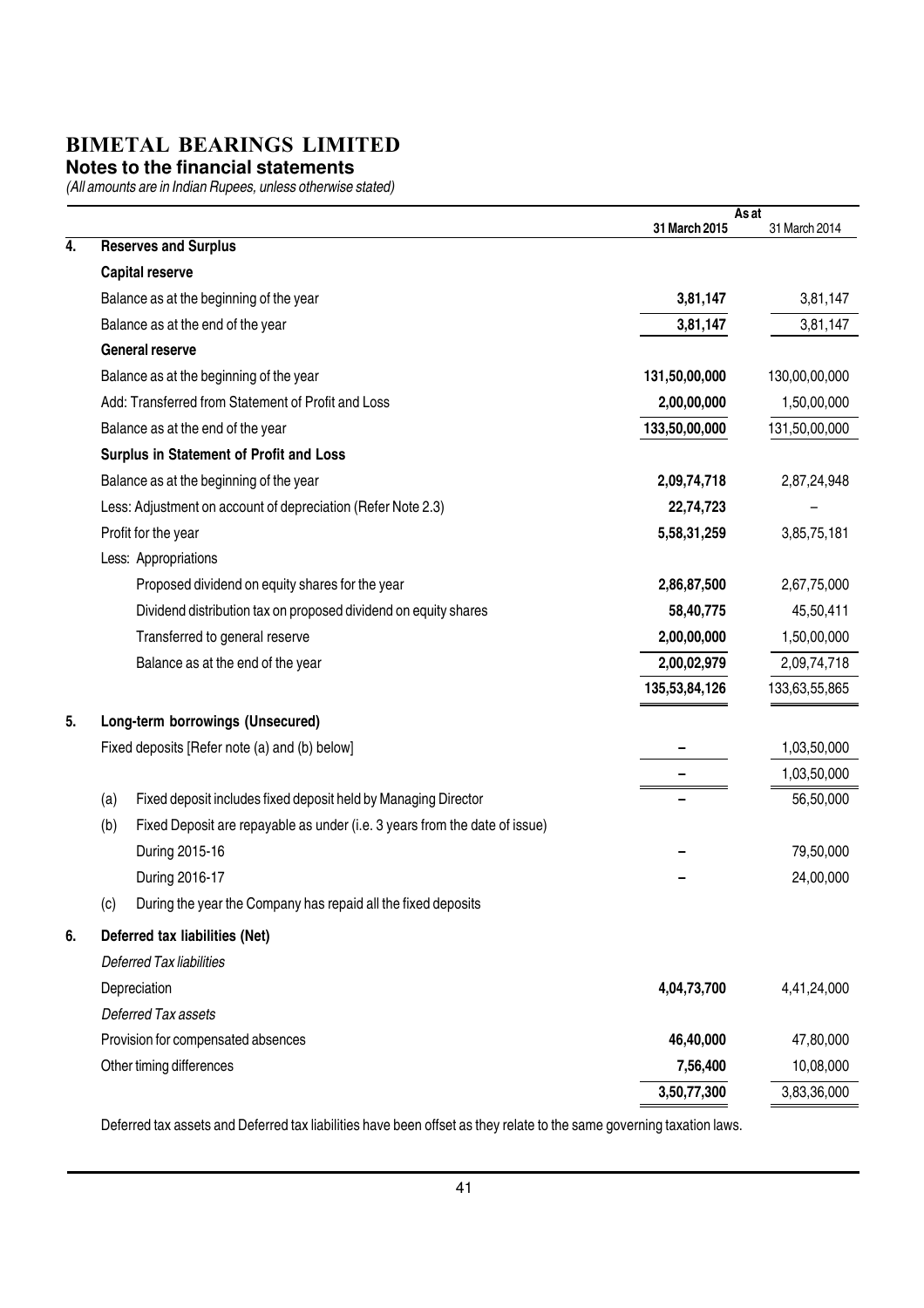# BIMETAL BEARINGS LIMITED

## Notes to the financial statements

*(All amounts are in Indian Rupees, unless otherwise stated)*

| | | As at 31 March 2015 | As at 31 March 2014 |
|---|---|---|---|
| **4.** | **Reserves and Surplus** | | |
| | **Capital reserve** | | |
| | Balance as at the beginning of the year | **3,81,147** | 3,81,147 |
| | Balance as at the end of the year | **3,81,147** | 3,81,147 |
| | **General reserve** | | |
| | Balance as at the beginning of the year | **131,50,00,000** | 130,00,00,000 |
| | Add: Transferred from Statement of Profit and Loss | **2,00,00,000** | 1,50,00,000 |
| | Balance as at the end of the year | **133,50,00,000** | 131,50,00,000 |
| | **Surplus in Statement of Profit and Loss** | | |
| | Balance as at the beginning of the year | **2,09,74,718** | 2,87,24,948 |
| | Less: Adjustment on account of depreciation (Refer Note 2.3) | **22,74,723** | – |
| | Profit for the year | **5,58,31,259** | 3,85,75,181 |
| | Less: Appropriations | | |
| | Proposed dividend on equity shares for the year | **2,86,87,500** | 2,67,75,000 |
| | Dividend distribution tax on proposed dividend on equity shares | **58,40,775** | 45,50,411 |
| | Transferred to general reserve | **2,00,00,000** | 1,50,00,000 |
| | Balance as at the end of the year | **2,00,02,979** | 2,09,74,718 |
| | | **135,53,84,126** | 133,63,55,865 |
| **5.** | **Long-term borrowings (Unsecured)** | | |
| | Fixed deposits [Refer note (a) and (b) below] | **–** | 1,03,50,000 |
| | | **–** | 1,03,50,000 |
| | (a) Fixed deposit includes fixed deposit held by Managing Director | **–** | 56,50,000 |
| | (b) Fixed Deposit are repayable as under (i.e. 3 years from the date of issue) | | |
| | During 2015-16 | **–** | 79,50,000 |
| | During 2016-17 | **–** | 24,00,000 |
| | (c) During the year the Company has repaid all the fixed deposits | | |
| **6.** | **Deferred tax liabilities (Net)** | | |
| | *Deferred Tax liabilities* | | |
| | Depreciation | **4,04,73,700** | 4,41,24,000 |
| | *Deferred Tax assets* | | |
| | Provision for compensated absences | **46,40,000** | 47,80,000 |
| | Other timing differences | **7,56,400** | 10,08,000 |
| | | **3,50,77,300** | 3,83,36,000 |

Deferred tax assets and Deferred tax liabilities have been offset as they relate to the same governing taxation laws.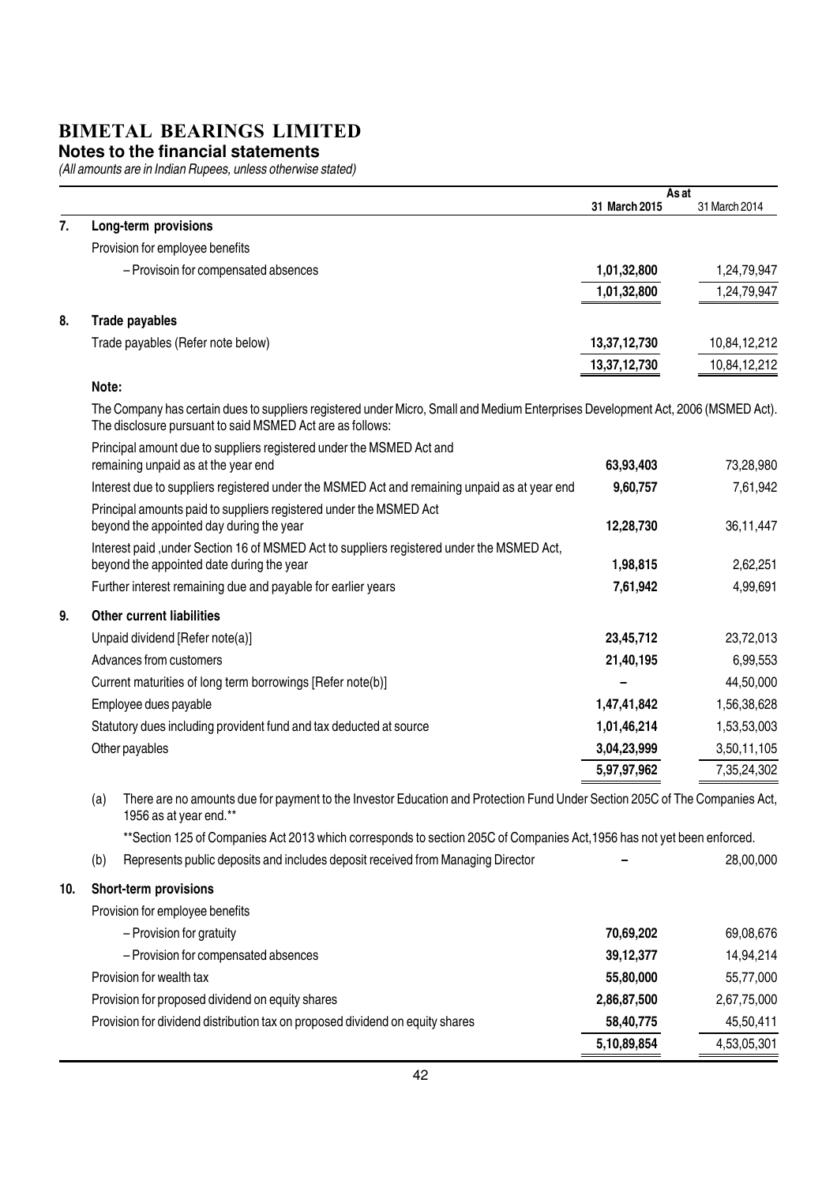# BIMETAL BEARINGS LIMITED

## Notes to the financial statements

*(All amounts are in Indian Rupees, unless otherwise stated)*

| | | As at 31 March 2015 | As at 31 March 2014 |
|---|---|---|---|
| **7.** | **Long-term provisions** | | |
| | Provision for employee benefits | | |
| | – Provisoin for compensated absences | **1,01,32,800** | 1,24,79,947 |
| | | **1,01,32,800** | 1,24,79,947 |
| **8.** | **Trade payables** | | |
| | Trade payables (Refer note below) | **13,37,12,730** | 10,84,12,212 |
| | | **13,37,12,730** | 10,84,12,212 |

**Note:**

The Company has certain dues to suppliers registered under Micro, Small and Medium Enterprises Development Act, 2006 (MSMED Act). The disclosure pursuant to said MSMED Act are as follows:

| | 31 March 2015 | 31 March 2014 |
|---|---|---|
| Principal amount due to suppliers registered under the MSMED Act and remaining unpaid as at the year end | **63,93,403** | 73,28,980 |
| Interest due to suppliers registered under the MSMED Act and remaining unpaid as at year end | **9,60,757** | 7,61,942 |
| Principal amounts paid to suppliers registered under the MSMED Act beyond the appointed day during the year | **12,28,730** | 36,11,447 |
| Interest paid ,under Section 16 of MSMED Act to suppliers registered under the MSMED Act, beyond the appointed date during the year | **1,98,815** | 2,62,251 |
| Further interest remaining due and payable for earlier years | **7,61,942** | 4,99,691 |

| | | 31 March 2015 | 31 March 2014 |
|---|---|---|---|
| **9.** | **Other current liabilities** | | |
| | Unpaid dividend [Refer note(a)] | **23,45,712** | 23,72,013 |
| | Advances from customers | **21,40,195** | 6,99,553 |
| | Current maturities of long term borrowings [Refer note(b)] | **–** | 44,50,000 |
| | Employee dues payable | **1,47,41,842** | 1,56,38,628 |
| | Statutory dues including provident fund and tax deducted at source | **1,01,46,214** | 1,53,53,003 |
| | Other payables | **3,04,23,999** | 3,50,11,105 |
| | | **5,97,97,962** | 7,35,24,302 |

(a) There are no amounts due for payment to the Investor Education and Protection Fund Under Section 205C of The Companies Act, 1956 as at year end.**

**Section 125 of Companies Act 2013 which corresponds to section 205C of Companies Act,1956 has not yet been enforced.

| | 31 March 2015 | 31 March 2014 |
|---|---|---|
| (b) Represents public deposits and includes deposit received from Managing Director | **–** | 28,00,000 |

| | | 31 March 2015 | 31 March 2014 |
|---|---|---|---|
| **10.** | **Short-term provisions** | | |
| | Provision for employee benefits | | |
| | – Provision for gratuity | **70,69,202** | 69,08,676 |
| | – Provision for compensated absences | **39,12,377** | 14,94,214 |
| | Provision for wealth tax | **55,80,000** | 55,77,000 |
| | Provision for proposed dividend on equity shares | **2,86,87,500** | 2,67,75,000 |
| | Provision for dividend distribution tax on proposed dividend on equity shares | **58,40,775** | 45,50,411 |
| | | **5,10,89,854** | 4,53,05,301 |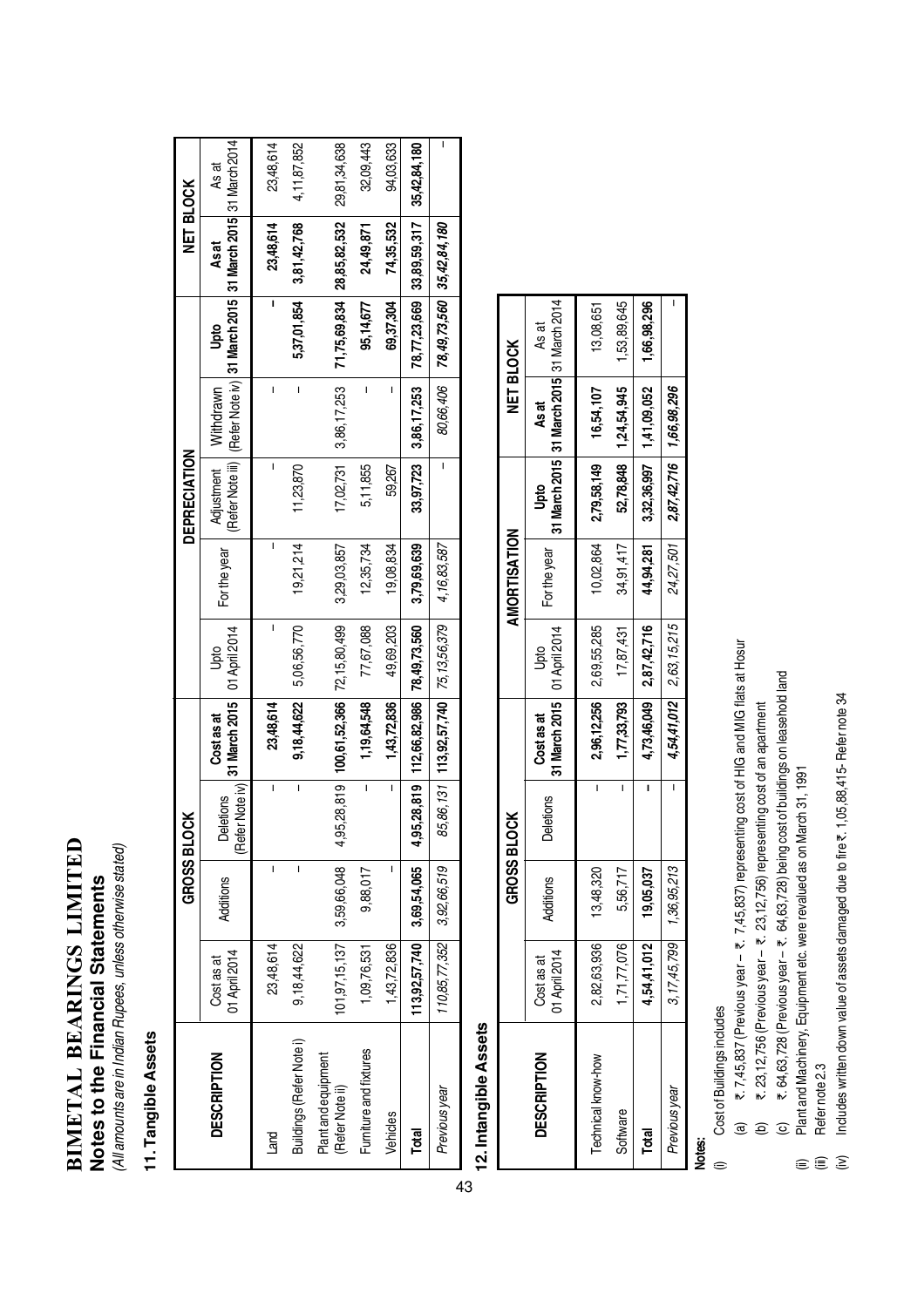# BIMETAL BEARINGS LIMITED

## Notes to the Financial Statements

*(All amounts are in Indian Rupees, unless otherwise stated)*

### 11. Tangible Assets

| DESCRIPTION | GROSS BLOCK | | | | DEPRECIATION | | | | | NET BLOCK | |
|---|---|---|---|---|---|---|---|---|---|---|---|
| | Cost as at 01 April 2014 | Additions | Deletions (Refer Note iv) | Cost as at 31 March 2015 | Upto 01 April 2014 | For the year | Adjustment (Refer Note iii) | Withdrawn (Refer Note iv) | Upto 31 March 2015 | As at 31 March 2015 | As at 31 March 2014 |
| Land | 23,48,614 | – | – | **23,48,614** | – | – | – | – | – | **23,48,614** | 23,48,614 |
| Buildings (Refer Note i) | 9,18,44,622 | – | – | **9,18,44,622** | 5,06,56,770 | 19,21,214 | 11,23,870 | – | **5,37,01,854** | **3,81,42,768** | 4,11,87,852 |
| Plant and equipment (Refer Note ii) | 101,97,15,137 | 3,59,66,048 | 4,95,28,819 | **100,61,52,366** | 72,15,80,499 | 3,29,03,857 | 17,02,731 | 3,86,17,253 | **71,75,69,834** | **28,85,82,532** | 29,81,34,638 |
| Furniture and fixtures | 1,09,76,531 | 9,88,017 | – | **1,19,64,548** | 77,67,088 | 12,35,734 | 5,11,855 | – | **95,14,677** | **24,49,871** | 32,09,443 |
| Vehicles | 1,43,72,836 | – | – | **1,43,72,836** | 49,69,203 | 19,08,834 | 59,267 | – | **69,37,304** | **74,35,532** | 94,03,633 |
| **Total** | **113,92,57,740** | **3,69,54,065** | **4,95,28,819** | **112,66,82,986** | **78,49,73,560** | **3,79,69,639** | **33,97,723** | **3,86,17,253** | **78,77,23,669** | **33,89,59,317** | **35,42,84,180** |
| *Previous year* | *110,85,77,352* | *3,92,66,519* | *85,86,131* | *113,92,57,740* | *75,13,56,379* | *4,16,83,587* | – | *80,66,406* | *78,49,73,560* | *35,42,84,180* | – |

### 12. Intangible Assets

| DESCRIPTION | GROSS BLOCK | | | | AMORTISATION | | | NET BLOCK | |
|---|---|---|---|---|---|---|---|---|---|
| | Cost as at 01 April 2014 | Additions | Deletions | Cost as at 31 March 2015 | Upto 01 April 2014 | For the year | Upto 31 March 2015 | As at 31 March 2015 | As at 31 March 2014 |
| Technical know-how | 2,82,63,936 | 13,48,320 | – | **2,96,12,256** | 2,69,55,285 | 10,02,864 | **2,79,58,149** | **16,54,107** | 13,08,651 |
| Software | 1,71,77,076 | 5,56,717 | – | **1,77,33,793** | 17,87,431 | 34,91,417 | **52,78,848** | **1,24,54,945** | 1,53,89,645 |
| **Total** | **4,54,41,012** | **19,05,037** | **–** | **4,73,46,049** | **2,87,42,716** | **44,94,281** | **3,32,36,997** | **1,41,09,052** | **1,66,98,296** |
| *Previous year* | *3,17,45,799* | *1,36,95,213* | – | *4,54,41,012* | *2,63,15,215* | *24,27,501* | *2,87,42,716* | *1,66,98,296* | – |

**Notes:**

(i) Cost of Buildings includes
- (a) ₹. 7,45,837 (Previous year – ₹. 7,45,837) representing cost of HIG and MIG flats at Hosur
- (b) ₹. 23,12,756 (Previous year – ₹. 23,12,756) representing cost of an apartment
- (c) ₹. 64,63,728 (Previous year – ₹. 64,63,728) being cost of buildings on leasehold land

(ii) Plant and Machinery, Equipment etc. were revalued as on March 31, 1991

(iii) Refer note 2.3

(iv) Includes written down value of assets damaged due to fire ₹. 1,05,88,415- Refer note 34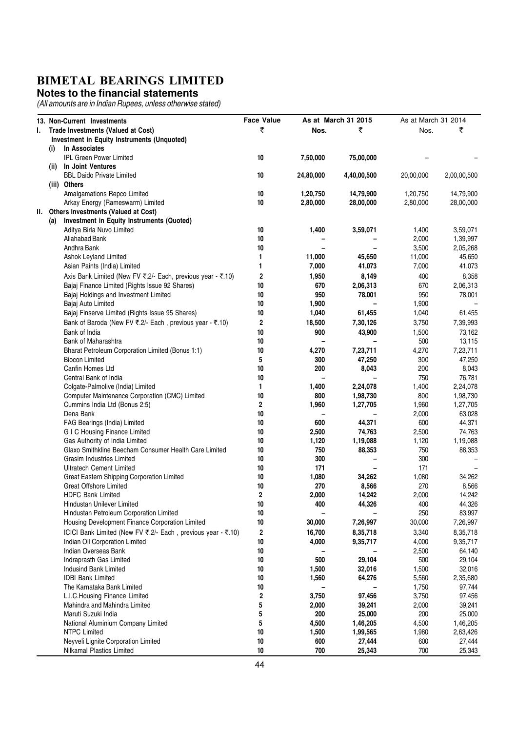# BIMETAL BEARINGS LIMITED

## Notes to the financial statements

*(All amounts are in Indian Rupees, unless otherwise stated)*

| 13. Non-Current Investments | Face Value | As at March 31 2015 | | As at March 31 2014 | |
|---|---|---|---|---|---|
| **I. Trade Investments (Valued at Cost)** | ₹ | Nos. | ₹ | Nos. | ₹ |
| **Investment in Equity Instruments (Unquoted)** | | | | | |
| **(i) In Associates** | | | | | |
| IPL Green Power Limited | 10 | 7,50,000 | 75,00,000 | – | – |
| **(ii) In Joint Ventures** | | | | | |
| BBL Daido Private Limited | 10 | 24,80,000 | 4,40,00,500 | 20,00,000 | 2,00,00,500 |
| **(iii) Others** | | | | | |
| Amalgamations Repco Limited | 10 | 1,20,750 | 14,79,900 | 1,20,750 | 14,79,900 |
| Arkay Energy (Rameswarm) Limited | 10 | 2,80,000 | 28,00,000 | 2,80,000 | 28,00,000 |
| **II. Others Investments (Valued at Cost)** | | | | | |
| **(a) Investment in Equity Instruments (Quoted)** | | | | | |
| Aditya Birla Nuvo Limited | 10 | 1,400 | 3,59,071 | 1,400 | 3,59,071 |
| Allahabad Bank | 10 | – | – | 2,000 | 1,39,997 |
| Andhra Bank | 10 | – | – | 3,500 | 2,05,268 |
| Ashok Leyland Limited | 1 | 11,000 | 45,650 | 11,000 | 45,650 |
| Asian Paints (India) Limited | 1 | 7,000 | 41,073 | 7,000 | 41,073 |
| Axis Bank Limited (New FV ₹.2/- Each, previous year - ₹.10) | 2 | 1,950 | 8,149 | 400 | 8,358 |
| Bajaj Finance Limited (Rights Issue 92 Shares) | 10 | 670 | 2,06,313 | 670 | 2,06,313 |
| Bajaj Holdings and Investment Limited | 10 | 950 | 78,001 | 950 | 78,001 |
| Bajaj Auto Limited | 10 | 1,900 | – | 1,900 | – |
| Bajaj Finserve Limited (Rights Issue 95 Shares) | 10 | 1,040 | 61,455 | 1,040 | 61,455 |
| Bank of Baroda (New FV ₹.2/- Each , previous year - ₹.10) | 2 | 18,500 | 7,30,126 | 3,750 | 7,39,993 |
| Bank of India | 10 | 900 | 43,900 | 1,500 | 73,162 |
| Bank of Maharashtra | 10 | – | – | 500 | 13,115 |
| Bharat Petroleum Corporation Limited (Bonus 1:1) | 10 | 4,270 | 7,23,711 | 4,270 | 7,23,711 |
| Biocon Limited | 5 | 300 | 47,250 | 300 | 47,250 |
| Canfin Homes Ltd | 10 | 200 | 8,043 | 200 | 8,043 |
| Central Bank of India | 10 | – | – | 750 | 76,781 |
| Colgate-Palmolive (India) Limited | 1 | 1,400 | 2,24,078 | 1,400 | 2,24,078 |
| Computer Maintenance Corporation (CMC) Limited | 10 | 800 | 1,98,730 | 800 | 1,98,730 |
| Cummins India Ltd (Bonus 2:5) | 2 | 1,960 | 1,27,705 | 1,960 | 1,27,705 |
| Dena Bank | 10 | – | – | 2,000 | 63,028 |
| FAG Bearings (India) Limited | 10 | 600 | 44,371 | 600 | 44,371 |
| G I C Housing Finance Limited | 10 | 2,500 | 74,763 | 2,500 | 74,763 |
| Gas Authority of India Limited | 10 | 1,120 | 1,19,088 | 1,120 | 1,19,088 |
| Glaxo Smithkline Beecham Consumer Health Care Limited | 10 | 750 | 88,353 | 750 | 88,353 |
| Grasim Industries Limited | 10 | 300 | – | 300 | – |
| Ultratech Cement Limited | 10 | 171 | – | 171 | – |
| Great Eastern Shipping Corporation Limited | 10 | 1,080 | 34,262 | 1,080 | 34,262 |
| Great Offshore Limited | 10 | 270 | 8,566 | 270 | 8,566 |
| HDFC Bank Limited | 2 | 2,000 | 14,242 | 2,000 | 14,242 |
| Hindustan Unilever Limited | 10 | 400 | 44,326 | 400 | 44,326 |
| Hindustan Petroleum Corporation Limited | 10 | – | – | 250 | 83,997 |
| Housing Development Finance Corporation Limited | 10 | 30,000 | 7,26,997 | 30,000 | 7,26,997 |
| ICICI Bank Limited (New FV ₹.2/- Each , previous year - ₹.10) | 2 | 16,700 | 8,35,718 | 3,340 | 8,35,718 |
| Indian Oil Corporation Limited | 10 | 4,000 | 9,35,717 | 4,000 | 9,35,717 |
| Indian Overseas Bank | 10 | – | – | 2,500 | 64,140 |
| Indraprasth Gas Limited | 10 | 500 | 29,104 | 500 | 29,104 |
| Indusind Bank Limited | 10 | 1,500 | 32,016 | 1,500 | 32,016 |
| IDBI Bank Limited | 10 | 1,560 | 64,276 | 5,560 | 2,35,680 |
| The Karnataka Bank Limited | 10 | – | – | 1,750 | 97,744 |
| L.I.C.Housing Finance Limited | 2 | 3,750 | 97,456 | 3,750 | 97,456 |
| Mahindra and Mahindra Limited | 5 | 2,000 | 39,241 | 2,000 | 39,241 |
| Maruti Suzuki India | 5 | 200 | 25,000 | 200 | 25,000 |
| National Aluminium Company Limited | 5 | 4,500 | 1,46,205 | 4,500 | 1,46,205 |
| NTPC Limited | 10 | 1,500 | 1,99,565 | 1,980 | 2,63,426 |
| Neyveli Lignite Corporation Limited | 10 | 600 | 27,444 | 600 | 27,444 |
| Nilkamal Plastics Limited | 10 | 700 | 25,343 | 700 | 25,343 |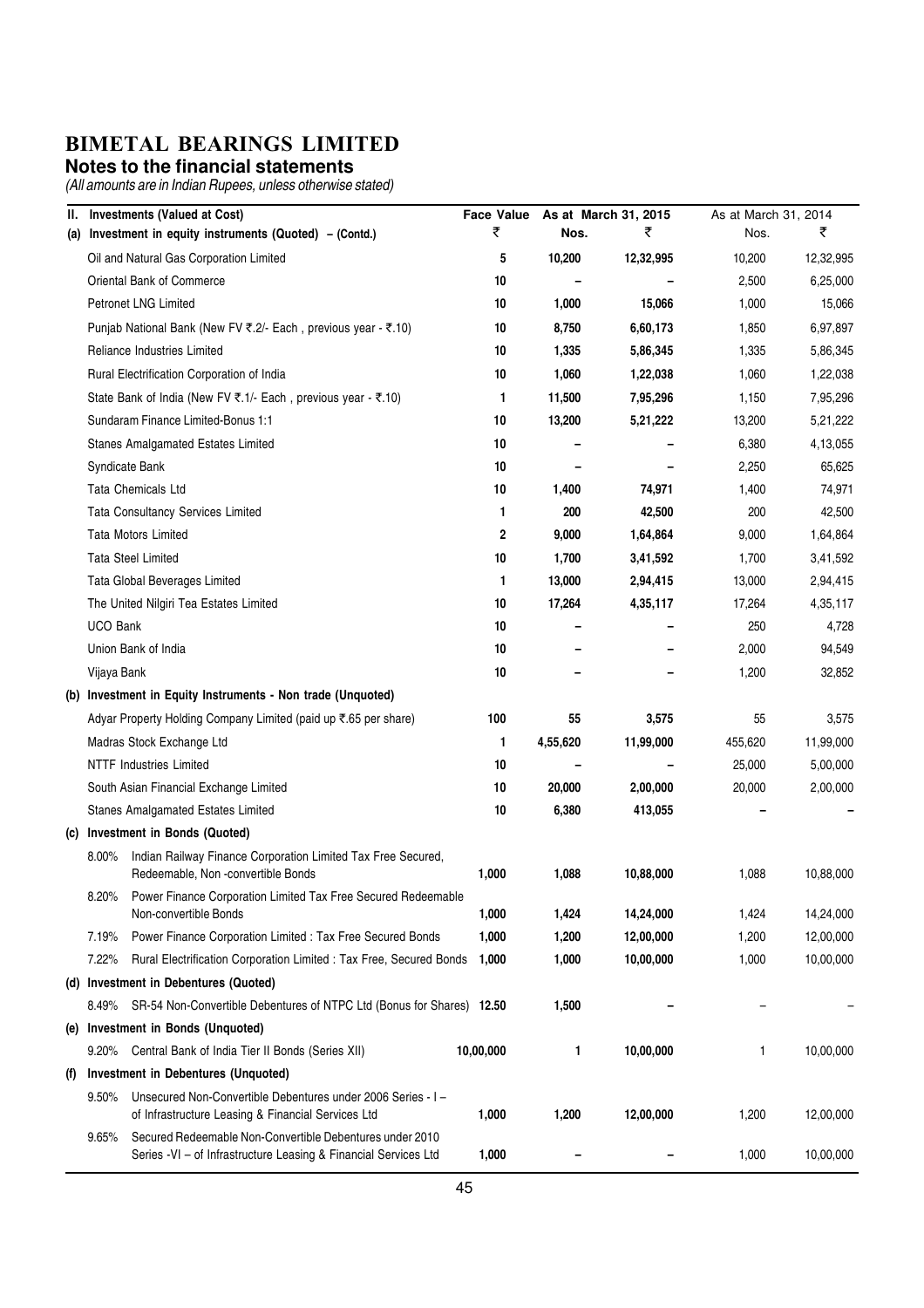# BIMETAL BEARINGS LIMITED

## Notes to the financial statements

*(All amounts are in Indian Rupees, unless otherwise stated)*

| II. Investments (Valued at Cost) | Face Value | As at March 31, 2015 | | As at March 31, 2014 | |
|---|---|---|---|---|---|
| (a) Investment in equity instruments (Quoted) – (Contd.) | ₹ | Nos. | ₹ | Nos. | ₹ |
| Oil and Natural Gas Corporation Limited | 5 | 10,200 | 12,32,995 | 10,200 | 12,32,995 |
| Oriental Bank of Commerce | 10 | – | – | 2,500 | 6,25,000 |
| Petronet LNG Limited | 10 | 1,000 | 15,066 | 1,000 | 15,066 |
| Punjab National Bank (New FV ₹.2/- Each , previous year - ₹.10) | 10 | 8,750 | 6,60,173 | 1,850 | 6,97,897 |
| Reliance Industries Limited | 10 | 1,335 | 5,86,345 | 1,335 | 5,86,345 |
| Rural Electrification Corporation of India | 10 | 1,060 | 1,22,038 | 1,060 | 1,22,038 |
| State Bank of India (New FV ₹.1/- Each , previous year - ₹.10) | 1 | 11,500 | 7,95,296 | 1,150 | 7,95,296 |
| Sundaram Finance Limited-Bonus 1:1 | 10 | 13,200 | 5,21,222 | 13,200 | 5,21,222 |
| Stanes Amalgamated Estates Limited | 10 | – | – | 6,380 | 4,13,055 |
| Syndicate Bank | 10 | – | – | 2,250 | 65,625 |
| Tata Chemicals Ltd | 10 | 1,400 | 74,971 | 1,400 | 74,971 |
| Tata Consultancy Services Limited | 1 | 200 | 42,500 | 200 | 42,500 |
| Tata Motors Limited | 2 | 9,000 | 1,64,864 | 9,000 | 1,64,864 |
| Tata Steel Limited | 10 | 1,700 | 3,41,592 | 1,700 | 3,41,592 |
| Tata Global Beverages Limited | 1 | 13,000 | 2,94,415 | 13,000 | 2,94,415 |
| The United Nilgiri Tea Estates Limited | 10 | 17,264 | 4,35,117 | 17,264 | 4,35,117 |
| UCO Bank | 10 | – | – | 250 | 4,728 |
| Union Bank of India | 10 | – | – | 2,000 | 94,549 |
| Vijaya Bank | 10 | – | – | 1,200 | 32,852 |
| **(b) Investment in Equity Instruments - Non trade (Unquoted)** | | | | | |
| Adyar Property Holding Company Limited (paid up ₹.65 per share) | 100 | 55 | 3,575 | 55 | 3,575 |
| Madras Stock Exchange Ltd | 1 | 4,55,620 | 11,99,000 | 455,620 | 11,99,000 |
| NTTF Industries Limited | 10 | – | – | 25,000 | 5,00,000 |
| South Asian Financial Exchange Limited | 10 | 20,000 | 2,00,000 | 20,000 | 2,00,000 |
| Stanes Amalgamated Estates Limited | 10 | 6,380 | 413,055 | – | – |
| **(c) Investment in Bonds (Quoted)** | | | | | |
| 8.00% Indian Railway Finance Corporation Limited Tax Free Secured, Redeemable, Non -convertible Bonds | 1,000 | 1,088 | 10,88,000 | 1,088 | 10,88,000 |
| 8.20% Power Finance Corporation Limited Tax Free Secured Redeemable Non-convertible Bonds | 1,000 | 1,424 | 14,24,000 | 1,424 | 14,24,000 |
| 7.19% Power Finance Corporation Limited : Tax Free Secured Bonds | 1,000 | 1,200 | 12,00,000 | 1,200 | 12,00,000 |
| 7.22% Rural Electrification Corporation Limited : Tax Free, Secured Bonds | 1,000 | 1,000 | 10,00,000 | 1,000 | 10,00,000 |
| **(d) Investment in Debentures (Quoted)** | | | | | |
| 8.49% SR-54 Non-Convertible Debentures of NTPC Ltd (Bonus for Shares) | 12.50 | 1,500 | – | – | – |
| **(e) Investment in Bonds (Unquoted)** | | | | | |
| 9.20% Central Bank of India Tier II Bonds (Series XII) | 10,00,000 | 1 | 10,00,000 | 1 | 10,00,000 |
| **(f) Investment in Debentures (Unquoted)** | | | | | |
| 9.50% Unsecured Non-Convertible Debentures under 2006 Series - I – of Infrastructure Leasing & Financial Services Ltd | 1,000 | 1,200 | 12,00,000 | 1,200 | 12,00,000 |
| 9.65% Secured Redeemable Non-Convertible Debentures under 2010 Series -VI – of Infrastructure Leasing & Financial Services Ltd | 1,000 | – | – | 1,000 | 10,00,000 |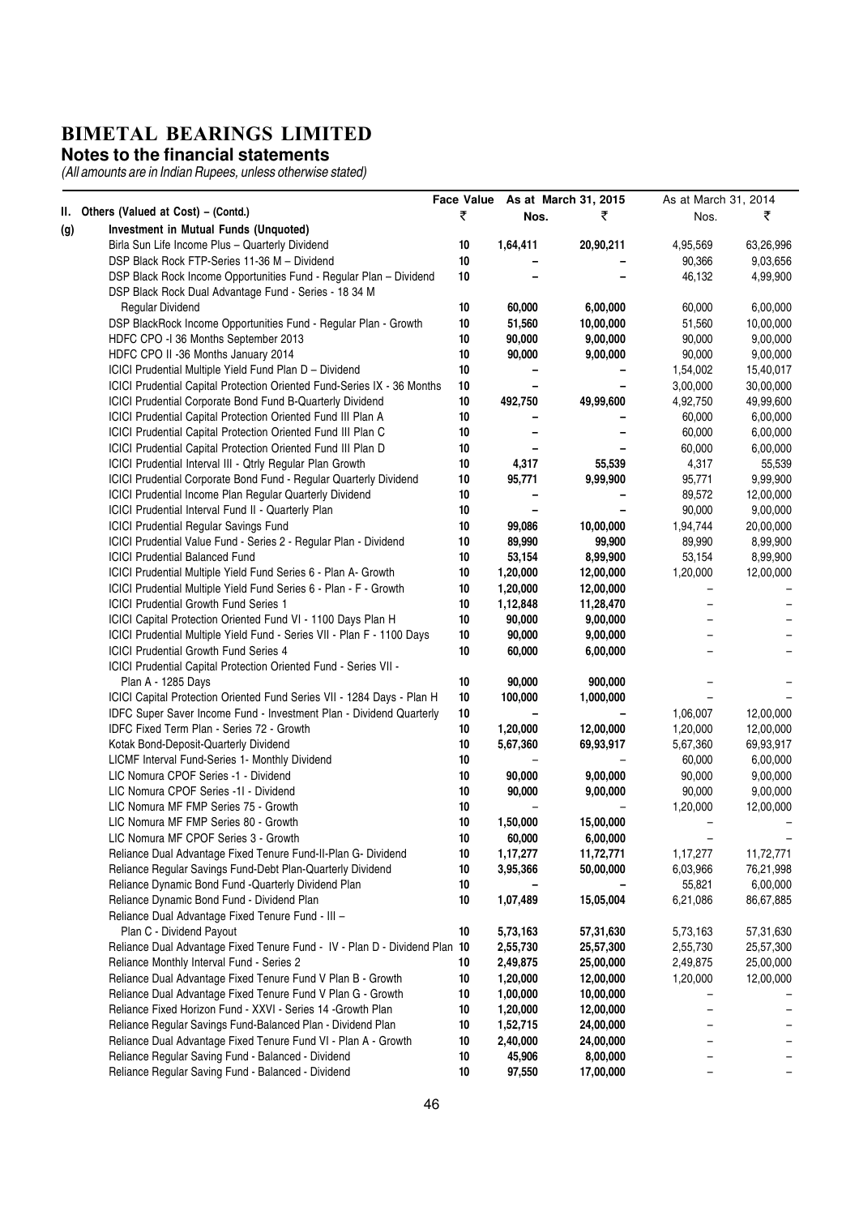# BIMETAL BEARINGS LIMITED

## Notes to the financial statements

*(All amounts are in Indian Rupees, unless otherwise stated)*

| | | Face Value | As at March 31, 2015 | | As at March 31, 2014 | |
|---|---|---|---|---|---|---|
| **II.** | **Others (Valued at Cost) – (Contd.)** | ₹ | Nos. | ₹ | Nos. | ₹ |
| **(g)** | **Investment in Mutual Funds (Unquoted)** | | | | | |
| | Birla Sun Life Income Plus – Quarterly Dividend | 10 | 1,64,411 | 20,90,211 | 4,95,569 | 63,26,996 |
| | DSP Black Rock FTP-Series 11-36 M – Dividend | 10 | – | – | 90,366 | 9,03,656 |
| | DSP Black Rock Income Opportunities Fund - Regular Plan – Dividend | 10 | – | – | 46,132 | 4,99,900 |
| | DSP Black Rock Dual Advantage Fund - Series - 18 34 M Regular Dividend | 10 | 60,000 | 6,00,000 | 60,000 | 6,00,000 |
| | DSP BlackRock Income Opportunities Fund - Regular Plan - Growth | 10 | 51,560 | 10,00,000 | 51,560 | 10,00,000 |
| | HDFC CPO -I 36 Months September 2013 | 10 | 90,000 | 9,00,000 | 90,000 | 9,00,000 |
| | HDFC CPO II -36 Months January 2014 | 10 | 90,000 | 9,00,000 | 90,000 | 9,00,000 |
| | ICICI Prudential Multiple Yield Fund Plan D – Dividend | 10 | – | – | 1,54,002 | 15,40,017 |
| | ICICI Prudential Capital Protection Oriented Fund-Series IX - 36 Months | 10 | – | – | 3,00,000 | 30,00,000 |
| | ICICI Prudential Corporate Bond Fund B-Quarterly Dividend | 10 | 492,750 | 49,99,600 | 4,92,750 | 49,99,600 |
| | ICICI Prudential Capital Protection Oriented Fund III Plan A | 10 | – | – | 60,000 | 6,00,000 |
| | ICICI Prudential Capital Protection Oriented Fund III Plan C | 10 | – | – | 60,000 | 6,00,000 |
| | ICICI Prudential Capital Protection Oriented Fund III Plan D | 10 | – | – | 60,000 | 6,00,000 |
| | ICICI Prudential Interval III - Qtrly Regular Plan Growth | 10 | 4,317 | 55,539 | 4,317 | 55,539 |
| | ICICI Prudential Corporate Bond Fund - Regular Quarterly Dividend | 10 | 95,771 | 9,99,900 | 95,771 | 9,99,900 |
| | ICICI Prudential Income Plan Regular Quarterly Dividend | 10 | – | – | 89,572 | 12,00,000 |
| | ICICI Prudential Interval Fund II - Quarterly Plan | 10 | – | – | 90,000 | 9,00,000 |
| | ICICI Prudential Regular Savings Fund | 10 | 99,086 | 10,00,000 | 1,94,744 | 20,00,000 |
| | ICICI Prudential Value Fund - Series 2 - Regular Plan - Dividend | 10 | 89,990 | 99,900 | 89,990 | 8,99,900 |
| | ICICI Prudential Balanced Fund | 10 | 53,154 | 8,99,900 | 53,154 | 8,99,900 |
| | ICICI Prudential Multiple Yield Fund Series 6 - Plan A- Growth | 10 | 1,20,000 | 12,00,000 | 1,20,000 | 12,00,000 |
| | ICICI Prudential Multiple Yield Fund Series 6 - Plan - F - Growth | 10 | 1,20,000 | 12,00,000 | – | – |
| | ICICI Prudential Growth Fund Series 1 | 10 | 1,12,848 | 11,28,470 | – | – |
| | ICICI Capital Protection Oriented Fund VI - 1100 Days Plan H | 10 | 90,000 | 9,00,000 | – | – |
| | ICICI Prudential Multiple Yield Fund - Series VII - Plan F - 1100 Days | 10 | 90,000 | 9,00,000 | – | – |
| | ICICI Prudential Growth Fund Series 4 | 10 | 60,000 | 6,00,000 | – | – |
| | ICICI Prudential Capital Protection Oriented Fund - Series VII - Plan A - 1285 Days | 10 | 90,000 | 900,000 | – | – |
| | ICICI Capital Protection Oriented Fund Series VII - 1284 Days - Plan H | 10 | 100,000 | 1,000,000 | – | – |
| | IDFC Super Saver Income Fund - Investment Plan - Dividend Quarterly | 10 | – | – | 1,06,007 | 12,00,000 |
| | IDFC Fixed Term Plan - Series 72 - Growth | 10 | 1,20,000 | 12,00,000 | 1,20,000 | 12,00,000 |
| | Kotak Bond-Deposit-Quarterly Dividend | 10 | 5,67,360 | 69,93,917 | 5,67,360 | 69,93,917 |
| | LICMF Interval Fund-Series 1- Monthly Dividend | 10 | – | – | 60,000 | 6,00,000 |
| | LIC Nomura CPOF Series -1 - Dividend | 10 | 90,000 | 9,00,000 | 90,000 | 9,00,000 |
| | LIC Nomura CPOF Series -1I - Dividend | 10 | 90,000 | 9,00,000 | 90,000 | 9,00,000 |
| | LIC Nomura MF FMP Series 75 - Growth | 10 | – | – | 1,20,000 | 12,00,000 |
| | LIC Nomura MF FMP Series 80 - Growth | 10 | 1,50,000 | 15,00,000 | – | – |
| | LIC Nomura MF CPOF Series 3 - Growth | 10 | 60,000 | 6,00,000 | – | – |
| | Reliance Dual Advantage Fixed Tenure Fund-II-Plan G- Dividend | 10 | 1,17,277 | 11,72,771 | 1,17,277 | 11,72,771 |
| | Reliance Regular Savings Fund-Debt Plan-Quarterly Dividend | 10 | 3,95,366 | 50,00,000 | 6,03,966 | 76,21,998 |
| | Reliance Dynamic Bond Fund -Quarterly Dividend Plan | 10 | – | – | 55,821 | 6,00,000 |
| | Reliance Dynamic Bond Fund - Dividend Plan | 10 | 1,07,489 | 15,05,004 | 6,21,086 | 86,67,885 |
| | Reliance Dual Advantage Fixed Tenure Fund - III – Plan C - Dividend Payout | 10 | 5,73,163 | 57,31,630 | 5,73,163 | 57,31,630 |
| | Reliance Dual Advantage Fixed Tenure Fund - IV - Plan D - Dividend Plan | 10 | 2,55,730 | 25,57,300 | 2,55,730 | 25,57,300 |
| | Reliance Monthly Interval Fund - Series 2 | 10 | 2,49,875 | 25,00,000 | 2,49,875 | 25,00,000 |
| | Reliance Dual Advantage Fixed Tenure Fund V Plan B - Growth | 10 | 1,20,000 | 12,00,000 | 1,20,000 | 12,00,000 |
| | Reliance Dual Advantage Fixed Tenure Fund V Plan G - Growth | 10 | 1,00,000 | 10,00,000 | – | – |
| | Reliance Fixed Horizon Fund - XXVI - Series 14 -Growth Plan | 10 | 1,20,000 | 12,00,000 | – | – |
| | Reliance Regular Savings Fund-Balanced Plan - Dividend Plan | 10 | 1,52,715 | 24,00,000 | – | – |
| | Reliance Dual Advantage Fixed Tenure Fund VI - Plan A - Growth | 10 | 2,40,000 | 24,00,000 | – | – |
| | Reliance Regular Saving Fund - Balanced - Dividend | 10 | 45,906 | 8,00,000 | – | – |
| | Reliance Regular Saving Fund - Balanced - Dividend | 10 | 97,550 | 17,00,000 | – | – |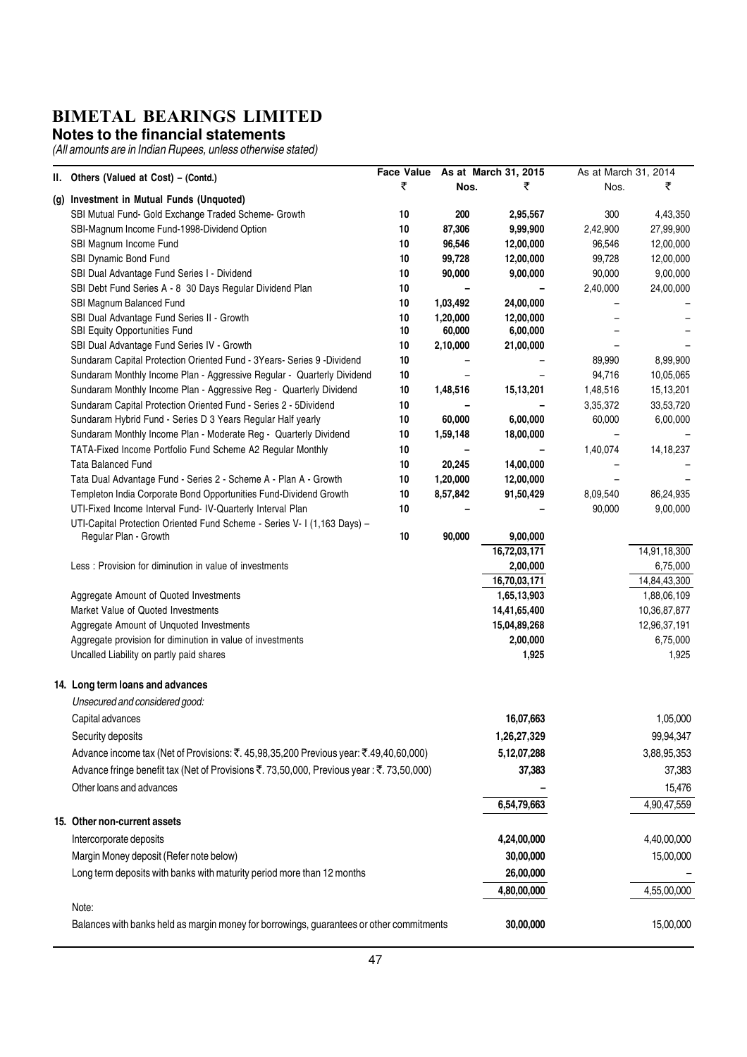# BIMETAL BEARINGS LIMITED

## Notes to the financial statements

*(All amounts are in Indian Rupees, unless otherwise stated)*

| II. Others (Valued at Cost) – (Contd.) | Face Value ₹ | As at March 31, 2015 Nos. | As at March 31, 2015 ₹ | As at March 31, 2014 Nos. | As at March 31, 2014 ₹ |
|---|---|---|---|---|---|
| **(g) Investment in Mutual Funds (Unquoted)** | | | | | |
| SBI Mutual Fund- Gold Exchange Traded Scheme- Growth | 10 | 200 | 2,95,567 | 300 | 4,43,350 |
| SBI-Magnum Income Fund-1998-Dividend Option | 10 | 87,306 | 9,99,900 | 2,42,900 | 27,99,900 |
| SBI Magnum Income Fund | 10 | 96,546 | 12,00,000 | 96,546 | 12,00,000 |
| SBI Dynamic Bond Fund | 10 | 99,728 | 12,00,000 | 99,728 | 12,00,000 |
| SBI Dual Advantage Fund Series I - Dividend | 10 | 90,000 | 9,00,000 | 90,000 | 9,00,000 |
| SBI Debt Fund Series A - 8 30 Days Regular Dividend Plan | 10 | – | – | 2,40,000 | 24,00,000 |
| SBI Magnum Balanced Fund | 10 | 1,03,492 | 24,00,000 | – | – |
| SBI Dual Advantage Fund Series II - Growth | 10 | 1,20,000 | 12,00,000 | – | – |
| SBI Equity Opportunities Fund | 10 | 60,000 | 6,00,000 | – | – |
| SBI Dual Advantage Fund Series IV - Growth | 10 | 2,10,000 | 21,00,000 | – | – |
| Sundaram Capital Protection Oriented Fund - 3Years- Series 9 -Dividend | 10 | – | – | 89,990 | 8,99,900 |
| Sundaram Monthly Income Plan - Aggressive Regular - Quarterly Dividend | 10 | – | – | 94,716 | 10,05,065 |
| Sundaram Monthly Income Plan - Aggressive Reg - Quarterly Dividend | 10 | 1,48,516 | 15,13,201 | 1,48,516 | 15,13,201 |
| Sundaram Capital Protection Oriented Fund - Series 2 - 5Dividend | 10 | – | – | 3,35,372 | 33,53,720 |
| Sundaram Hybrid Fund - Series D 3 Years Regular Half yearly | 10 | 60,000 | 6,00,000 | 60,000 | 6,00,000 |
| Sundaram Monthly Income Plan - Moderate Reg - Quarterly Dividend | 10 | 1,59,148 | 18,00,000 | – | – |
| TATA-Fixed Income Portfolio Fund Scheme A2 Regular Monthly | 10 | – | – | 1,40,074 | 14,18,237 |
| Tata Balanced Fund | 10 | 20,245 | 14,00,000 | – | – |
| Tata Dual Advantage Fund - Series 2 - Scheme A - Plan A - Growth | 10 | 1,20,000 | 12,00,000 | – | – |
| Templeton India Corporate Bond Opportunities Fund-Dividend Growth | 10 | 8,57,842 | 91,50,429 | 8,09,540 | 86,24,935 |
| UTI-Fixed Income Interval Fund- IV-Quarterly Interval Plan | 10 | – | – | 90,000 | 9,00,000 |
| UTI-Capital Protection Oriented Fund Scheme - Series V- I (1,163 Days) – Regular Plan - Growth | 10 | 90,000 | 9,00,000 | | |
| | | | 16,72,03,171 | | 14,91,18,300 |
| Less : Provision for diminution in value of investments | | | 2,00,000 | | 6,75,000 |
| | | | 16,70,03,171 | | 14,84,43,300 |
| Aggregate Amount of Quoted Investments | | | 1,65,13,903 | | 1,88,06,109 |
| Market Value of Quoted Investments | | | 14,41,65,400 | | 10,36,87,877 |
| Aggregate Amount of Unquoted Investments | | | 15,04,89,268 | | 12,96,37,191 |
| Aggregate provision for diminution in value of investments | | | 2,00,000 | | 6,75,000 |
| Uncalled Liability on partly paid shares | | | 1,925 | | 1,925 |

## 14. Long term loans and advances

*Unsecured and considered good:*

| | As at March 31, 2015 | As at March 31, 2014 |
|---|---|---|
| Capital advances | 16,07,663 | 1,05,000 |
| Security deposits | 1,26,27,329 | 99,94,347 |
| Advance income tax (Net of Provisions: ₹. 45,98,35,200 Previous year: ₹.49,40,60,000) | 5,12,07,288 | 3,88,95,353 |
| Advance fringe benefit tax (Net of Provisions ₹. 73,50,000, Previous year : ₹. 73,50,000) | 37,383 | 37,383 |
| Other loans and advances | – | 15,476 |
| | 6,54,79,663 | 4,90,47,559 |

## 15. Other non-current assets

| | As at March 31, 2015 | As at March 31, 2014 |
|---|---|---|
| Intercorporate deposits | 4,24,00,000 | 4,40,00,000 |
| Margin Money deposit (Refer note below) | 30,00,000 | 15,00,000 |
| Long term deposits with banks with maturity period more than 12 months | 26,00,000 | – |
| | 4,80,00,000 | 4,55,00,000 |

Note:

| | | |
|---|---|---|
| Balances with banks held as margin money for borrowings, guarantees or other commitments | 30,00,000 | 15,00,000 |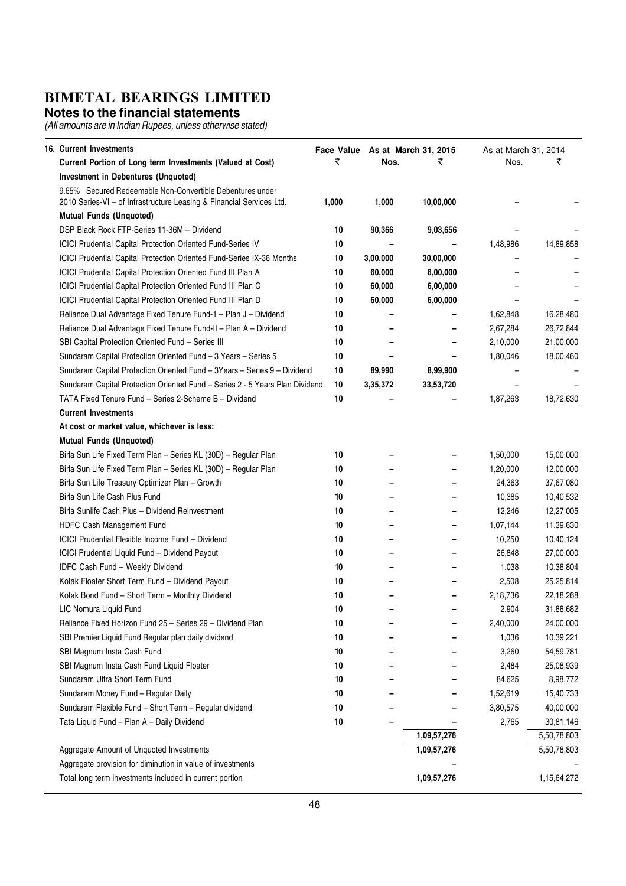# BIMETAL BEARINGS LIMITED

## Notes to the financial statements

*(All amounts are in Indian Rupees, unless otherwise stated)*

| 16. Current Investments | Face Value | As at March 31, 2015 | | As at March 31, 2014 | |
|---|---|---|---|---|---|
| **Current Portion of Long term Investments (Valued at Cost)** | ₹ | Nos. | ₹ | Nos. | ₹ |
| **Investment in Debentures (Unquoted)** | | | | | |
| 9.65% Secured Redeemable Non-Convertible Debentures under 2010 Series-VI – of Infrastructure Leasing & Financial Services Ltd. | 1,000 | 1,000 | 10,00,000 | – | – |
| **Mutual Funds (Unquoted)** | | | | | |
| DSP Black Rock FTP-Series 11-36M – Dividend | 10 | 90,366 | 9,03,656 | – | – |
| ICICI Prudential Capital Protection Oriented Fund-Series IV | 10 | – | – | 1,48,986 | 14,89,858 |
| ICICI Prudential Capital Protection Oriented Fund-Series IX-36 Months | 10 | 3,00,000 | 30,00,000 | – | – |
| ICICI Prudential Capital Protection Oriented Fund III Plan A | 10 | 60,000 | 6,00,000 | – | – |
| ICICI Prudential Capital Protection Oriented Fund III Plan C | 10 | 60,000 | 6,00,000 | – | – |
| ICICI Prudential Capital Protection Oriented Fund III Plan D | 10 | 60,000 | 6,00,000 | – | – |
| Reliance Dual Advantage Fixed Tenure Fund-1 – Plan J – Dividend | 10 | – | – | 1,62,848 | 16,28,480 |
| Reliance Dual Advantage Fixed Tenure Fund-II – Plan A – Dividend | 10 | – | – | 2,67,284 | 26,72,844 |
| SBI Capital Protection Oriented Fund – Series III | 10 | – | – | 2,10,000 | 21,00,000 |
| Sundaram Capital Protection Oriented Fund – 3 Years – Series 5 | 10 | – | – | 1,80,046 | 18,00,460 |
| Sundaram Capital Protection Oriented Fund – 3Years – Series 9 – Dividend | 10 | 89,990 | 8,99,900 | – | – |
| Sundaram Capital Protection Oriented Fund – Series 2 - 5 Years Plan Dividend | 10 | 3,35,372 | 33,53,720 | – | – |
| TATA Fixed Tenure Fund – Series 2-Scheme B – Dividend | 10 | – | – | 1,87,263 | 18,72,630 |
| **Current Investments** | | | | | |
| **At cost or market value, whichever is less:** | | | | | |
| **Mutual Funds (Unquoted)** | | | | | |
| Birla Sun Life Fixed Term Plan – Series KL (30D) – Regular Plan | 10 | – | – | 1,50,000 | 15,00,000 |
| Birla Sun Life Fixed Term Plan – Series KL (30D) – Regular Plan | 10 | – | – | 1,20,000 | 12,00,000 |
| Birla Sun Life Treasury Optimizer Plan – Growth | 10 | – | – | 24,363 | 37,67,080 |
| Birla Sun Life Cash Plus Fund | 10 | – | – | 10,385 | 10,40,532 |
| Birla Sunlife Cash Plus – Dividend Reinvestment | 10 | – | – | 12,246 | 12,27,005 |
| HDFC Cash Management Fund | 10 | – | – | 1,07,144 | 11,39,630 |
| ICICI Prudential Flexible Income Fund – Dividend | 10 | – | – | 10,250 | 10,40,124 |
| ICICI Prudential Liquid Fund – Dividend Payout | 10 | – | – | 26,848 | 27,00,000 |
| IDFC Cash Fund – Weekly Dividend | 10 | – | – | 1,038 | 10,38,804 |
| Kotak Floater Short Term Fund – Dividend Payout | 10 | – | – | 2,508 | 25,25,814 |
| Kotak Bond Fund – Short Term – Monthly Dividend | 10 | – | – | 2,18,736 | 22,18,268 |
| LIC Nomura Liquid Fund | 10 | – | – | 2,904 | 31,88,682 |
| Reliance Fixed Horizon Fund 25 – Series 29 – Dividend Plan | 10 | – | – | 2,40,000 | 24,00,000 |
| SBI Premier Liquid Fund Regular plan daily dividend | 10 | – | – | 1,036 | 10,39,221 |
| SBI Magnum Insta Cash Fund | 10 | – | – | 3,260 | 54,59,781 |
| SBI Magnum Insta Cash Fund Liquid Floater | 10 | – | – | 2,484 | 25,08,939 |
| Sundaram Ultra Short Term Fund | 10 | – | – | 84,625 | 8,98,772 |
| Sundaram Money Fund – Regular Daily | 10 | – | – | 1,52,619 | 15,40,733 |
| Sundaram Flexible Fund – Short Term – Regular dividend | 10 | – | – | 3,80,575 | 40,00,000 |
| Tata Liquid Fund – Plan A – Daily Dividend | 10 | – | – | 2,765 | 30,81,146 |
| | | | 1,09,57,276 | | 5,50,78,803 |
| Aggregate Amount of Unquoted Investments | | | 1,09,57,276 | | 5,50,78,803 |
| Aggregate provision for diminution in value of investments | | | – | | – |
| Total long term investments included in current portion | | | 1,09,57,276 | | 1,15,64,272 |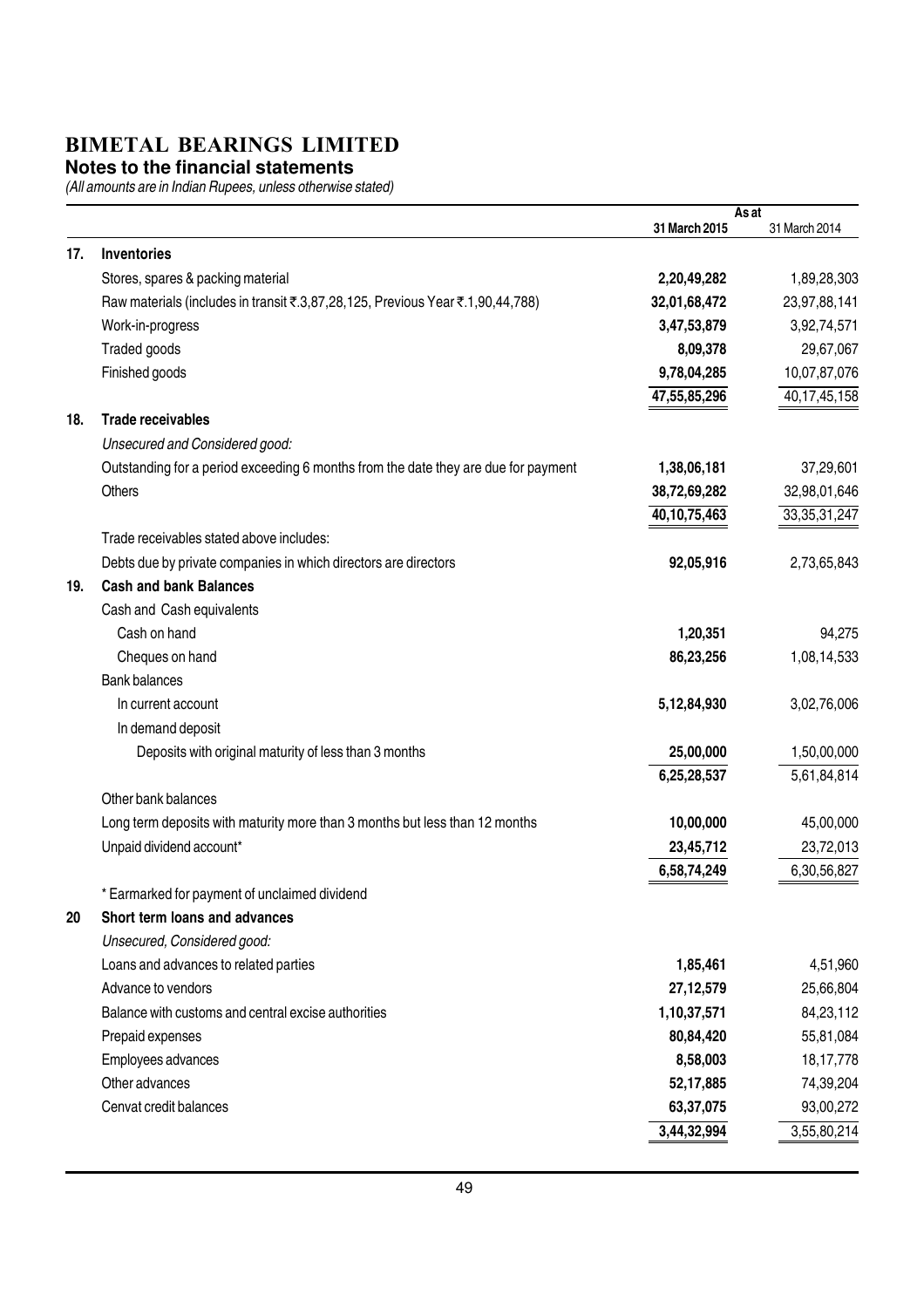# BIMETAL BEARINGS LIMITED

## Notes to the financial statements

*(All amounts are in Indian Rupees, unless otherwise stated)*

| | | As at 31 March 2015 | As at 31 March 2014 |
|---|---|---|---|
| **17.** | **Inventories** | | |
| | Stores, spares & packing material | **2,20,49,282** | 1,89,28,303 |
| | Raw materials (includes in transit ₹.3,87,28,125, Previous Year ₹.1,90,44,788) | **32,01,68,472** | 23,97,88,141 |
| | Work-in-progress | **3,47,53,879** | 3,92,74,571 |
| | Traded goods | **8,09,378** | 29,67,067 |
| | Finished goods | **9,78,04,285** | 10,07,87,076 |
| | | **47,55,85,296** | 40,17,45,158 |
| **18.** | **Trade receivables** | | |
| | *Unsecured and Considered good:* | | |
| | Outstanding for a period exceeding 6 months from the date they are due for payment | **1,38,06,181** | 37,29,601 |
| | Others | **38,72,69,282** | 32,98,01,646 |
| | | **40,10,75,463** | 33,35,31,247 |
| | Trade receivables stated above includes: | | |
| | Debts due by private companies in which directors are directors | **92,05,916** | 2,73,65,843 |
| **19.** | **Cash and bank Balances** | | |
| | Cash and Cash equivalents | | |
| | Cash on hand | **1,20,351** | 94,275 |
| | Cheques on hand | **86,23,256** | 1,08,14,533 |
| | Bank balances | | |
| | In current account | **5,12,84,930** | 3,02,76,006 |
| | In demand deposit | | |
| | Deposits with original maturity of less than 3 months | **25,00,000** | 1,50,00,000 |
| | | **6,25,28,537** | 5,61,84,814 |
| | Other bank balances | | |
| | Long term deposits with maturity more than 3 months but less than 12 months | **10,00,000** | 45,00,000 |
| | Unpaid dividend account* | **23,45,712** | 23,72,013 |
| | | **6,58,74,249** | 6,30,56,827 |
| | * Earmarked for payment of unclaimed dividend | | |
| **20** | **Short term loans and advances** | | |
| | *Unsecured, Considered good:* | | |
| | Loans and advances to related parties | **1,85,461** | 4,51,960 |
| | Advance to vendors | **27,12,579** | 25,66,804 |
| | Balance with customs and central excise authorities | **1,10,37,571** | 84,23,112 |
| | Prepaid expenses | **80,84,420** | 55,81,084 |
| | Employees advances | **8,58,003** | 18,17,778 |
| | Other advances | **52,17,885** | 74,39,204 |
| | Cenvat credit balances | **63,37,075** | 93,00,272 |
| | | **3,44,32,994** | 3,55,80,214 |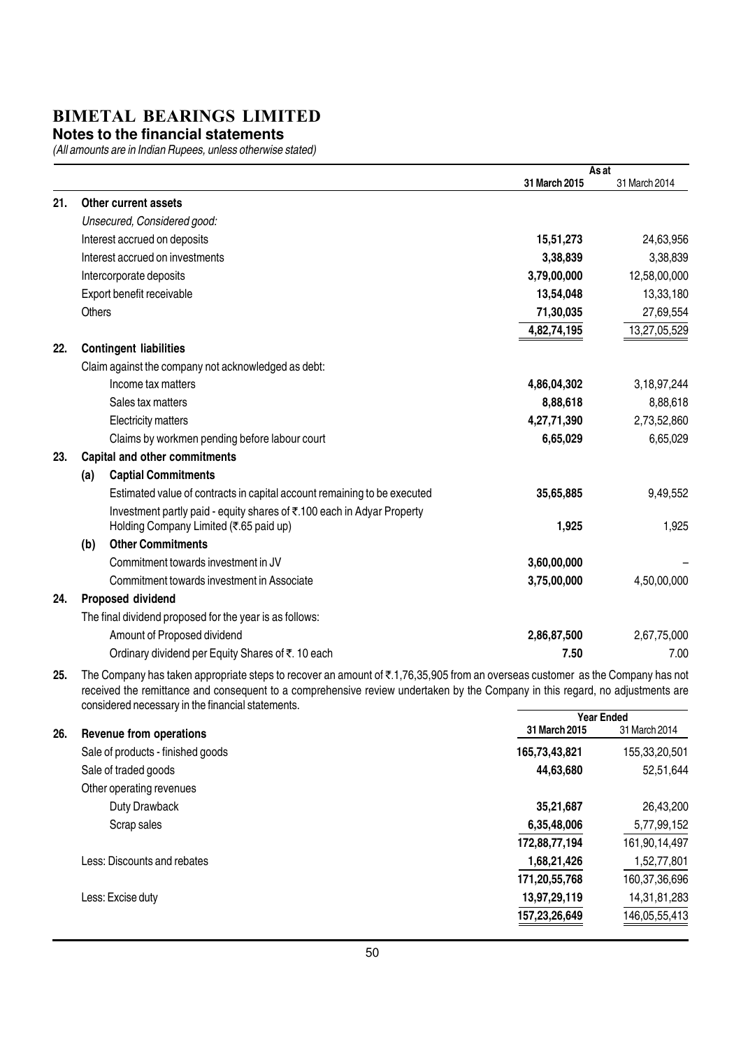# BIMETAL BEARINGS LIMITED

## Notes to the financial statements

*(All amounts are in Indian Rupees, unless otherwise stated)*

| | | | As at 31 March 2015 | As at 31 March 2014 |
|---|---|---|---|---|
| **21.** | **Other current assets** | | | |
| | *Unsecured, Considered good:* | | | |
| | Interest accrued on deposits | | **15,51,273** | 24,63,956 |
| | Interest accrued on investments | | **3,38,839** | 3,38,839 |
| | Intercorporate deposits | | **3,79,00,000** | 12,58,00,000 |
| | Export benefit receivable | | **13,54,048** | 13,33,180 |
| | Others | | **71,30,035** | 27,69,554 |
| | | | **4,82,74,195** | 13,27,05,529 |
| **22.** | **Contingent liabilities** | | | |
| | Claim against the company not acknowledged as debt: | | | |
| | | Income tax matters | **4,86,04,302** | 3,18,97,244 |
| | | Sales tax matters | **8,88,618** | 8,88,618 |
| | | Electricity matters | **4,27,71,390** | 2,73,52,860 |
| | | Claims by workmen pending before labour court | **6,65,029** | 6,65,029 |
| **23.** | **Capital and other commitments** | | | |
| | **(a)** | **Captial Commitments** | | |
| | | Estimated value of contracts in capital account remaining to be executed | **35,65,885** | 9,49,552 |
| | | Investment partly paid - equity shares of ₹.100 each in Adyar Property Holding Company Limited (₹.65 paid up) | **1,925** | 1,925 |
| | **(b)** | **Other Commitments** | | |
| | | Commitment towards investment in JV | **3,60,00,000** | – |
| | | Commitment towards investment in Associate | **3,75,00,000** | 4,50,00,000 |
| **24.** | **Proposed dividend** | | | |
| | The final dividend proposed for the year is as follows: | | | |
| | | Amount of Proposed dividend | **2,86,87,500** | 2,67,75,000 |
| | | Ordinary dividend per Equity Shares of ₹. 10 each | **7.50** | 7.00 |

**25.** The Company has taken appropriate steps to recover an amount of ₹.1,76,35,905 from an overseas customer as the Company has not received the remittance and consequent to a comprehensive review undertaken by the Company in this regard, no adjustments are considered necessary in the financial statements.

| | | | Year Ended 31 March 2015 | Year Ended 31 March 2014 |
|---|---|---|---|---|
| **26.** | **Revenue from operations** | | | |
| | Sale of products - finished goods | | **165,73,43,821** | 155,33,20,501 |
| | Sale of traded goods | | **44,63,680** | 52,51,644 |
| | Other operating revenues | | | |
| | | Duty Drawback | **35,21,687** | 26,43,200 |
| | | Scrap sales | **6,35,48,006** | 5,77,99,152 |
| | | | **172,88,77,194** | 161,90,14,497 |
| | Less: Discounts and rebates | | **1,68,21,426** | 1,52,77,801 |
| | | | **171,20,55,768** | 160,37,36,696 |
| | Less: Excise duty | | **13,97,29,119** | 14,31,81,283 |
| | | | **157,23,26,649** | 146,05,55,413 |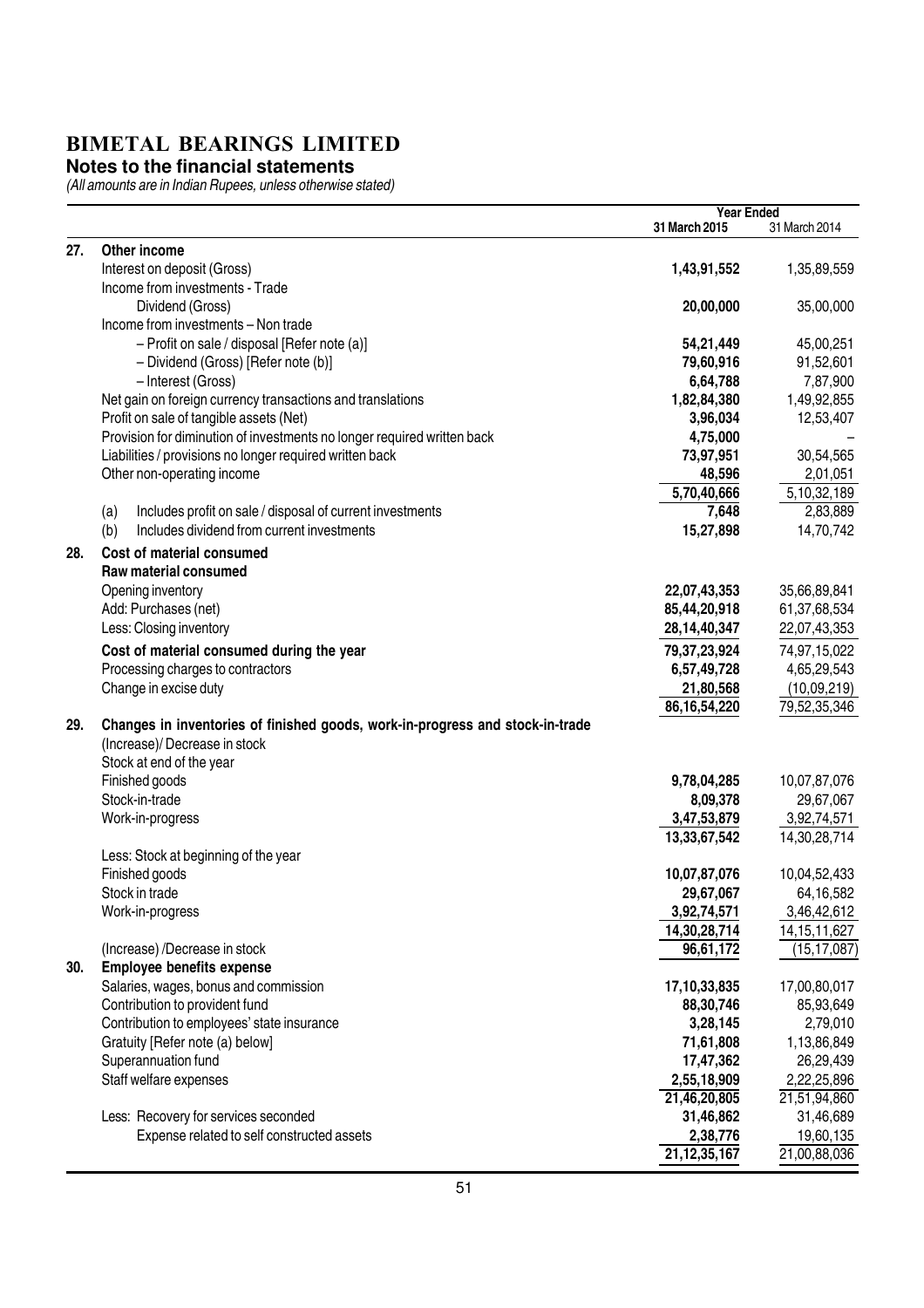# BIMETAL BEARINGS LIMITED

## Notes to the financial statements

*(All amounts are in Indian Rupees, unless otherwise stated)*

| | | Year Ended 31 March 2015 | Year Ended 31 March 2014 |
|---|---|---|---|
| **27.** | **Other income** | | |
| | Interest on deposit (Gross) | **1,43,91,552** | 1,35,89,559 |
| | Income from investments - Trade | | |
| | Dividend (Gross) | **20,00,000** | 35,00,000 |
| | Income from investments – Non trade | | |
| | – Profit on sale / disposal [Refer note (a)] | **54,21,449** | 45,00,251 |
| | – Dividend (Gross) [Refer note (b)] | **79,60,916** | 91,52,601 |
| | – Interest (Gross) | **6,64,788** | 7,87,900 |
| | Net gain on foreign currency transactions and translations | **1,82,84,380** | 1,49,92,855 |
| | Profit on sale of tangible assets (Net) | **3,96,034** | 12,53,407 |
| | Provision for diminution of investments no longer required written back | **4,75,000** | – |
| | Liabilities / provisions no longer required written back | **73,97,951** | 30,54,565 |
| | Other non-operating income | **48,596** | 2,01,051 |
| | | **5,70,40,666** | 5,10,32,189 |
| | (a) Includes profit on sale / disposal of current investments | **7,648** | 2,83,889 |
| | (b) Includes dividend from current investments | **15,27,898** | 14,70,742 |
| **28.** | **Cost of material consumed** | | |
| | **Raw material consumed** | | |
| | Opening inventory | **22,07,43,353** | 35,66,89,841 |
| | Add: Purchases (net) | **85,44,20,918** | 61,37,68,534 |
| | Less: Closing inventory | **28,14,40,347** | 22,07,43,353 |
| | **Cost of material consumed during the year** | **79,37,23,924** | 74,97,15,022 |
| | Processing charges to contractors | **6,57,49,728** | 4,65,29,543 |
| | Change in excise duty | **21,80,568** | (10,09,219) |
| | | **86,16,54,220** | 79,52,35,346 |
| **29.** | **Changes in inventories of finished goods, work-in-progress and stock-in-trade** | | |
| | (Increase)/ Decrease in stock | | |
| | Stock at end of the year | | |
| | Finished goods | **9,78,04,285** | 10,07,87,076 |
| | Stock-in-trade | **8,09,378** | 29,67,067 |
| | Work-in-progress | **3,47,53,879** | 3,92,74,571 |
| | | **13,33,67,542** | 14,30,28,714 |
| | Less: Stock at beginning of the year | | |
| | Finished goods | **10,07,87,076** | 10,04,52,433 |
| | Stock in trade | **29,67,067** | 64,16,582 |
| | Work-in-progress | **3,92,74,571** | 3,46,42,612 |
| | | **14,30,28,714** | 14,15,11,627 |
| | (Increase) /Decrease in stock | **96,61,172** | (15,17,087) |
| **30.** | **Employee benefits expense** | | |
| | Salaries, wages, bonus and commission | **17,10,33,835** | 17,00,80,017 |
| | Contribution to provident fund | **88,30,746** | 85,93,649 |
| | Contribution to employees' state insurance | **3,28,145** | 2,79,010 |
| | Gratuity [Refer note (a) below] | **71,61,808** | 1,13,86,849 |
| | Superannuation fund | **17,47,362** | 26,29,439 |
| | Staff welfare expenses | **2,55,18,909** | 2,22,25,896 |
| | | **21,46,20,805** | 21,51,94,860 |
| | Less: Recovery for services seconded | **31,46,862** | 31,46,689 |
| | Expense related to self constructed assets | **2,38,776** | 19,60,135 |
| | | **21,12,35,167** | 21,00,88,036 |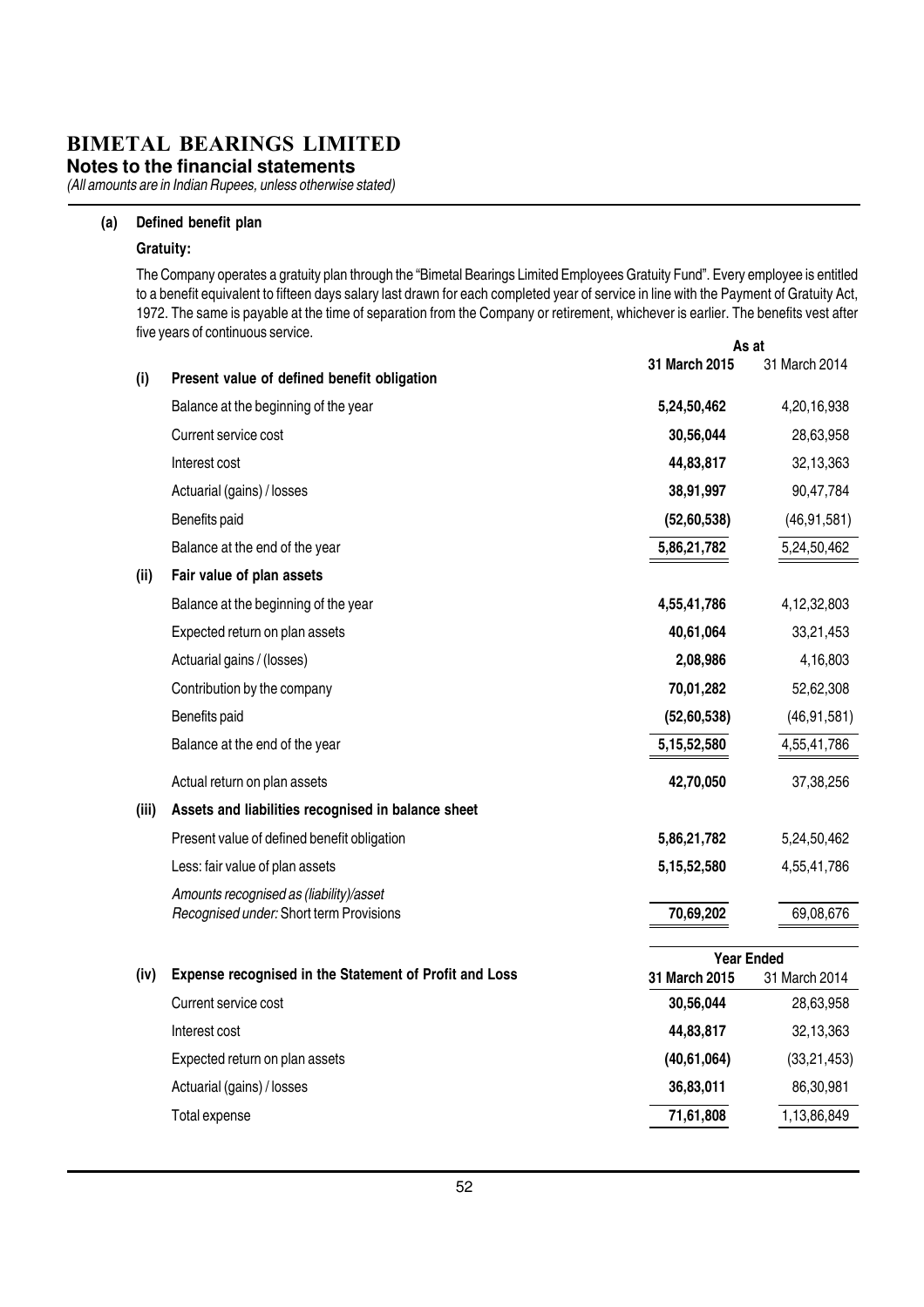# BIMETAL BEARINGS LIMITED

## Notes to the financial statements

*(All amounts are in Indian Rupees, unless otherwise stated)*

**(a) Defined benefit plan**

**Gratuity:**

The Company operates a gratuity plan through the "Bimetal Bearings Limited Employees Gratuity Fund". Every employee is entitled to a benefit equivalent to fifteen days salary last drawn for each completed year of service in line with the Payment of Gratuity Act, 1972. The same is payable at the time of separation from the Company or retirement, whichever is earlier. The benefits vest after five years of continuous service.

| | | As at | |
|---|---|---|---|
| | | **31 March 2015** | 31 March 2014 |
| **(i)** | **Present value of defined benefit obligation** | | |
| | Balance at the beginning of the year | **5,24,50,462** | 4,20,16,938 |
| | Current service cost | **30,56,044** | 28,63,958 |
| | Interest cost | **44,83,817** | 32,13,363 |
| | Actuarial (gains) / losses | **38,91,997** | 90,47,784 |
| | Benefits paid | **(52,60,538)** | (46,91,581) |
| | Balance at the end of the year | **5,86,21,782** | 5,24,50,462 |
| **(ii)** | **Fair value of plan assets** | | |
| | Balance at the beginning of the year | **4,55,41,786** | 4,12,32,803 |
| | Expected return on plan assets | **40,61,064** | 33,21,453 |
| | Actuarial gains / (losses) | **2,08,986** | 4,16,803 |
| | Contribution by the company | **70,01,282** | 52,62,308 |
| | Benefits paid | **(52,60,538)** | (46,91,581) |
| | Balance at the end of the year | **5,15,52,580** | 4,55,41,786 |
| | Actual return on plan assets | **42,70,050** | 37,38,256 |
| **(iii)** | **Assets and liabilities recognised in balance sheet** | | |
| | Present value of defined benefit obligation | **5,86,21,782** | 5,24,50,462 |
| | Less: fair value of plan assets | **5,15,52,580** | 4,55,41,786 |
| | *Amounts recognised as (liability)/asset* *Recognised under:* Short term Provisions | **70,69,202** | 69,08,676 |

| | | Year Ended | |
|---|---|---|---|
| **(iv)** | **Expense recognised in the Statement of Profit and Loss** | **31 March 2015** | 31 March 2014 |
| | Current service cost | **30,56,044** | 28,63,958 |
| | Interest cost | **44,83,817** | 32,13,363 |
| | Expected return on plan assets | **(40,61,064)** | (33,21,453) |
| | Actuarial (gains) / losses | **36,83,011** | 86,30,981 |
| | Total expense | **71,61,808** | 1,13,86,849 |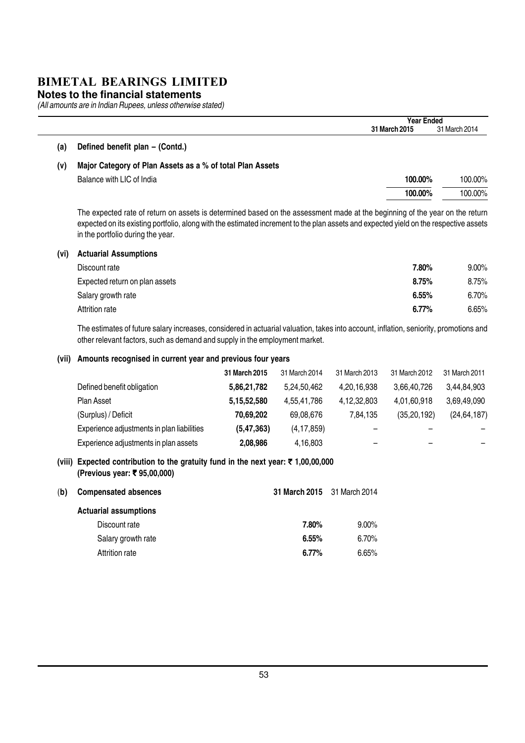# BIMETAL BEARINGS LIMITED

## Notes to the financial statements

*(All amounts are in Indian Rupees, unless otherwise stated)*

**(a) Defined benefit plan – (Contd.)**

**(v) Major Category of Plan Assets as a % of total Plan Assets**

| | Year Ended 31 March 2015 | 31 March 2014 |
|---|---|---|
| Balance with LIC of India | **100.00%** | 100.00% |
| | **100.00%** | 100.00% |

The expected rate of return on assets is determined based on the assessment made at the beginning of the year on the return expected on its existing portfolio, along with the estimated increment to the plan assets and expected yield on the respective assets in the portfolio during the year.

**(vi) Actuarial Assumptions**

| | 31 March 2015 | 31 March 2014 |
|---|---|---|
| Discount rate | **7.80%** | 9.00% |
| Expected return on plan assets | **8.75%** | 8.75% |
| Salary growth rate | **6.55%** | 6.70% |
| Attrition rate | **6.77%** | 6.65% |

The estimates of future salary increases, considered in actuarial valuation, takes into account, inflation, seniority, promotions and other relevant factors, such as demand and supply in the employment market.

**(vii) Amounts recognised in current year and previous four years**

| | 31 March 2015 | 31 March 2014 | 31 March 2013 | 31 March 2012 | 31 March 2011 |
|---|---|---|---|---|---|
| Defined benefit obligation | **5,86,21,782** | 5,24,50,462 | 4,20,16,938 | 3,66,40,726 | 3,44,84,903 |
| Plan Asset | **5,15,52,580** | 4,55,41,786 | 4,12,32,803 | 4,01,60,918 | 3,69,49,090 |
| (Surplus) / Deficit | **70,69,202** | 69,08,676 | 7,84,135 | (35,20,192) | (24,64,187) |
| Experience adjustments in plan liabilities | **(5,47,363)** | (4,17,859) | – | – | – |
| Experience adjustments in plan assets | **2,08,986** | 4,16,803 | – | – | – |

**(viii) Expected contribution to the gratuity fund in the next year: ₹ 1,00,00,000 (Previous year: ₹ 95,00,000)**

**(b) Compensated absences**

| Actuarial assumptions | 31 March 2015 | 31 March 2014 |
|---|---|---|
| Discount rate | **7.80%** | 9.00% |
| Salary growth rate | **6.55%** | 6.70% |
| Attrition rate | **6.77%** | 6.65% |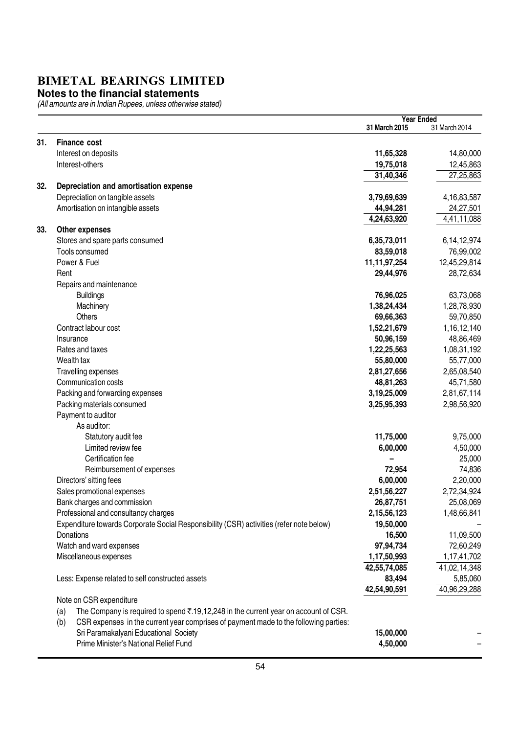# BIMETAL BEARINGS LIMITED

## Notes to the financial statements

*(All amounts are in Indian Rupees, unless otherwise stated)*

| | | Year Ended 31 March 2015 | Year Ended 31 March 2014 |
|---|---|---|---|
| **31.** | **Finance cost** | | |
| | Interest on deposits | **11,65,328** | 14,80,000 |
| | Interest-others | **19,75,018** | 12,45,863 |
| | | **31,40,346** | 27,25,863 |
| **32.** | **Depreciation and amortisation expense** | | |
| | Depreciation on tangible assets | **3,79,69,639** | 4,16,83,587 |
| | Amortisation on intangible assets | **44,94,281** | 24,27,501 |
| | | **4,24,63,920** | 4,41,11,088 |
| **33.** | **Other expenses** | | |
| | Stores and spare parts consumed | **6,35,73,011** | 6,14,12,974 |
| | Tools consumed | **83,59,018** | 76,99,002 |
| | Power & Fuel | **11,11,97,254** | 12,45,29,814 |
| | Rent | **29,44,976** | 28,72,634 |
| | Repairs and maintenance | | |
| | Buildings | **76,96,025** | 63,73,068 |
| | Machinery | **1,38,24,434** | 1,28,78,930 |
| | Others | **69,66,363** | 59,70,850 |
| | Contract labour cost | **1,52,21,679** | 1,16,12,140 |
| | Insurance | **50,96,159** | 48,86,469 |
| | Rates and taxes | **1,22,25,563** | 1,08,31,192 |
| | Wealth tax | **55,80,000** | 55,77,000 |
| | Travelling expenses | **2,81,27,656** | 2,65,08,540 |
| | Communication costs | **48,81,263** | 45,71,580 |
| | Packing and forwarding expenses | **3,19,25,009** | 2,81,67,114 |
| | Packing materials consumed | **3,25,95,393** | 2,98,56,920 |
| | Payment to auditor | | |
| | As auditor: | | |
| | Statutory audit fee | **11,75,000** | 9,75,000 |
| | Limited review fee | **6,00,000** | 4,50,000 |
| | Certification fee | **–** | 25,000 |
| | Reimbursement of expenses | **72,954** | 74,836 |
| | Directors' sitting fees | **6,00,000** | 2,20,000 |
| | Sales promotional expenses | **2,51,56,227** | 2,72,34,924 |
| | Bank charges and commission | **26,87,751** | 25,08,069 |
| | Professional and consultancy charges | **2,15,56,123** | 1,48,66,841 |
| | Expenditure towards Corporate Social Responsibility (CSR) activities (refer note below) | **19,50,000** | – |
| | Donations | **16,500** | 11,09,500 |
| | Watch and ward expenses | **97,94,734** | 72,60,249 |
| | Miscellaneous expenses | **1,17,50,993** | 1,17,41,702 |
| | | **42,55,74,085** | 41,02,14,348 |
| | Less: Expense related to self constructed assets | **83,494** | 5,85,060 |
| | | **42,54,90,591** | 40,96,29,288 |

Note on CSR expenditure

(a) The Company is required to spend ₹.19,12,248 in the current year on account of CSR.

(b) CSR expenses in the current year comprises of payment made to the following parties:

| | 31 March 2015 | 31 March 2014 |
|---|---|---|
| Sri Paramakalyani Educational Society | **15,00,000** | – |
| Prime Minister's National Relief Fund | **4,50,000** | – |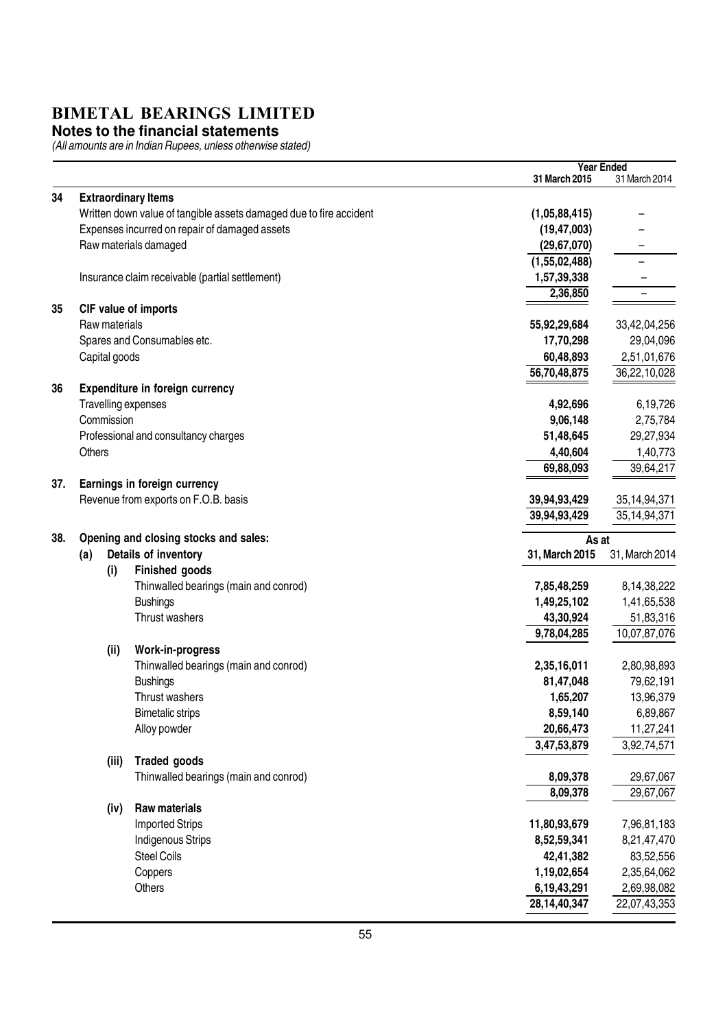# BIMETAL BEARINGS LIMITED

**Notes to the financial statements**

*(All amounts are in Indian Rupees, unless otherwise stated)*

| | | Year Ended 31 March 2015 | Year Ended 31 March 2014 |
|---|---|---|---|
| **34** | **Extraordinary Items** | | |
| | Written down value of tangible assets damaged due to fire accident | **(1,05,88,415)** | – |
| | Expenses incurred on repair of damaged assets | **(19,47,003)** | – |
| | Raw materials damaged | **(29,67,070)** | – |
| | | **(1,55,02,488)** | – |
| | Insurance claim receivable (partial settlement) | **1,57,39,338** | – |
| | | **2,36,850** | – |
| **35** | **CIF value of imports** | | |
| | Raw materials | **55,92,29,684** | 33,42,04,256 |
| | Spares and Consumables etc. | **17,70,298** | 29,04,096 |
| | Capital goods | **60,48,893** | 2,51,01,676 |
| | | **56,70,48,875** | 36,22,10,028 |
| **36** | **Expenditure in foreign currency** | | |
| | Travelling expenses | **4,92,696** | 6,19,726 |
| | Commission | **9,06,148** | 2,75,784 |
| | Professional and consultancy charges | **51,48,645** | 29,27,934 |
| | Others | **4,40,604** | 1,40,773 |
| | | **69,88,093** | 39,64,217 |
| **37.** | **Earnings in foreign currency** | | |
| | Revenue from exports on F.O.B. basis | **39,94,93,429** | 35,14,94,371 |
| | | **39,94,93,429** | 35,14,94,371 |

| | | As at 31, March 2015 | As at 31, March 2014 |
|---|---|---|---|
| **38.** | **Opening and closing stocks and sales:** | | |
| **(a)** | **Details of inventory** | | |
| **(i)** | **Finished goods** | | |
| | Thinwalled bearings (main and conrod) | **7,85,48,259** | 8,14,38,222 |
| | Bushings | **1,49,25,102** | 1,41,65,538 |
| | Thrust washers | **43,30,924** | 51,83,316 |
| | | **9,78,04,285** | 10,07,87,076 |
| **(ii)** | **Work-in-progress** | | |
| | Thinwalled bearings (main and conrod) | **2,35,16,011** | 2,80,98,893 |
| | Bushings | **81,47,048** | 79,62,191 |
| | Thrust washers | **1,65,207** | 13,96,379 |
| | Bimetalic strips | **8,59,140** | 6,89,867 |
| | Alloy powder | **20,66,473** | 11,27,241 |
| | | **3,47,53,879** | 3,92,74,571 |
| **(iii)** | **Traded goods** | | |
| | Thinwalled bearings (main and conrod) | **8,09,378** | 29,67,067 |
| | | **8,09,378** | 29,67,067 |
| **(iv)** | **Raw materials** | | |
| | Imported Strips | **11,80,93,679** | 7,96,81,183 |
| | Indigenous Strips | **8,52,59,341** | 8,21,47,470 |
| | Steel Coils | **42,41,382** | 83,52,556 |
| | Coppers | **1,19,02,654** | 2,35,64,062 |
| | Others | **6,19,43,291** | 2,69,98,082 |
| | | **28,14,40,347** | 22,07,43,353 |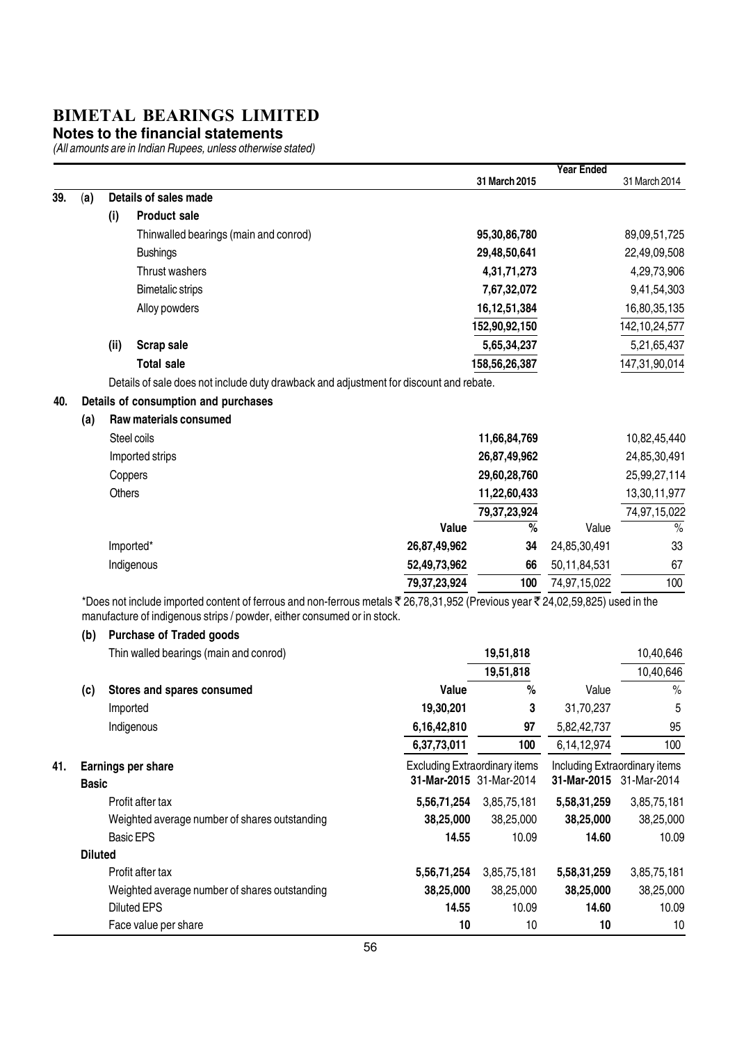# BIMETAL BEARINGS LIMITED

## Notes to the financial statements

*(All amounts are in Indian Rupees, unless otherwise stated)*

| | Year Ended 31 March 2015 | Year Ended 31 March 2014 |
|---|---|---|
| **39. (a) Details of sales made** | | |
| **(i) Product sale** | | |
| Thinwalled bearings (main and conrod) | **95,30,86,780** | 89,09,51,725 |
| Bushings | **29,48,50,641** | 22,49,09,508 |
| Thrust washers | **4,31,71,273** | 4,29,73,906 |
| Bimetalic strips | **7,67,32,072** | 9,41,54,303 |
| Alloy powders | **16,12,51,384** | 16,80,35,135 |
| | **152,90,92,150** | 142,10,24,577 |
| **(ii) Scrap sale** | **5,65,34,237** | 5,21,65,437 |
| **Total sale** | **158,56,26,387** | 147,31,90,014 |

Details of sale does not include duty drawback and adjustment for discount and rebate.

**40. Details of consumption and purchases**

**(a) Raw materials consumed**

| | | 31 March 2015 | | 31 March 2014 |
|---|---|---|---|---|
| Steel coils | | **11,66,84,769** | | 10,82,45,440 |
| Imported strips | | **26,87,49,962** | | 24,85,30,491 |
| Coppers | | **29,60,28,760** | | 25,99,27,114 |
| Others | | **11,22,60,433** | | 13,30,11,977 |
| | | **79,37,23,924** | | 74,97,15,022 |
| | **Value** | **%** | Value | % |
| Imported* | **26,87,49,962** | **34** | 24,85,30,491 | 33 |
| Indigenous | **52,49,73,962** | **66** | 50,11,84,531 | 67 |
| | **79,37,23,924** | **100** | 74,97,15,022 | 100 |

*Does not include imported content of ferrous and non-ferrous metals ₹ 26,78,31,952 (Previous year ₹ 24,02,59,825) used in the manufacture of indigenous strips / powder, either consumed or in stock.

**(b) Purchase of Traded goods**

| | | 31 March 2015 | | 31 March 2014 |
|---|---|---|---|---|
| Thin walled bearings (main and conrod) | | **19,51,818** | | 10,40,646 |
| | | **19,51,818** | | 10,40,646 |
| **(c) Stores and spares consumed** | **Value** | **%** | Value | % |
| Imported | **19,30,201** | **3** | 31,70,237 | 5 |
| Indigenous | **6,16,42,810** | **97** | 5,82,42,737 | 95 |
| | **6,37,73,011** | **100** | 6,14,12,974 | 100 |

**41. Earnings per share**

| | Excluding Extraordinary items | | Including Extraordinary items | |
|---|---|---|---|---|
| | **31-Mar-2015** | 31-Mar-2014 | **31-Mar-2015** | 31-Mar-2014 |
| **Basic** | | | | |
| Profit after tax | **5,56,71,254** | 3,85,75,181 | **5,58,31,259** | 3,85,75,181 |
| Weighted average number of shares outstanding | **38,25,000** | 38,25,000 | **38,25,000** | 38,25,000 |
| Basic EPS | **14.55** | 10.09 | **14.60** | 10.09 |
| **Diluted** | | | | |
| Profit after tax | **5,56,71,254** | 3,85,75,181 | **5,58,31,259** | 3,85,75,181 |
| Weighted average number of shares outstanding | **38,25,000** | 38,25,000 | **38,25,000** | 38,25,000 |
| Diluted EPS | **14.55** | 10.09 | **14.60** | 10.09 |
| Face value per share | **10** | 10 | **10** | 10 |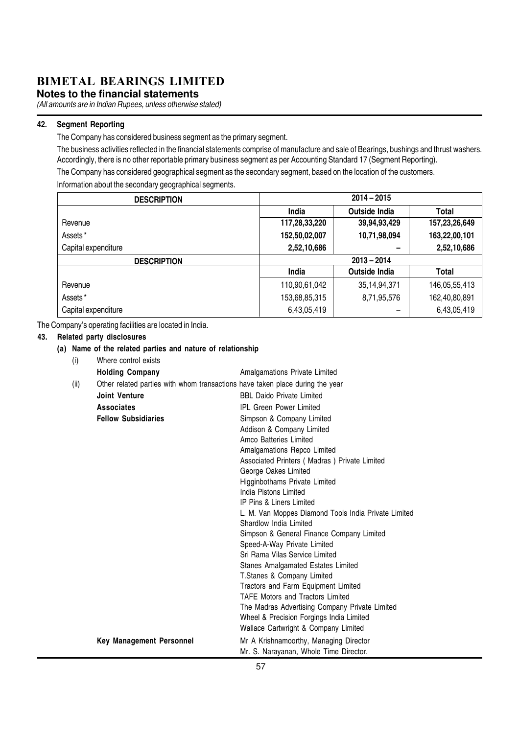# BIMETAL BEARINGS LIMITED

## Notes to the financial statements

*(All amounts are in Indian Rupees, unless otherwise stated)*

### 42. Segment Reporting

The Company has considered business segment as the primary segment.

The business activities reflected in the financial statements comprise of manufacture and sale of Bearings, bushings and thrust washers. Accordingly, there is no other reportable primary business segment as per Accounting Standard 17 (Segment Reporting).

The Company has considered geographical segment as the secondary segment, based on the location of the customers.

Information about the secondary geographical segments.

| DESCRIPTION | 2014 – 2015 | | |
|---|---|---|---|
| | **India** | **Outside India** | **Total** |
| Revenue | **117,28,33,220** | **39,94,93,429** | **157,23,26,649** |
| Assets* | **152,50,02,007** | **10,71,98,094** | **163,22,00,101** |
| Capital expenditure | **2,52,10,686** | **–** | **2,52,10,686** |
| **DESCRIPTION** | **2013 – 2014** | | |
| | **India** | **Outside India** | **Total** |
| Revenue | 110,90,61,042 | 35,14,94,371 | 146,05,55,413 |
| Assets* | 153,68,85,315 | 8,71,95,576 | 162,40,80,891 |
| Capital expenditure | 6,43,05,419 | – | 6,43,05,419 |

The Company's operating facilities are located in India.

### 43. Related party disclosures

**(a) Name of the related parties and nature of relationship**

(i) Where control exists

| | |
|---|---|
| **Holding Company** | Amalgamations Private Limited |

(ii) Other related parties with whom transactions have taken place during the year

| | |
|---|---|
| **Joint Venture** | BBL Daido Private Limited |
| **Associates** | IPL Green Power Limited |
| **Fellow Subsidiaries** | Simpson & Company Limited |
| | Addison & Company Limited |
| | Amco Batteries Limited |
| | Amalgamations Repco Limited |
| | Associated Printers ( Madras ) Private Limited |
| | George Oakes Limited |
| | Higginbothams Private Limited |
| | India Pistons Limited |
| | IP Pins & Liners Limited |
| | L. M. Van Moppes Diamond Tools India Private Limited |
| | Shardlow India Limited |
| | Simpson & General Finance Company Limited |
| | Speed-A-Way Private Limited |
| | Sri Rama Vilas Service Limited |
| | Stanes Amalgamated Estates Limited |
| | T.Stanes & Company Limited |
| | Tractors and Farm Equipment Limited |
| | TAFE Motors and Tractors Limited |
| | The Madras Advertising Company Private Limited |
| | Wheel & Precision Forgings India Limited |
| | Wallace Cartwright & Company Limited |
| **Key Management Personnel** | Mr A Krishnamoorthy, Managing Director |
| | Mr. S. Narayanan, Whole Time Director. |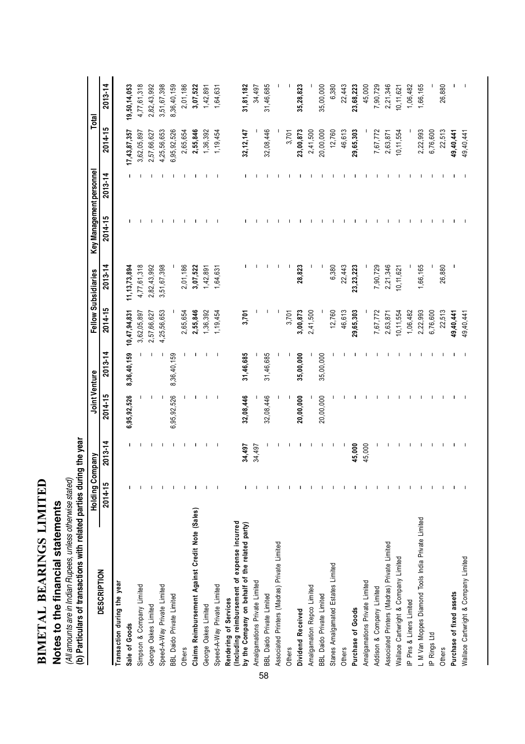# BIMETAL BEARINGS LIMITED

## Notes to the financial statements

*(All amounts are in Indian Rupees, unless otherwise stated)*

**(b) Particulars of transactions with related parties during the year**

| DESCRIPTION | Holding Company | | Joint Venture | | Fellow Subsidiaries | | Key Management personnel | | Total | |
|---|---|---|---|---|---|---|---|---|---|---|
| | 2014-15 | 2013-14 | 2014-15 | 2013-14 | 2014-15 | 2013-14 | 2014-15 | 2013-14 | 2014-15 | 2013-14 |
| **Transaction during the year** | | | | | | | | | | |
| **Sale of Goods** | - | - | **6,95,92,526** | **8,36,40,159** | **10,47,94,831** | **11,13,73,894** | - | - | **17,43,87,357** | **19,50,14,053** |
| Simpson & Company Limited | - | - | - | - | 3,62,05,897 | 4,77,61,318 | - | - | 3,62,05,897 | 4,77,61,318 |
| George Oakes Limited | - | - | - | - | 2,57,66,627 | 2,82,43,992 | - | - | 2,57,66,627 | 2,82,43,992 |
| Speed-A-Way Private Limited | - | - | - | - | 4,25,56,653 | 3,51,67,398 | - | - | 4,25,56,653 | 3,51,67,398 |
| BBL Daido Private Limited | - | - | 6,95,92,526 | 8,36,40,159 | - | - | - | - | 6,95,92,526 | 8,36,40,159 |
| Others | - | - | - | - | 2,65,654 | 2,01,186 | - | - | 2,65,654 | 2,01,186 |
| **Claims Reimbursement Against Credit Note (Sales)** | - | - | - | - | **2,55,846** | **3,07,522** | - | - | **2,55,846** | **3,07,522** |
| George Oakes Limited | - | - | - | - | 1,36,392 | 1,42,891 | - | - | 1,36,392 | 1,42,891 |
| Speed-A-Way Private Limited | - | - | - | - | 1,19,454 | 1,64,631 | - | - | 1,19,454 | 1,64,631 |
| **Rendering of Services (Including reimbursement of expense incurred by the Company on behalf of the related party)** | - | **34,497** | **32,08,446** | **31,46,685** | **3,701** | - | - | - | **32,12,147** | **31,81,182** |
| Amalgamations Private Limited | - | 34,497 | - | - | - | - | - | - | - | 34,497 |
| BBL Daido Private Limited | - | - | 32,08,446 | 31,46,685 | - | - | - | - | 32,08,446 | 31,46,685 |
| Associated Printers (Madras) Private Limited | - | - | - | - | - | - | - | - | - | - |
| Others | - | - | - | - | 3,701 | - | - | - | 3,701 | - |
| **Dividend Received** | - | - | **20,00,000** | **35,00,000** | **3,00,873** | **28,823** | - | - | **23,00,873** | **35,28,823** |
| Amalgamation Repco Limited | - | - | - | - | 2,41,500 | - | - | - | 2,41,500 | - |
| BBL Daido Private Limited | - | - | 20,00,000 | 35,00,000 | - | - | - | - | 20,00,000 | 35,00,000 |
| Stanes Amalgamated Estates Limited | - | - | - | - | 12,760 | 6,380 | - | - | 12,760 | 6,380 |
| Others | - | - | - | - | 46,613 | 22,443 | - | - | 46,613 | 22,443 |
| **Purchase of Goods** | - | **45,000** | - | - | **29,65,303** | **23,23,223** | - | - | **29,65,303** | **23,68,223** |
| Amalgamations Private Limited | - | 45,000 | - | - | - | - | - | - | - | 45,000 |
| Addison & Company Limited | - | - | - | - | 7,67,772 | 7,90,729 | - | - | 7,67,772 | 7,90,729 |
| Associated Printers (Madras) Private Limited | - | - | - | - | 2,63,871 | 2,21,346 | - | - | 2,63,871 | 2,21,346 |
| Wallace Cartwright & Company Limited | - | - | - | - | 10,11,554 | 10,11,621 | - | - | 10,11,554 | 10,11,621 |
| IP Pins & Liners Limited | - | - | - | - | 1,06,482 | - | - | - | - | 1,06,482 |
| L M Van Moppes Diamond Tools India Private Limited | - | - | - | - | 2,22,993 | 1,66,165 | - | - | 2,22,993 | 1,66,165 |
| IP Rings Ltd | - | - | - | - | 6,76,600 | - | - | - | 6,76,600 | - |
| Others | - | - | - | - | 22,513 | 26,880 | - | - | 22,513 | 26,880 |
| **Purchase of fixed assets** | - | - | - | - | **49,40,441** | - | - | - | **49,40,441** | - |
| Wallace Cartwright & Company Limited | - | - | - | - | 49,40,441 | - | - | - | 49,40,441 | - |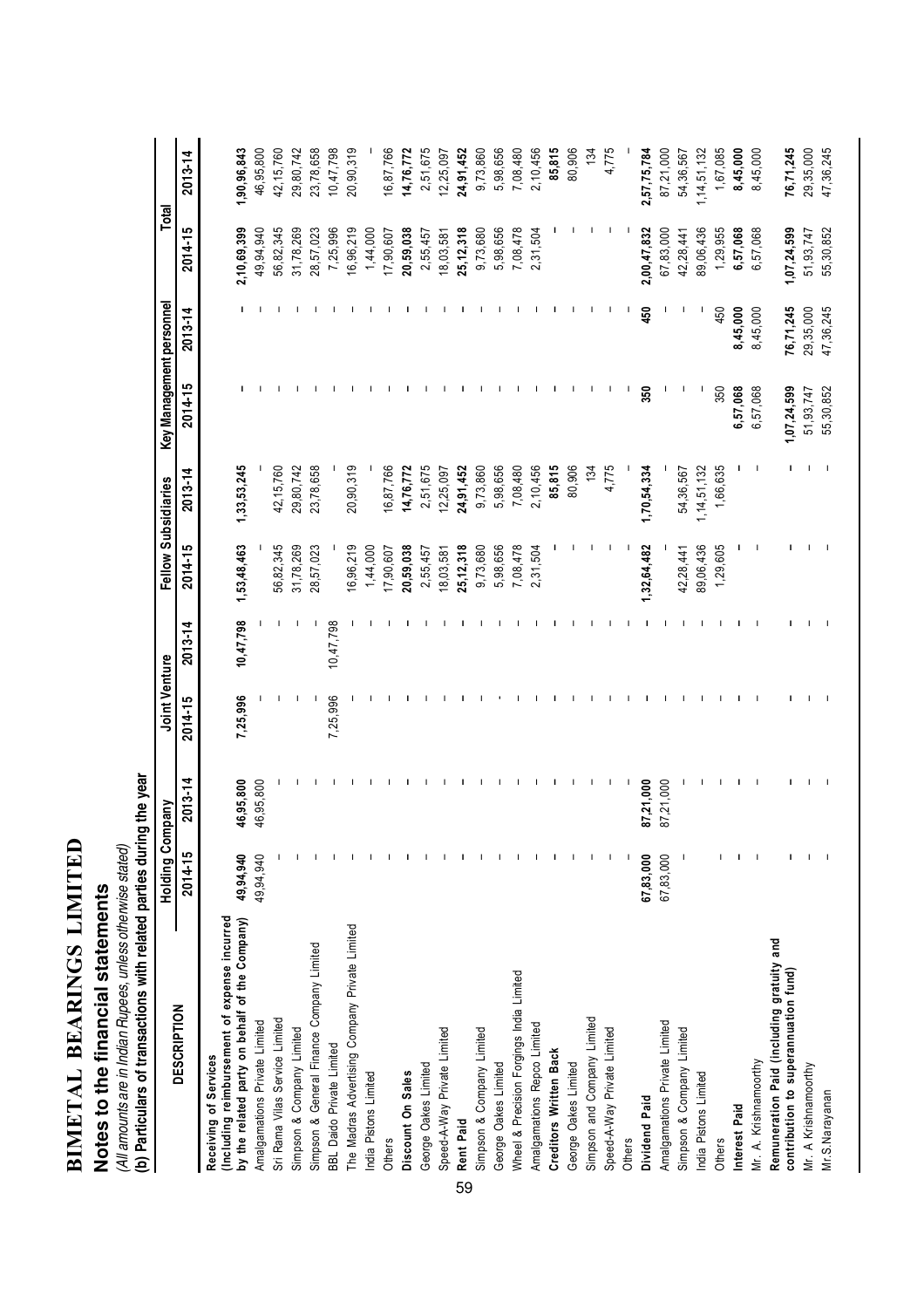# BIMETAL BEARINGS LIMITED

## Notes to the financial statements

*(All amounts are in Indian Rupees, unless otherwise stated)*

**(b) Particulars of transactions with related parties during the year**

| DESCRIPTION | Holding Company | | Joint Venture | | Fellow Subsidiaries | | Key Management personnel | | Total | |
|---|---|---|---|---|---|---|---|---|---|---|
| | 2014-15 | 2013-14 | 2014-15 | 2013-14 | 2014-15 | 2013-14 | 2014-15 | 2013-14 | 2014-15 | 2013-14 |
| **Receiving of Services (Including reimbursement of expense incurred by the related party on behalf of the Company)** | **49,94,940** | **46,95,800** | **7,25,996** | **10,47,798** | **1,53,48,463** | **1,33,53,245** | **-** | **-** | **2,10,69,399** | **1,90,96,843** |
| Amalgamations Private Limited | 49,94,940 | 46,95,800 | - | - | - | - | - | - | 49,94,940 | 46,95,800 |
| Sri Rama Vilas Service Limited | - | - | - | - | 56,82,345 | 42,15,760 | - | - | 56,82,345 | 42,15,760 |
| Simpson & Company Limited | - | - | - | - | 31,78,269 | 29,80,742 | - | - | 31,78,269 | 29,80,742 |
| Simpson & General Finance Company Limited | - | - | - | - | 28,57,023 | 23,78,658 | - | - | 28,57,023 | 23,78,658 |
| BBL Daido Private Limited | - | - | 7,25,996 | 10,47,798 | - | - | - | - | 7,25,996 | 10,47,798 |
| The Madras Advertising Company Private Limited | - | - | - | - | 16,96,219 | 20,90,319 | - | - | 16,96,219 | 20,90,319 |
| India Pistons Limited | - | - | - | - | 1,44,000 | - | - | - | 1,44,000 | - |
| Others | - | - | - | - | 17,90,607 | 16,87,766 | - | - | 17,90,607 | 16,87,766 |
| **Discount On Sales** | **-** | **-** | **-** | **-** | **20,59,038** | **14,76,772** | **-** | **-** | **20,59,038** | **14,76,772** |
| George Oakes Limited | - | - | - | - | 2,55,457 | 2,51,675 | - | - | 2,55,457 | 2,51,675 |
| Speed-A-Way Private Limited | - | - | - | - | 18,03,581 | 12,25,097 | - | - | 18,03,581 | 12,25,097 |
| **Rent Paid** | **-** | **-** | **-** | **-** | **25,12,318** | **24,91,452** | **-** | **-** | **25,12,318** | **24,91,452** |
| Simpson & Company Limited | - | - | - | - | 9,73,680 | 9,73,860 | - | - | 9,73,680 | 9,73,860 |
| George Oakes Limited | - | - | - | - | 5,98,656 | 5,98,656 | - | - | 5,98,656 | 5,98,656 |
| Wheel & Precision Forgings India Limited | - | - | - | - | 7,08,478 | 7,08,480 | - | - | 7,08,478 | 7,08,480 |
| Amalgamations Repco Limited | - | - | - | - | 2,31,504 | 2,10,456 | - | - | 2,31,504 | 2,10,456 |
| **Creditors Written Back** | **-** | **-** | **-** | **-** | **-** | **85,815** | **-** | **-** | **-** | **85,815** |
| George Oakes Limited | - | - | - | - | - | 80,906 | - | - | - | 80,906 |
| Simpson and Company Limited | - | - | - | - | - | 134 | - | - | - | 134 |
| Speed-A-Way Private Limited | - | - | - | - | - | 4,775 | - | - | - | 4,775 |
| Others | - | - | - | - | - | - | - | - | - | - |
| **Dividend Paid** | **67,83,000** | **87,21,000** | **-** | **-** | **1,32,64,482** | **1,70,54,334** | **350** | **450** | **2,00,47,832** | **2,57,75,784** |
| Amalgamations Private Limited | 67,83,000 | 87,21,000 | - | - | - | - | - | - | 67,83,000 | 87,21,000 |
| Simpson & Company Limited | - | - | - | - | 42,28,441 | 54,36,567 | - | - | 42,28,441 | 54,36,567 |
| India Pistons Limited | - | - | - | - | 89,06,436 | 1,14,51,132 | - | - | 89,06,436 | 1,14,51,132 |
| Others | - | - | - | - | 1,29,605 | 1,66,635 | 350 | 450 | 1,29,955 | 1,67,085 |
| **Interest Paid** | **-** | **-** | **-** | **-** | **-** | **-** | **6,57,068** | **8,45,000** | **6,57,068** | **8,45,000** |
| Mr. A. Krishnamoorthy | - | - | - | - | - | - | 6,57,068 | 8,45,000 | 6,57,068 | 8,45,000 |
| **Remuneration Paid (including gratuity and contribution to superannuation fund)** | **-** | **-** | **-** | **-** | **-** | **-** | **1,07,24,599** | **76,71,245** | **1,07,24,599** | **76,71,245** |
| Mr. A Krishnamoorthy | - | - | - | - | - | - | 51,93,747 | 29,35,000 | 51,93,747 | 29,35,000 |
| Mr.S.Narayanan | - | - | - | - | - | - | 55,30,852 | 47,36,245 | 55,30,852 | 47,36,245 |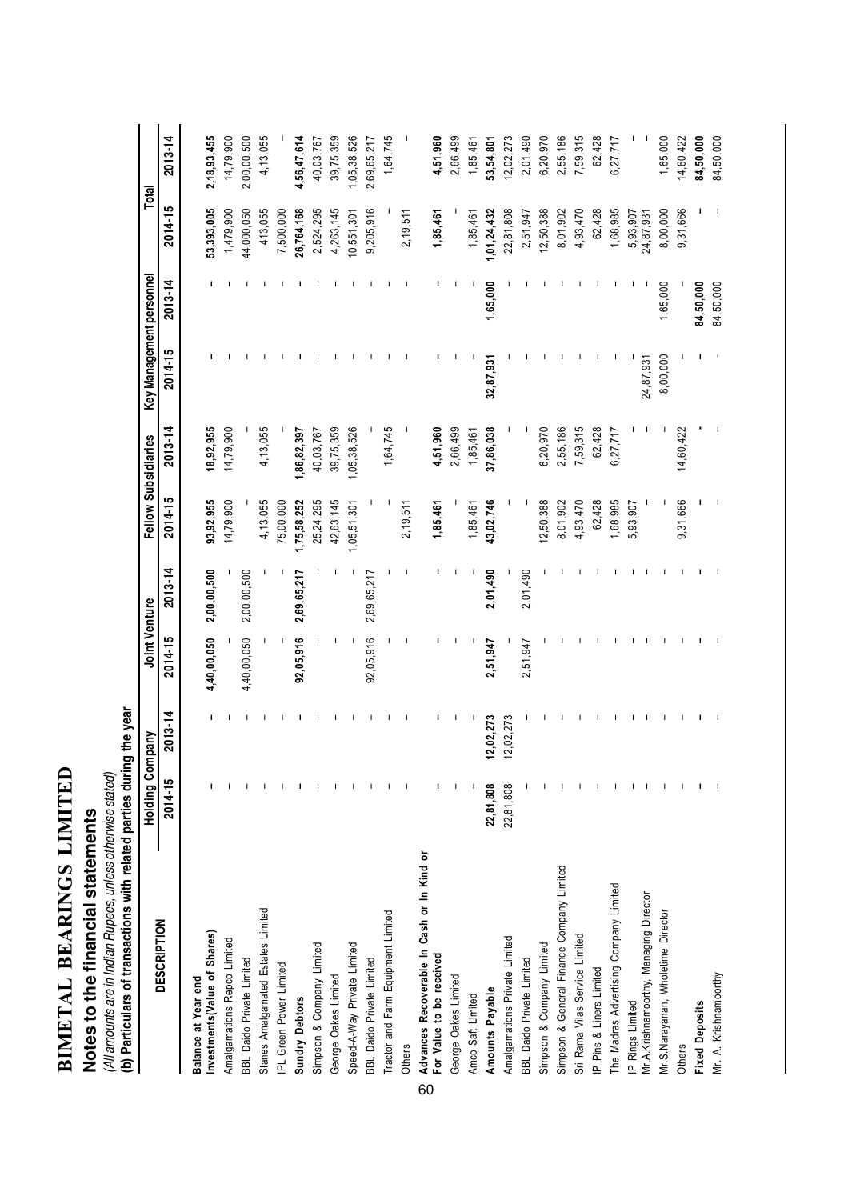# BIMETAL BEARINGS LIMITED

## Notes to the financial statements

*(All amounts are in Indian Rupees, unless otherwise stated)*

**(b) Particulars of transactions with related parties during the year**

| DESCRIPTION | Holding Company | | Joint Venture | | Fellow Subsidiaries | | Key Management personnel | | Total | |
|---|---|---|---|---|---|---|---|---|---|---|
| | 2014-15 | 2013-14 | 2014-15 | 2013-14 | 2014-15 | 2013-14 | 2014-15 | 2013-14 | 2014-15 | 2013-14 |
| **Balance at Year end** | | | | | | | | | | |
| **Investments(Value of Shares)** | - | - | **4,40,00,050** | **2,00,00,500** | **93,92,955** | **18,92,955** | - | - | **53,393,005** | **2,18,93,455** |
| Amalgamations Repco Limited | - | - | - | - | 14,79,900 | 14,79,900 | - | - | 1,479,900 | 14,79,900 |
| BBL Daido Private Limited | - | - | 4,40,00,050 | 2,00,00,500 | - | - | - | - | 44,000,050 | 2,00,00,500 |
| Stanes Amalgamated Estates Limited | - | - | - | - | 4,13,055 | 4,13,055 | - | - | 413,055 | 4,13,055 |
| IPL Green Power Limited | - | - | - | - | 75,00,000 | - | - | - | 7,500,000 | - |
| **Sundry Debtors** | - | - | **92,05,916** | **2,69,65,217** | **1,75,58,252** | **1,86,82,397** | - | - | **26,764,168** | **4,56,47,614** |
| Simpson & Company Limited | - | - | - | - | 25,24,295 | 40,03,767 | - | - | 2,524,295 | 40,03,767 |
| George Oakes Limited | - | - | - | - | 42,63,145 | 39,75,359 | - | - | 4,263,145 | 39,75,359 |
| Speed-A-Way Private Limited | - | - | - | - | 1,05,51,301 | 1,05,38,526 | - | - | 10,551,301 | 1,05,38,526 |
| BBL Daido Private Limited | - | - | 92,05,916 | 2,69,65,217 | - | - | - | - | 9,205,916 | 2,69,65,217 |
| Tractor and Farm Equipment Limited | - | - | - | - | - | 1,64,745 | - | - | - | 1,64,745 |
| Others | - | - | - | - | 2,19,511 | - | - | - | 2,19,511 | - |
| **Advances Recoverable In Cash or In Kind or For Value to be received** | - | - | - | - | **1,85,461** | **4,51,960** | - | - | **1,85,461** | **4,51,960** |
| George Oakes Limited | - | - | - | - | - | 2,66,499 | - | - | - | 2,66,499 |
| Amco Saft Limited | - | - | - | - | 1,85,461 | 1,85,461 | - | - | 1,85,461 | 1,85,461 |
| **Amounts Payable** | **22,81,808** | **12,02,273** | **2,51,947** | **2,01,490** | **43,02,746** | **37,86,038** | **32,87,931** | **1,65,000** | **1,01,24,432** | **53,54,801** |
| Amalgamations Private Limited | 22,81,808 | 12,02,273 | - | - | - | - | - | - | 22,81,808 | 12,02,273 |
| BBL Daido Private Limited | - | - | 2,51,947 | 2,01,490 | - | - | - | - | 2,51,947 | 2,01,490 |
| Simpson & Company Limited | - | - | - | - | 12,50,388 | 6,20,970 | - | - | 12,50,388 | 6,20,970 |
| Simpson & General Finance Company Limited | - | - | - | - | 8,01,902 | 2,55,186 | - | - | 8,01,902 | 2,55,186 |
| Sri Rama Vilas Service Limited | - | - | - | - | 4,93,470 | 7,59,315 | - | - | 4,93,470 | 7,59,315 |
| IP Pins & Liners Limited | - | - | - | - | 62,428 | 62,428 | - | - | 62,428 | 62,428 |
| The Madras Advertising Company Limited | - | - | - | - | 1,68,985 | 6,27,717 | - | - | 1,68,985 | 6,27,717 |
| IP Rings Limited | - | - | - | - | 5,93,907 | - | - | - | 5,93,907 | - |
| Mr.A.Krishnamoorthy, Managing Director | - | - | - | - | - | - | 24,87,931 | - | 24,87,931 | - |
| Mr.S.Narayanan, Wholetime Director | - | - | - | - | - | - | 8,00,000 | 1,65,000 | 8,00,000 | 1,65,000 |
| Others | - | - | - | - | 9,31,666 | 14,60,422 | - | - | 9,31,666 | 14,60,422 |
| **Fixed Deposits** | - | - | - | - | - | - | - | **84,50,000** | - | **84,50,000** |
| Mr. A. Krishnamoorthy | - | - | - | - | - | - | - | 84,50,000 | - | 84,50,000 |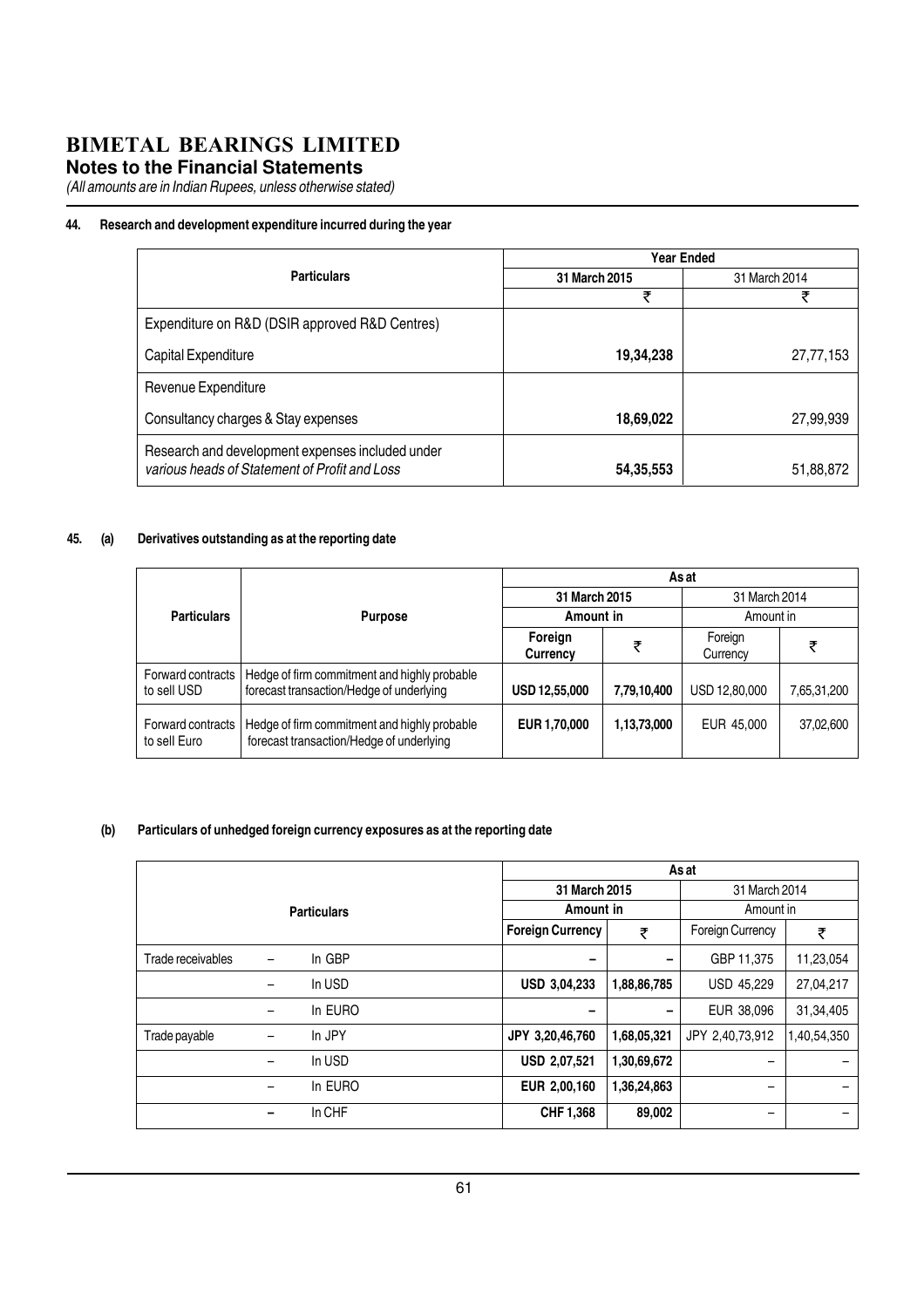# BIMETAL BEARINGS LIMITED

## Notes to the Financial Statements

*(All amounts are in Indian Rupees, unless otherwise stated)*

**44. Research and development expenditure incurred during the year**

| Particulars | Year Ended | |
|---|---|---|
| | **31 March 2015** | 31 March 2014 |
| | ₹ | ₹ |
| Expenditure on R&D (DSIR approved R&D Centres) | | |
| Capital Expenditure | **19,34,238** | 27,77,153 |
| Revenue Expenditure | | |
| Consultancy charges & Stay expenses | **18,69,022** | 27,99,939 |
| Research and development expenses included under *various heads of Statement of Profit and Loss* | **54,35,553** | 51,88,872 |

**45. (a) Derivatives outstanding as at the reporting date**

| Particulars | Purpose | As at | | | |
|---|---|---|---|---|---|
| | | **31 March 2015** | | 31 March 2014 | |
| | | **Amount in** | | Amount in | |
| | | **Foreign Currency** | **₹** | Foreign Currency | ₹ |
| Forward contracts to sell USD | Hedge of firm commitment and highly probable forecast transaction/Hedge of underlying | **USD 12,55,000** | **7,79,10,400** | USD 12,80,000 | 7,65,31,200 |
| Forward contracts to sell Euro | Hedge of firm commitment and highly probable forecast transaction/Hedge of underlying | **EUR 1,70,000** | **1,13,73,000** | EUR 45,000 | 37,02,600 |

**(b) Particulars of unhedged foreign currency exposures as at the reporting date**

| Particulars | | | As at | | | |
|---|---|---|---|---|---|---|
| | | | **31 March 2015** | | 31 March 2014 | |
| | | | **Amount in** | | Amount in | |
| | | | **Foreign Currency** | **₹** | Foreign Currency | ₹ |
| Trade receivables | – | In GBP | – | – | GBP 11,375 | 11,23,054 |
| | – | In USD | **USD 3,04,233** | **1,88,86,785** | USD 45,229 | 27,04,217 |
| | – | In EURO | – | – | EUR 38,096 | 31,34,405 |
| Trade payable | – | In JPY | **JPY 3,20,46,760** | **1,68,05,321** | JPY 2,40,73,912 | 1,40,54,350 |
| | – | In USD | **USD 2,07,521** | **1,30,69,672** | – | – |
| | – | In EURO | **EUR 2,00,160** | **1,36,24,863** | – | – |
| | – | In CHF | **CHF 1,368** | **89,002** | – | – |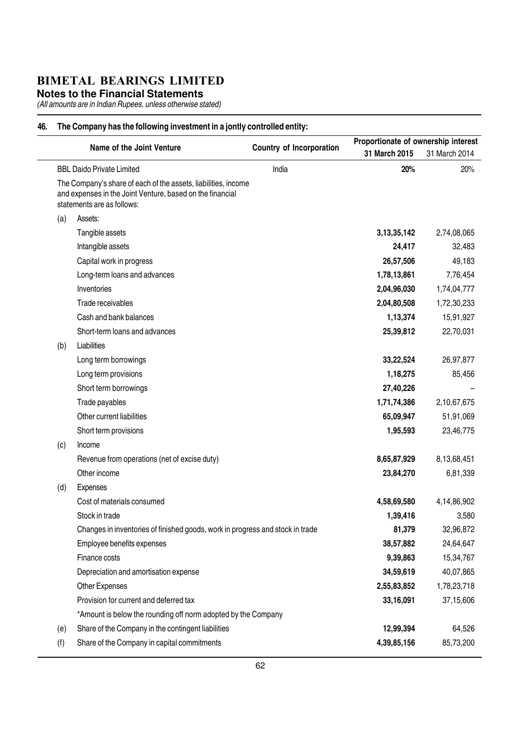# BIMETAL BEARINGS LIMITED

**Notes to the Financial Statements**

*(All amounts are in Indian Rupees, unless otherwise stated)*

## 46. The Company has the following investment in a jontly controlled entity:

| | Name of the Joint Venture | Country of Incorporation | Proportionate of ownership interest | |
|---|---|---|---|---|
| | | | **31 March 2015** | 31 March 2014 |
| | BBL Daido Private Limited | India | **20%** | 20% |
| | The Company's share of each of the assets, liabilities, income and expenses in the Joint Venture, based on the financial statements are as follows: | | | |
| (a) | Assets: | | | |
| | Tangible assets | | **3,13,35,142** | 2,74,08,065 |
| | Intangible assets | | **24,417** | 32,483 |
| | Capital work in progress | | **26,57,506** | 49,183 |
| | Long-term loans and advances | | **1,78,13,861** | 7,76,454 |
| | Inventories | | **2,04,96,030** | 1,74,04,777 |
| | Trade receivables | | **2,04,80,508** | 1,72,30,233 |
| | Cash and bank balances | | **1,13,374** | 15,91,927 |
| | Short-term loans and advances | | **25,39,812** | 22,70,031 |
| (b) | Liabilities | | | |
| | Long term borrowings | | **33,22,524** | 26,97,877 |
| | Long term provisions | | **1,18,275** | 85,456 |
| | Short term borrowings | | **27,40,226** | – |
| | Trade payables | | **1,71,74,386** | 2,10,67,675 |
| | Other current liabilities | | **65,09,947** | 51,91,069 |
| | Short term provisions | | **1,95,593** | 23,46,775 |
| (c) | Income | | | |
| | Revenue from operations (net of excise duty) | | **8,65,87,929** | 8,13,68,451 |
| | Other income | | **23,84,270** | 6,81,339 |
| (d) | Expenses | | | |
| | Cost of materials consumed | | **4,58,69,580** | 4,14,86,902 |
| | Stock in trade | | **1,39,416** | 3,580 |
| | Changes in inventories of finished goods, work in progress and stock in trade | | **81,379** | 32,96,872 |
| | Employee benefits expenses | | **38,57,882** | 24,64,647 |
| | Finance costs | | **9,39,863** | 15,34,767 |
| | Depreciation and amortisation expense | | **34,59,619** | 40,07,865 |
| | Other Expenses | | **2,55,83,852** | 1,78,23,718 |
| | Provision for current and deferred tax | | **33,16,091** | 37,15,606 |
| | *Amount is below the rounding off norm adopted by the Company | | | |
| (e) | Share of the Company in the contingent liabilities | | **12,99,394** | 64,526 |
| (f) | Share of the Company in capital commitments | | **4,39,85,156** | 85,73,200 |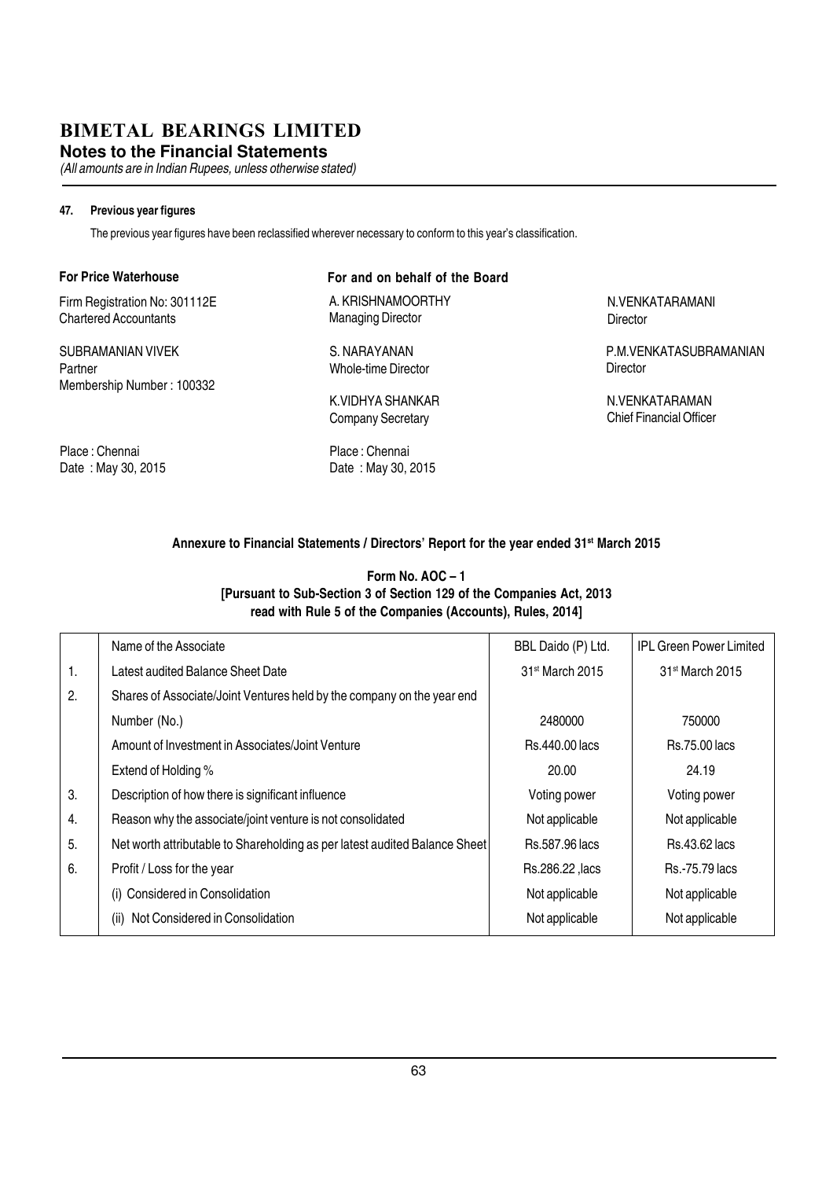# BIMETAL BEARINGS LIMITED

**Notes to the Financial Statements**

*(All amounts are in Indian Rupees, unless otherwise stated)*

**47. Previous year figures**

The previous year figures have been reclassified wherever necessary to conform to this year's classification.

**For Price Waterhouse**

Firm Registration No: 301112E
Chartered Accountants

SUBRAMANIAN VIVEK
Partner
Membership Number : 100332

Place : Chennai
Date : May 30, 2015

**For and on behalf of the Board**

A. KRISHNAMOORTHY
Managing Director

N.VENKATARAMANI
Director

S. NARAYANAN
Whole-time Director

P.M.VENKATASUBRAMANIAN
Director

K.VIDHYA SHANKAR
Company Secretary

N.VENKATARAMAN
Chief Financial Officer

Place : Chennai
Date : May 30, 2015

**Annexure to Financial Statements / Directors' Report for the year ended 31st March 2015**

**Form No. AOC – 1**
**[Pursuant to Sub-Section 3 of Section 129 of the Companies Act, 2013 read with Rule 5 of the Companies (Accounts), Rules, 2014]**

| | Name of the Associate | BBL Daido (P) Ltd. | IPL Green Power Limited |
|---|---|---|---|
| 1. | Latest audited Balance Sheet Date | 31st March 2015 | 31st March 2015 |
| 2. | Shares of Associate/Joint Ventures held by the company on the year end | | |
| | Number (No.) | 2480000 | 750000 |
| | Amount of Investment in Associates/Joint Venture | Rs.440.00 lacs | Rs.75.00 lacs |
| | Extend of Holding % | 20.00 | 24.19 |
| 3. | Description of how there is significant influence | Voting power | Voting power |
| 4. | Reason why the associate/joint venture is not consolidated | Not applicable | Not applicable |
| 5. | Net worth attributable to Shareholding as per latest audited Balance Sheet | Rs.587.96 lacs | Rs.43.62 lacs |
| 6. | Profit / Loss for the year | Rs.286.22 ,lacs | Rs.-75.79 lacs |
| | (i) Considered in Consolidation | Not applicable | Not applicable |
| | (ii) Not Considered in Consolidation | Not applicable | Not applicable |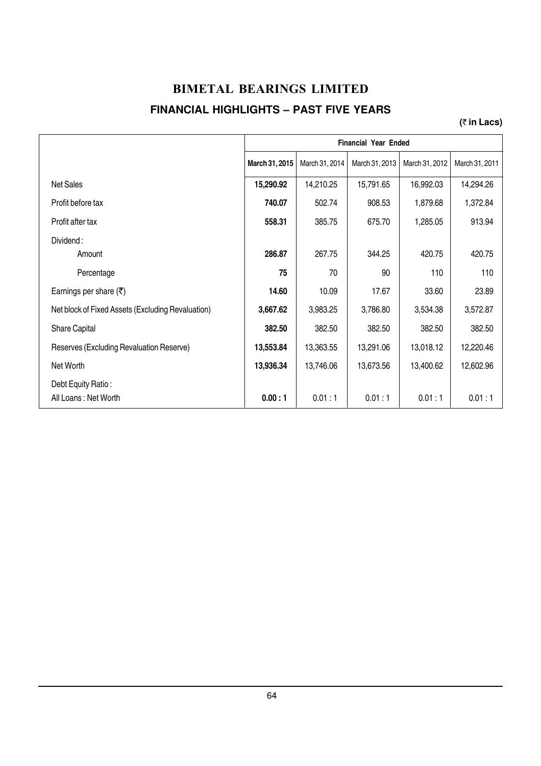# BIMETAL BEARINGS LIMITED

## FINANCIAL HIGHLIGHTS – PAST FIVE YEARS

**(₹ in Lacs)**

| | Financial Year Ended | | | | |
|---|---|---|---|---|---|
| | **March 31, 2015** | March 31, 2014 | March 31, 2013 | March 31, 2012 | March 31, 2011 |
| Net Sales | **15,290.92** | 14,210.25 | 15,791.65 | 16,992.03 | 14,294.26 |
| Profit before tax | **740.07** | 502.74 | 908.53 | 1,879.68 | 1,372.84 |
| Profit after tax | **558.31** | 385.75 | 675.70 | 1,285.05 | 913.94 |
| Dividend : | | | | | |
| Amount | **286.87** | 267.75 | 344.25 | 420.75 | 420.75 |
| Percentage | **75** | 70 | 90 | 110 | 110 |
| Earnings per share (₹) | **14.60** | 10.09 | 17.67 | 33.60 | 23.89 |
| Net block of Fixed Assets (Excluding Revaluation) | **3,667.62** | 3,983.25 | 3,786.80 | 3,534.38 | 3,572.87 |
| Share Capital | **382.50** | 382.50 | 382.50 | 382.50 | 382.50 |
| Reserves (Excluding Revaluation Reserve) | **13,553.84** | 13,363.55 | 13,291.06 | 13,018.12 | 12,220.46 |
| Net Worth | **13,936.34** | 13,746.06 | 13,673.56 | 13,400.62 | 12,602.96 |
| Debt Equity Ratio : | | | | | |
| All Loans : Net Worth | **0.00 : 1** | 0.01 : 1 | 0.01 : 1 | 0.01 : 1 | 0.01 : 1 |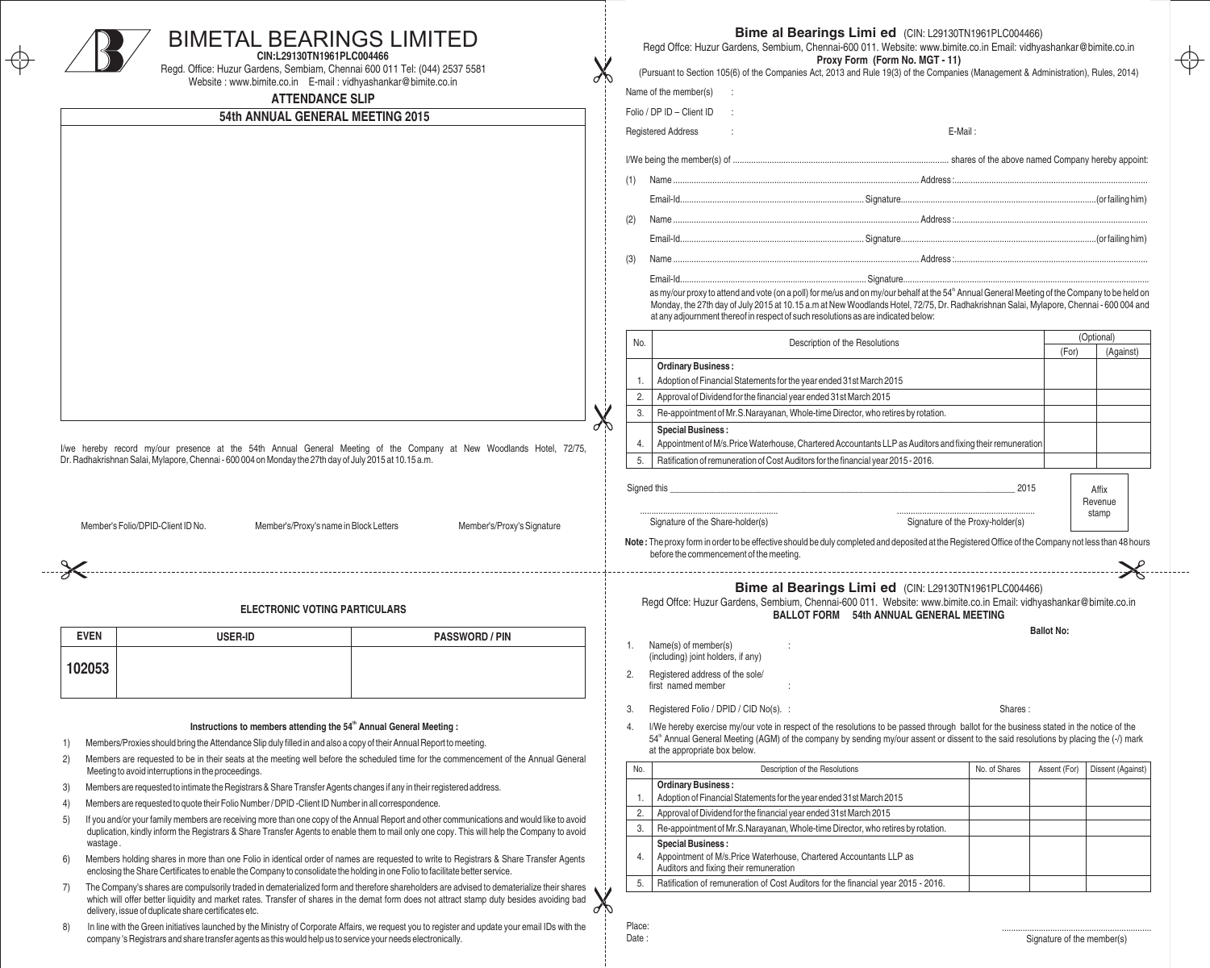# BIMETAL BEARINGS LIMITED

**CIN:L29130TN1961PLC004466**

Regd. Office: Huzur Gardens, Sembiam, Chennai 600 011 Tel: (044) 2537 5581

Website : www.bimite.co.in E-mail : vidhyashankar@bimite.co.in

## ATTENDANCE SLIP

### 54th ANNUAL GENERAL MEETING 2015

I/we hereby record my/our presence at the 54th Annual General Meeting of the Company at New Woodlands Hotel, 72/75, Dr. Radhakrishnan Salai, Mylapore, Chennai - 600 004 on Monday the 27th day of July 2015 at 10.15 a.m.

Member's Folio/DPID-Client ID No. Member's/Proxy's name in Block Letters Member's/Proxy's Signature

### ELECTRONIC VOTING PARTICULARS

| EVEN | USER-ID | PASSWORD / PIN |
|---|---|---|
| 102053 | | |

**Instructions to members attending the 54th Annual General Meeting :**

1) Members/Proxies should bring the Attendance Slip duly filled in and also a copy of their Annual Report to meeting.
2) Members are requested to be in their seats at the meeting well before the scheduled time for the commencement of the Annual General Meeting to avoid interruptions in the proceedings.
3) Members are requested to intimate the Registrars & Share Transfer Agents changes if any in their registered address.
4) Members are requested to quote their Folio Number / DPID -Client ID Number in all correspondence.
5) If you and/or your family members are receiving more than one copy of the Annual Report and other communications and would like to avoid duplication, kindly inform the Registrars & Share Transfer Agents to enable them to mail only one copy. This will help the Company to avoid wastage .
6) Members holding shares in more than one Folio in identical order of names are requested to write to Registrars & Share Transfer Agents enclosing the Share Certificates to enable the Company to consolidate the holding in one Folio to facilitate better service.
7) The Company's shares are compulsorily traded in dematerialized form and therefore shareholders are advised to dematerialize their shares which will offer better liquidity and market rates. Transfer of shares in the demat form does not attract stamp duty besides avoiding bad delivery, issue of duplicate share certificates etc.
8) In line with the Green initiatives launched by the Ministry of Corporate Affairs, we request you to register and update your email IDs with the company 's Registrars and share transfer agents as this would help us to service your needs electronically.

---

## Bime al Bearings Limi ed (CIN: L29130TN1961PLC004466)

Regd Offce: Huzur Gardens, Sembium, Chennai-600 011. Website: www.bimite.co.in Email: vidhyashankar@bimite.co.in

**Proxy Form (Form No. MGT - 11)**

(Pursuant to Section 105(6) of the Companies Act, 2013 and Rule 19(3) of the Companies (Management & Administration), Rules, 2014)

Name of the member(s) :

Folio / DP ID – Client ID :

Registered Address : E-Mail :

I/We being the member(s) of .................................................. shares of the above named Company hereby appoint:

(1) Name .................................................. Address :..................................................

Email-Id.................................................. Signature..................................................(or failing him)

(2) Name .................................................. Address :..................................................

Email-Id.................................................. Signature..................................................(or failing him)

(3) Name .................................................. Address :..................................................

Email-Id.................................................. Signature..................................................

as my/our proxy to attend and vote (on a poll) for me/us and on my/our behalf at the 54th Annual General Meeting of the Company to be held on Monday, the 27th day of July 2015 at 10.15 a.m at New Woodlands Hotel, 72/75, Dr. Radhakrishnan Salai, Mylapore, Chennai - 600 004 and at any adjournment thereof in respect of such resolutions as are indicated below:

| No. | Description of the Resolutions | (Optional) | |
|---|---|---|---|
| | | (For) | (Against) |
| | **Ordinary Business :** | | |
| 1. | Adoption of Financial Statements for the year ended 31st March 2015 | | |
| 2. | Approval of Dividend for the financial year ended 31st March 2015 | | |
| 3. | Re-appointment of Mr.S.Narayanan, Whole-time Director, who retires by rotation. | | |
| | **Special Business :** | | |
| 4. | Appointment of M/s.Price Waterhouse, Chartered Accountants LLP as Auditors and fixing their remuneration | | |
| 5. | Ratification of remuneration of Cost Auditors for the financial year 2015 - 2016. | | |

Signed this ____________________ 2015

Affix Revenue stamp

Signature of the Share-holder(s) Signature of the Proxy-holder(s)

**Note :** The proxy form in order to be effective should be duly completed and deposited at the Registered Office of the Company not less than 48 hours before the commencement of the meeting.

---

## Bime al Bearings Limi ed (CIN: L29130TN1961PLC004466)

Regd Offce: Huzur Gardens, Sembium, Chennai-600 011. Website: www.bimite.co.in Email: vidhyashankar@bimite.co.in

**BALLOT FORM 54th ANNUAL GENERAL MEETING**

**Ballot No:**

1. Name(s) of member(s) (including) joint holders, if any) :
2. Registered address of the sole/ first named member :
3. Registered Folio / DPID / CID No(s). : Shares :
4. I/We hereby exercise my/our vote in respect of the resolutions to be passed through ballot for the business stated in the notice of the 54th Annual General Meeting (AGM) of the company by sending my/our assent or dissent to the said resolutions by placing the (-/) mark at the appropriate box below.

| No. | Description of the Resolutions | No. of Shares | Assent (For) | Dissent (Against) |
|---|---|---|---|---|
| | **Ordinary Business :** | | | |
| 1. | Adoption of Financial Statements for the year ended 31st March 2015 | | | |
| 2. | Approval of Dividend for the financial year ended 31st March 2015 | | | |
| 3. | Re-appointment of Mr.S.Narayanan, Whole-time Director, who retires by rotation. | | | |
| | **Special Business :** | | | |
| 4. | Appointment of M/s.Price Waterhouse, Chartered Accountants LLP as Auditors and fixing their remuneration | | | |
| 5. | Ratification of remuneration of Cost Auditors for the financial year 2015 - 2016. | | | |

Place:

Date :

Signature of the member(s)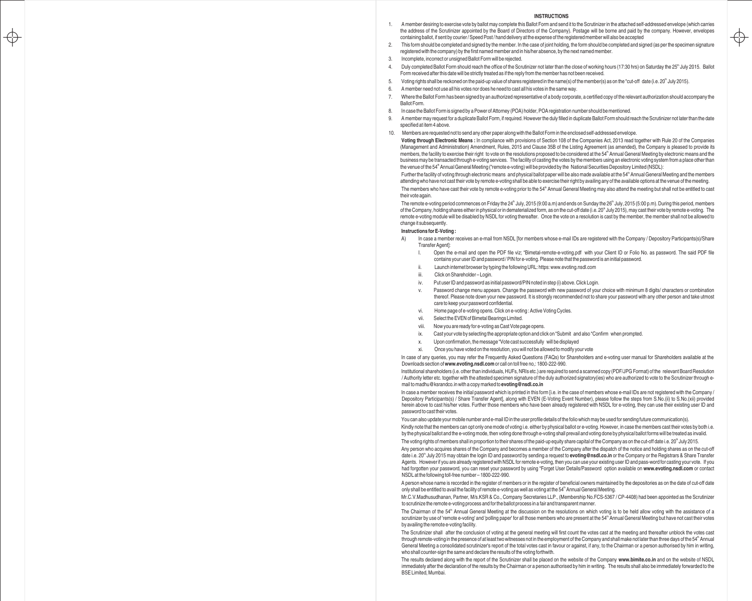# INSTRUCTIONS

1. A member desiring to exercise vote by ballot may complete this Ballot Form and send it to the Scrutinizer in the attached self-addressed envelope (which carries the address of the Scrutinizer appointed by the Board of Directors of the Company). Postage will be borne and paid by the company. However, envelopes containing ballot, if sent by courier / Speed Post / hand delivery at the expense of the registered member will also be accepted
2. This form should be completed and signed by the member. In the case of joint holding, the form should be completed and signed (as per the specimen signature registered with the company) by the first named member and in his/her absence, by the next named member.
3. Incomplete, incorrect or unsigned Ballot Form will be rejected.
4. Duly completed Ballot Form should reach the office of the Scrutinizer not later than the close of working hours (17:30 hrs) on Saturday the 25th July 2015. Ballot Form received after this date will be strictly treated as if the reply from the member has not been received.
5. Voting rights shall be reckoned on the paid-up value of shares registered in the name(s) of the member(s) as on the "cut-off date (i.e. 20th July 2015).
6. A member need not use all his votes nor does he need to cast all his votes in the same way.
7. Where the Ballot Form has been signed by an authorized representative of a body corporate, a certified copy of the relevant authorization should accompany the Ballot Form.
8. In case the Ballot Form is signed by a Power of Attorney (POA) holder, POA registration number should be mentioned.
9. A member may request for a duplicate Ballot Form, if required. However the duly filled in duplicate Ballot Form should reach the Scrutinizer not later than the date specified at item 4 above.
10. Members are requested not to send any other paper along with the Ballot Form in the enclosed self-addressed envelope.

**Voting through Electronic Means :** In compliance with provisions of Section 108 of the Companies Act, 2013 read together with Rule 20 of the Companies (Management and Administration) Amendment, Rules, 2015 and Clause 35B of the Listing Agreement (as amended), the Company is pleased to provide its members, the facility to exercise their right to vote on the resolutions proposed to be considered at the 54th Annual General Meeting by electronic means and the business may be transacted through e-voting services. The facility of casting the votes by the members using an electronic voting system from a place other than the venue of the 54th Annual General Meeting ("remote e-voting) will be provided by the National Securities Depository Limited (NSDL):

Further the facility of voting through electronic means and physical ballot paper will be also made available at the 54th Annual General Meeting and the members attending who have not cast their vote by remote e-voting shall be able to exercise their right by availing any of the available options at the venue of the meeting.

The members who have cast their vote by remote e-voting prior to the 54th Annual General Meeting may also attend the meeting but shall not be entitled to cast their vote again.

The remote e-voting period commences on Friday the 24th July, 2015 (9:00 a.m) and ends on Sunday the 26th July, 2015 (5:00 p.m). During this period, members of the Company, holding shares either in physical or in dematerialized form, as on the cut-off date (i.e. 20th July 2015), may cast their vote by remote e-voting. The remote e-voting module will be disabled by NSDL for voting thereafter. Once the vote on a resolution is cast by the member, the member shall not be allowed to change it subsequently.

**Instructions for E-Voting :**

A) In case a member receives an e-mail from NSDL [for members whose e-mail IDs are registered with the Company / Depository Participants(s)/Share Transfer Agent]:

   I. Open the e-mail and open the PDF file viz; "Bimetal-remote-e-voting.pdf with your Client ID or Folio No. as password. The said PDF file contains your user ID and password / PIN for e-voting. Please note that the password is an initial password.
   ii. Launch internet browser by typing the following URL: https: www.evoting.nsdl.com
   iii. Click on Shareholder – Login.
   iv. Put user ID and password as initial password/PIN noted in step (i) above. Click Login.
   v. Password change menu appears. Change the password with new password of your choice with minimum 8 digits/ characters or combination thereof. Please note down your new password. It is strongly recommended not to share your password with any other person and take utmost care to keep your password confidential.
   vi. Home page of e-voting opens. Click on e-voting : Active Voting Cycles.
   vii. Select the EVEN of Bimetal Bearings Limited.
   viii. Now you are ready for e-voting as Cast Vote page opens.
   ix. Cast your vote by selecting the appropriate option and click on "Submit and also "Confirm when prompted.
   x. Upon confirmation, the message "Vote cast successfully will be displayed
   xi. Once you have voted on the resolution, you will not be allowed to modify your vote

In case of any queries, you may refer the Frequently Asked Questions (FAQs) for Shareholders and e-voting user manual for Shareholders available at the Downloads section of **www.evoting.nsdl.com** or call on toll free no,: 1800-222-990.

Institutional shareholders (i.e. other than individuals, HUFs, NRIs etc.) are required to send a scanned copy (PDF/JPG Format) of the relevant Board Resolution / Authority letter etc. together with the attested specimen signature of the duly authorized signatory(ies) who are authorized to vote to the Scrutinizer through e-mail to madhu@ksrandco.in with a copy marked to **evoting@nsdl.co.in**

In case a member receives the initial password which is printed in this form [i.e. in the case of members whose e-mail IDs are not registered with the Company / Depository Participants(s) / Share Transfer Agent], along with EVEN (E-Voting Event Number), please follow the steps from S.No.(ii) to S.No.(xii) provided herein above to cast his/her votes. Further those members who have been already registered with NSDL for e-voting, they can use their existing user ID and password to cast their votes.

You can also update your mobile number and e-mail ID in the user profile details of the folio which may be used for sending future communication(s).

Kindly note that the members can opt only one mode of voting i.e. either by physical ballot or e-voting. However, in case the members cast their votes by both i.e. by the physical ballot and the e-voting mode, then voting done through e-voting shall prevail and voting done by physical ballot forms will be treated as invalid.

The voting rights of members shall in proportion to their shares of the paid-up equity share capital of the Company as on the cut-off date i.e. 20th July 2015.

Any person who acquires shares of the Company and becomes a member of the Company after the dispatch of the notice and holding shares as on the cut-off date i.e. 20th July 2015 may obtain the login ID and password by sending a request to **evoting@nsdl.co.in** or the Company or the Registrars & Share Transfer Agents. However if you are already registered with NSDL for remote e-voting, then you can use your existing user ID and pass-word for casting your vote. If you had forgotten your password, you can reset your password by using "Forget User Details/Password option available on **www.evoting.nsdl.com** or contact NSDL at the following toll-free number – 1800-222-990.

A person whose name is recorded in the register of members or in the register of beneficial owners maintained by the depositories as on the date of cut-off date only shall be entitled to avail the facility of remote e-voting as well as voting at the 54th Annual General Meeting.

Mr.C.V.Madhusudhanan, Partner, M/s.KSR & Co., Company Secretaries LLP., (Membership No.FCS-5367 / CP-4408) had been appointed as the Scrutinizer to scrutinize the remote e-voting process and for the ballot process in a fair and transparent manner.

The Chairman of the 54th Annual General Meeting at the discussion on the resolutions on which voting is to be held allow voting with the assistance of a scrutinizer by use of 'remote e-voting' and 'polling paper' for all those members who are present at the 54th Annual General Meeting but have not cast their votes by availing the remote e-voting facility.

The Scrutinizer shall after the conclusion of voting at the general meeting will first count the votes cast at the meeting and thereafter unblock the votes cast through remote-voting in the presence of at least two witnesses not in the employment of the Company and shall make not later than three days of the 54th Annual General Meeting a consolidated scrutinizer's report of the total votes cast in favour or against, if any, to the Chairman or a person authorised by him in writing, who shall counter-sign the same and declare the results of the voting forthwith.

The results declared along with the report of the Scrutinizer shall be placed on the website of the Company **www.bimite.co.in** and on the website of NSDL immediately after the declaration of the results by the Chairman or a person authorised by him in writing. The results shall also be immediately forwarded to the BSE Limited, Mumbai.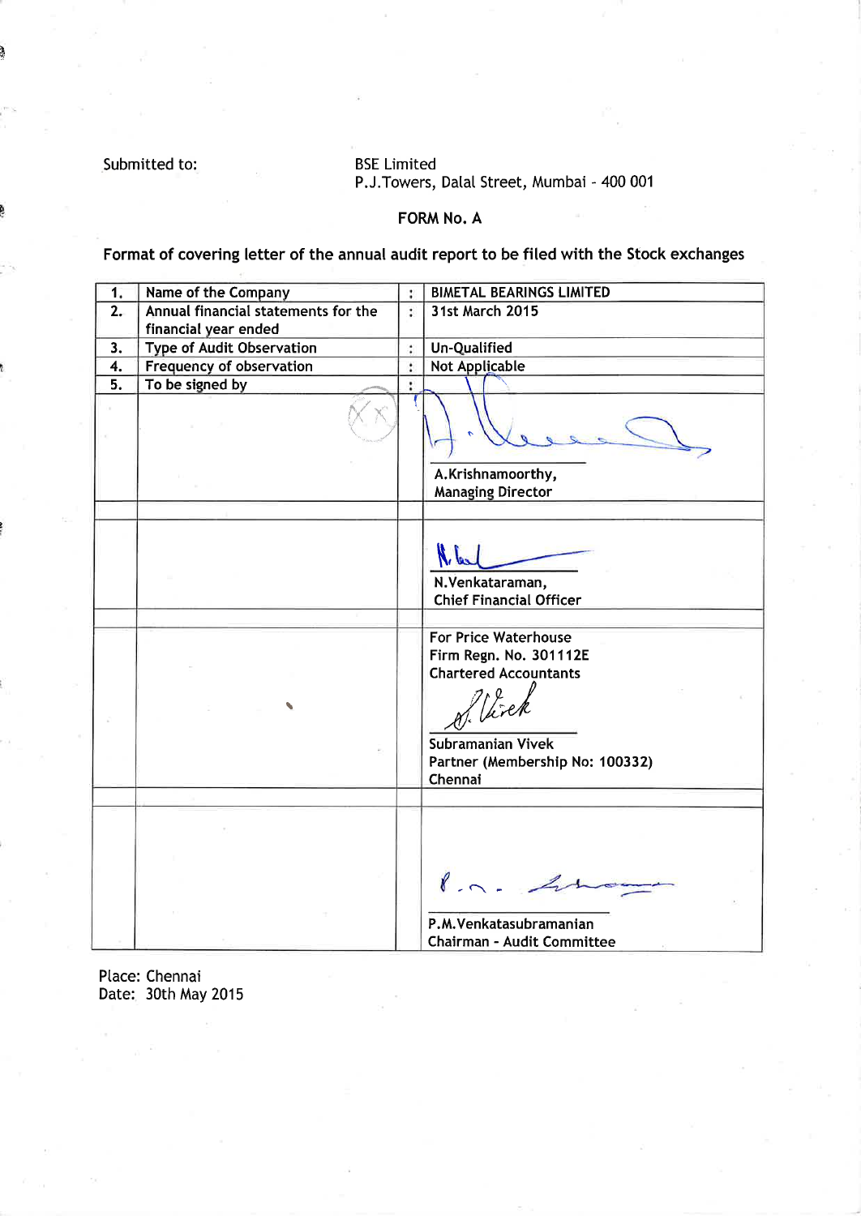Submitted to: BSE Limited
P.J.Towers, Dalal Street, Mumbai - 400 001

## FORM No. A

**Format of covering letter of the annual audit report to be filed with the Stock exchanges**

| | | | |
|---|---|---|---|
| 1. | Name of the Company | : | BIMETAL BEARINGS LIMITED |
| 2. | Annual financial statements for the financial year ended | : | 31st March 2015 |
| 3. | Type of Audit Observation | : | Un-Qualified |
| 4. | Frequency of observation | : | Not Applicable |
| 5. | To be signed by | : | |
| | | | A.Krishnamoorthy, Managing Director |
| | | | N.Venkataraman, Chief Financial Officer |
| | | | For Price Waterhouse Firm Regn. No. 301112E Chartered Accountants<br><br>Subramanian Vivek Partner (Membership No: 100332) Chennai |
| | | | P.M.Venkatasubramanian Chairman - Audit Committee |

Place: Chennai
Date: 30th May 2015